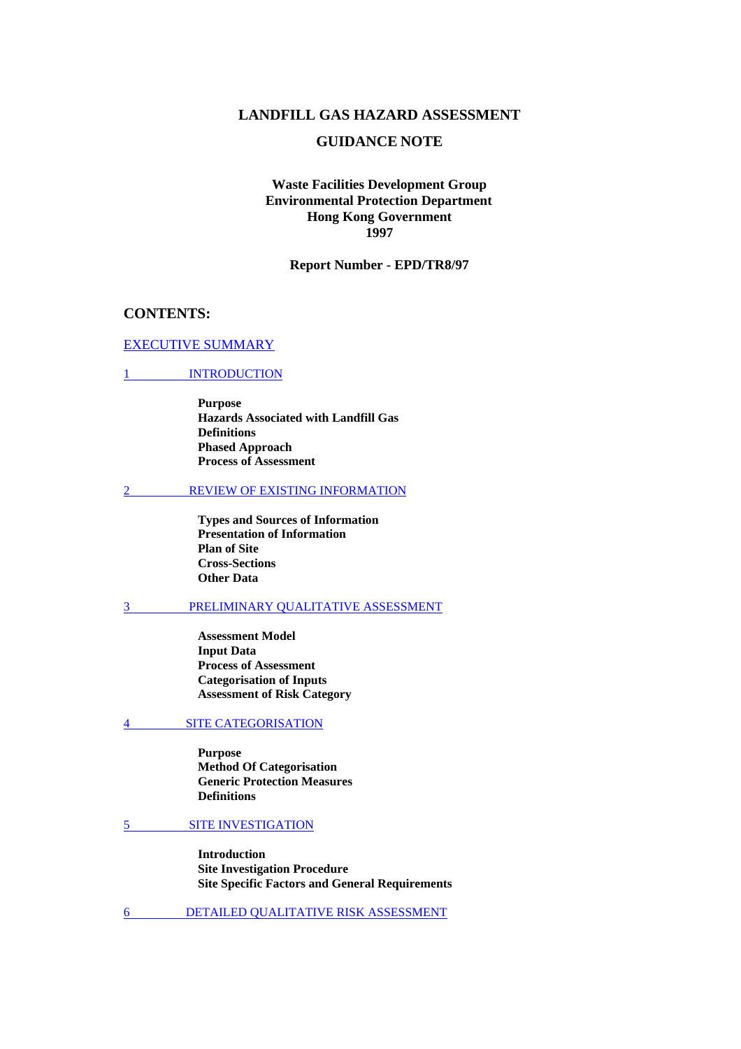# LANDFILL GAS HAZARD ASSESSMENT

## GUIDANCE NOTE

**Waste Facilities Development Group**
**Environmental Protection Department**
**Hong Kong Government**
**1997**

**Report Number - EPD/TR8/97**

## CONTENTS:

EXECUTIVE SUMMARY

1 INTRODUCTION

- **Purpose**
- **Hazards Associated with Landfill Gas**
- **Definitions**
- **Phased Approach**
- **Process of Assessment**

2 REVIEW OF EXISTING INFORMATION

- **Types and Sources of Information**
- **Presentation of Information**
- **Plan of Site**
- **Cross-Sections**
- **Other Data**

3 PRELIMINARY QUALITATIVE ASSESSMENT

- **Assessment Model**
- **Input Data**
- **Process of Assessment**
- **Categorisation of Inputs**
- **Assessment of Risk Category**

4 SITE CATEGORISATION

- **Purpose**
- **Method Of Categorisation**
- **Generic Protection Measures**
- **Definitions**

5 SITE INVESTIGATION

- **Introduction**
- **Site Investigation Procedure**
- **Site Specific Factors and General Requirements**

6 DETAILED QUALITATIVE RISK ASSESSMENT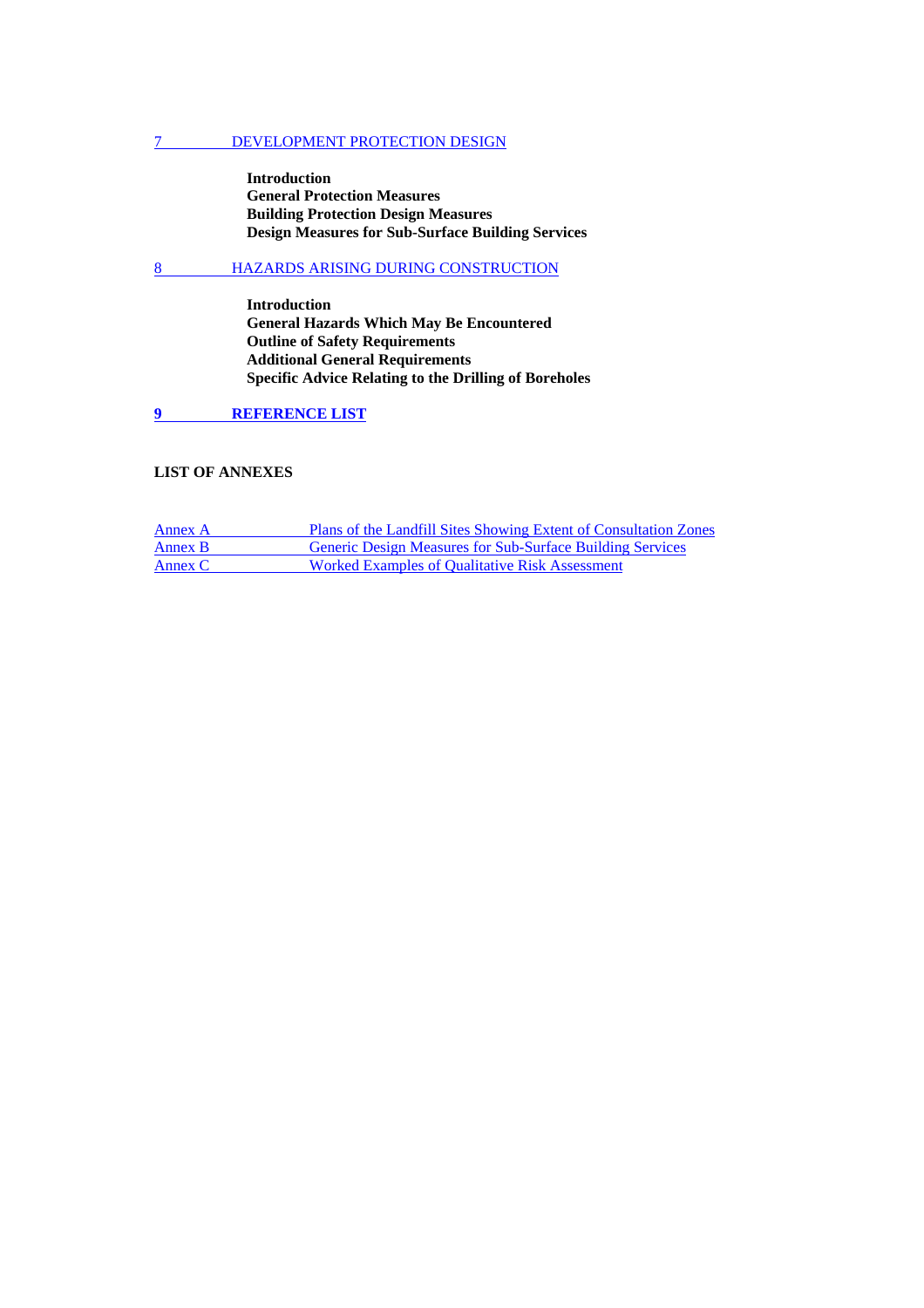7 DEVELOPMENT PROTECTION DESIGN

**Introduction**
**General Protection Measures**
**Building Protection Design Measures**
**Design Measures for Sub-Surface Building Services**

8 HAZARDS ARISING DURING CONSTRUCTION

**Introduction**
**General Hazards Which May Be Encountered**
**Outline of Safety Requirements**
**Additional General Requirements**
**Specific Advice Relating to the Drilling of Boreholes**

**9 REFERENCE LIST**

**LIST OF ANNEXES**

| | |
|---|---|
| Annex A | Plans of the Landfill Sites Showing Extent of Consultation Zones |
| Annex B | Generic Design Measures for Sub-Surface Building Services |
| Annex C | Worked Examples of Qualitative Risk Assessment |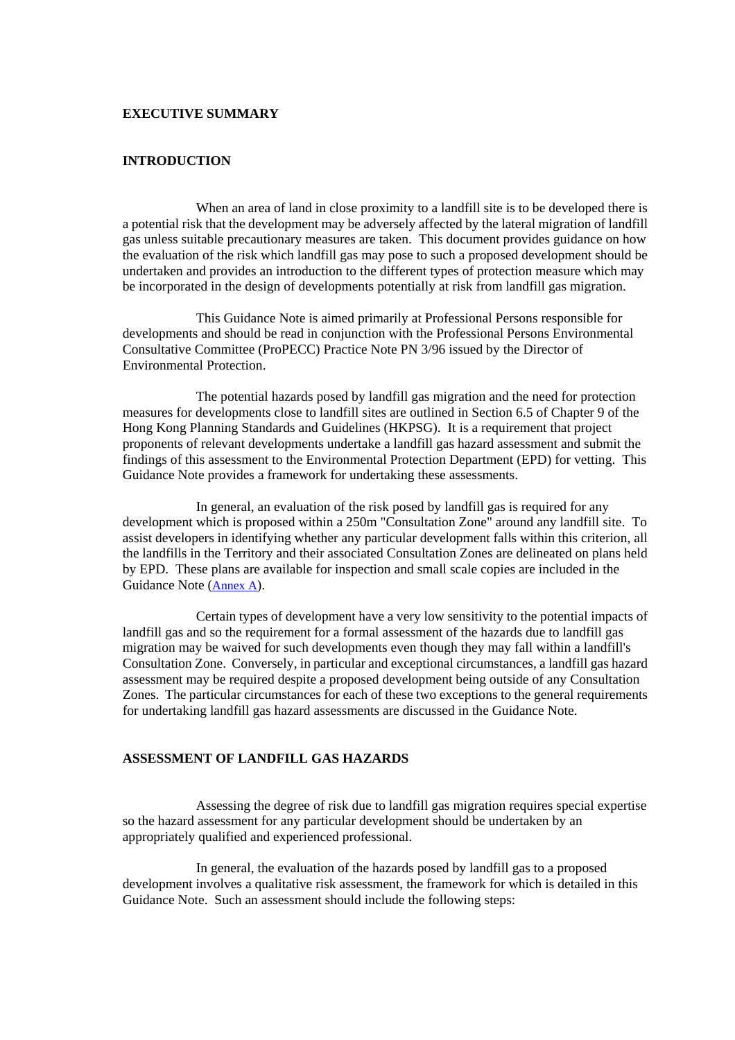## EXECUTIVE SUMMARY

### INTRODUCTION

When an area of land in close proximity to a landfill site is to be developed there is a potential risk that the development may be adversely affected by the lateral migration of landfill gas unless suitable precautionary measures are taken. This document provides guidance on how the evaluation of the risk which landfill gas may pose to such a proposed development should be undertaken and provides an introduction to the different types of protection measure which may be incorporated in the design of developments potentially at risk from landfill gas migration.

This Guidance Note is aimed primarily at Professional Persons responsible for developments and should be read in conjunction with the Professional Persons Environmental Consultative Committee (ProPECC) Practice Note PN 3/96 issued by the Director of Environmental Protection.

The potential hazards posed by landfill gas migration and the need for protection measures for developments close to landfill sites are outlined in Section 6.5 of Chapter 9 of the Hong Kong Planning Standards and Guidelines (HKPSG). It is a requirement that project proponents of relevant developments undertake a landfill gas hazard assessment and submit the findings of this assessment to the Environmental Protection Department (EPD) for vetting. This Guidance Note provides a framework for undertaking these assessments.

In general, an evaluation of the risk posed by landfill gas is required for any development which is proposed within a 250m "Consultation Zone" around any landfill site. To assist developers in identifying whether any particular development falls within this criterion, all the landfills in the Territory and their associated Consultation Zones are delineated on plans held by EPD. These plans are available for inspection and small scale copies are included in the Guidance Note (Annex A).

Certain types of development have a very low sensitivity to the potential impacts of landfill gas and so the requirement for a formal assessment of the hazards due to landfill gas migration may be waived for such developments even though they may fall within a landfill's Consultation Zone. Conversely, in particular and exceptional circumstances, a landfill gas hazard assessment may be required despite a proposed development being outside of any Consultation Zones. The particular circumstances for each of these two exceptions to the general requirements for undertaking landfill gas hazard assessments are discussed in the Guidance Note.

### ASSESSMENT OF LANDFILL GAS HAZARDS

Assessing the degree of risk due to landfill gas migration requires special expertise so the hazard assessment for any particular development should be undertaken by an appropriately qualified and experienced professional.

In general, the evaluation of the hazards posed by landfill gas to a proposed development involves a qualitative risk assessment, the framework for which is detailed in this Guidance Note. Such an assessment should include the following steps: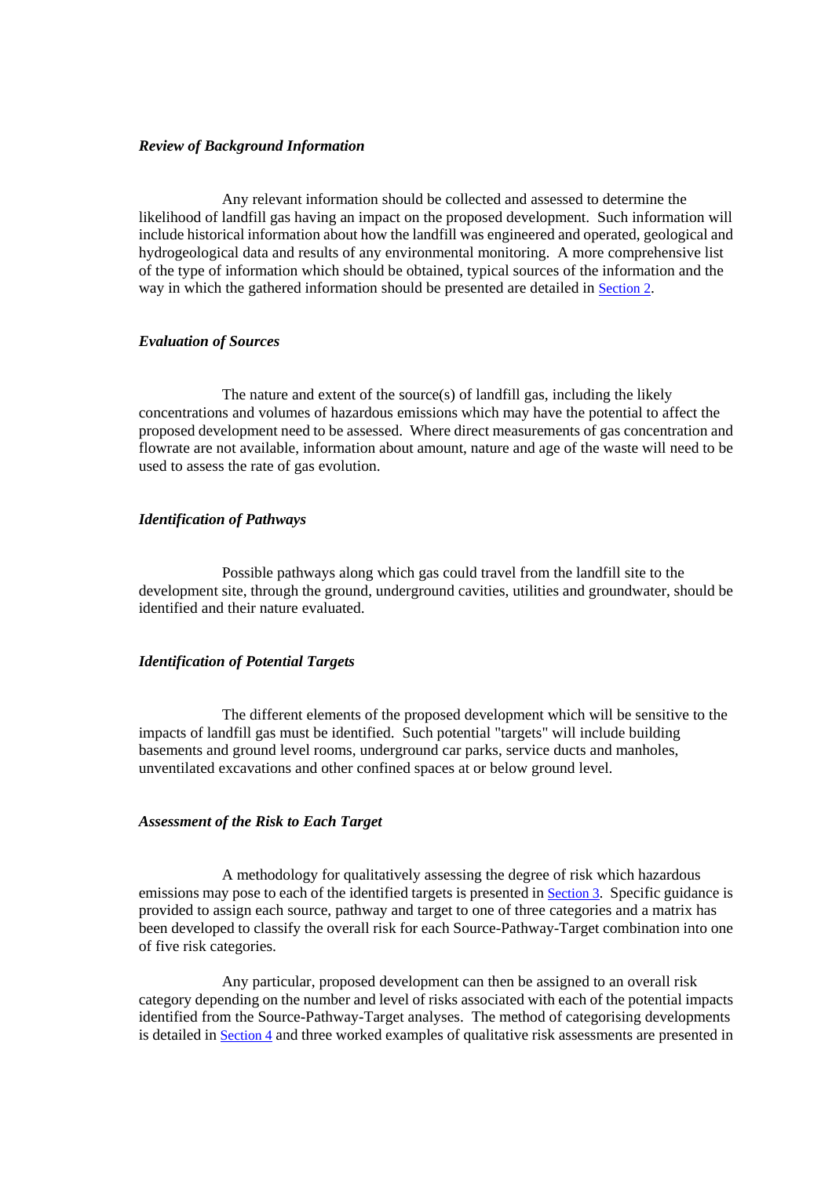*Review of Background Information*

Any relevant information should be collected and assessed to determine the likelihood of landfill gas having an impact on the proposed development. Such information will include historical information about how the landfill was engineered and operated, geological and hydrogeological data and results of any environmental monitoring. A more comprehensive list of the type of information which should be obtained, typical sources of the information and the way in which the gathered information should be presented are detailed in Section 2.

*Evaluation of Sources*

The nature and extent of the source(s) of landfill gas, including the likely concentrations and volumes of hazardous emissions which may have the potential to affect the proposed development need to be assessed. Where direct measurements of gas concentration and flowrate are not available, information about amount, nature and age of the waste will need to be used to assess the rate of gas evolution.

*Identification of Pathways*

Possible pathways along which gas could travel from the landfill site to the development site, through the ground, underground cavities, utilities and groundwater, should be identified and their nature evaluated.

*Identification of Potential Targets*

The different elements of the proposed development which will be sensitive to the impacts of landfill gas must be identified. Such potential "targets" will include building basements and ground level rooms, underground car parks, service ducts and manholes, unventilated excavations and other confined spaces at or below ground level.

*Assessment of the Risk to Each Target*

A methodology for qualitatively assessing the degree of risk which hazardous emissions may pose to each of the identified targets is presented in Section 3. Specific guidance is provided to assign each source, pathway and target to one of three categories and a matrix has been developed to classify the overall risk for each Source-Pathway-Target combination into one of five risk categories.

Any particular, proposed development can then be assigned to an overall risk category depending on the number and level of risks associated with each of the potential impacts identified from the Source-Pathway-Target analyses. The method of categorising developments is detailed in Section 4 and three worked examples of qualitative risk assessments are presented in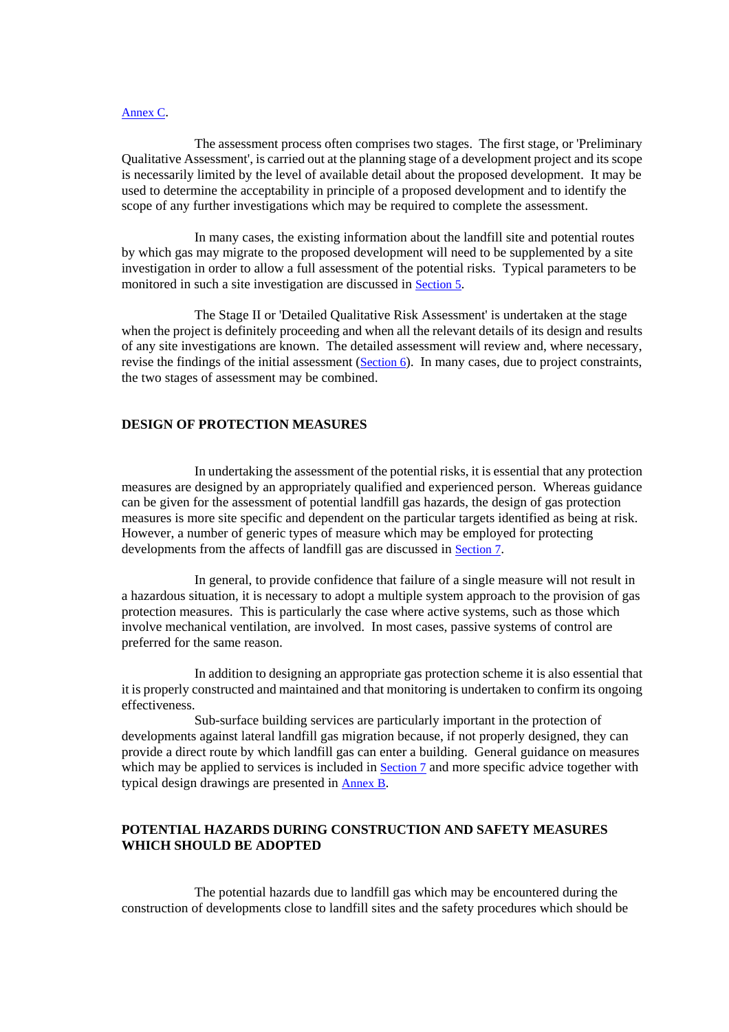Annex C.

The assessment process often comprises two stages. The first stage, or 'Preliminary Qualitative Assessment', is carried out at the planning stage of a development project and its scope is necessarily limited by the level of available detail about the proposed development. It may be used to determine the acceptability in principle of a proposed development and to identify the scope of any further investigations which may be required to complete the assessment.

In many cases, the existing information about the landfill site and potential routes by which gas may migrate to the proposed development will need to be supplemented by a site investigation in order to allow a full assessment of the potential risks. Typical parameters to be monitored in such a site investigation are discussed in Section 5.

The Stage II or 'Detailed Qualitative Risk Assessment' is undertaken at the stage when the project is definitely proceeding and when all the relevant details of its design and results of any site investigations are known. The detailed assessment will review and, where necessary, revise the findings of the initial assessment (Section 6). In many cases, due to project constraints, the two stages of assessment may be combined.

## DESIGN OF PROTECTION MEASURES

In undertaking the assessment of the potential risks, it is essential that any protection measures are designed by an appropriately qualified and experienced person. Whereas guidance can be given for the assessment of potential landfill gas hazards, the design of gas protection measures is more site specific and dependent on the particular targets identified as being at risk. However, a number of generic types of measure which may be employed for protecting developments from the affects of landfill gas are discussed in Section 7.

In general, to provide confidence that failure of a single measure will not result in a hazardous situation, it is necessary to adopt a multiple system approach to the provision of gas protection measures. This is particularly the case where active systems, such as those which involve mechanical ventilation, are involved. In most cases, passive systems of control are preferred for the same reason.

In addition to designing an appropriate gas protection scheme it is also essential that it is properly constructed and maintained and that monitoring is undertaken to confirm its ongoing effectiveness.

Sub-surface building services are particularly important in the protection of developments against lateral landfill gas migration because, if not properly designed, they can provide a direct route by which landfill gas can enter a building. General guidance on measures which may be applied to services is included in Section 7 and more specific advice together with typical design drawings are presented in Annex B.

## POTENTIAL HAZARDS DURING CONSTRUCTION AND SAFETY MEASURES WHICH SHOULD BE ADOPTED

The potential hazards due to landfill gas which may be encountered during the construction of developments close to landfill sites and the safety procedures which should be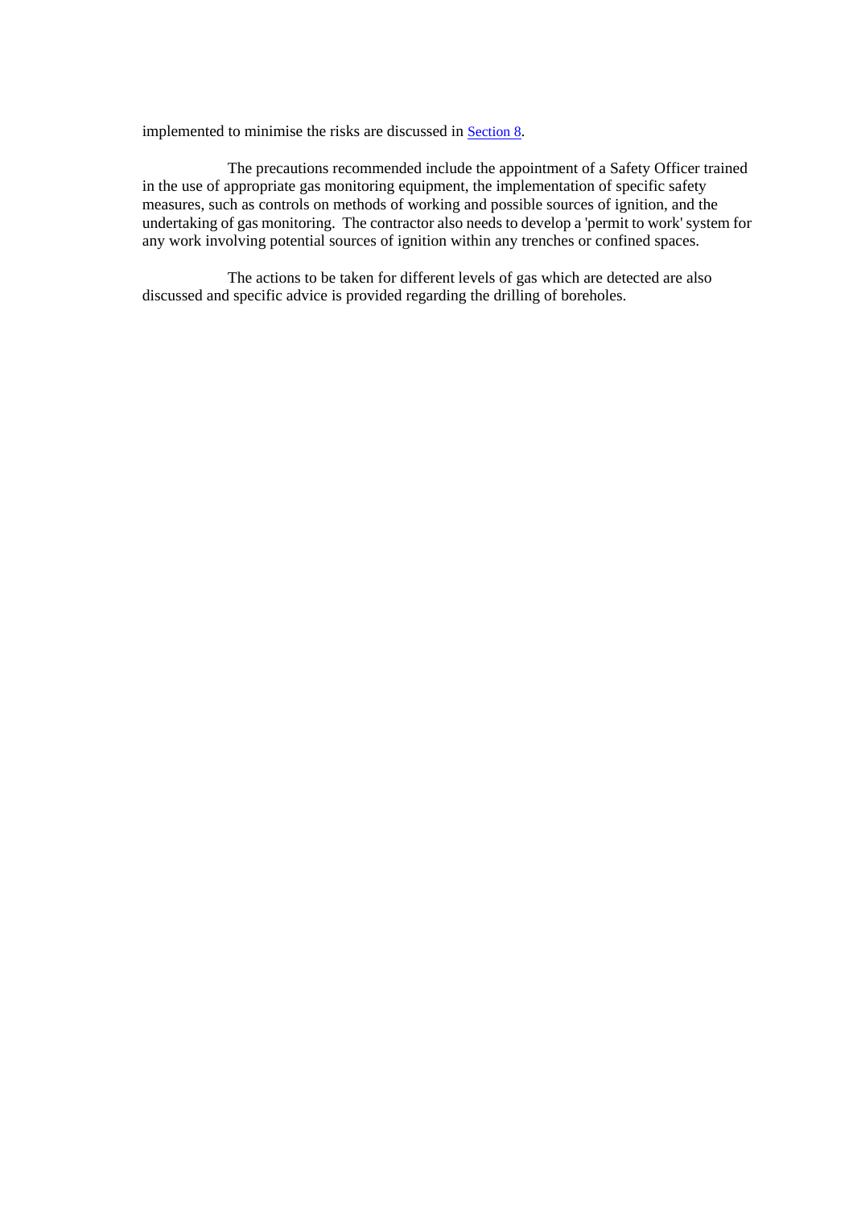implemented to minimise the risks are discussed in Section 8.

The precautions recommended include the appointment of a Safety Officer trained in the use of appropriate gas monitoring equipment, the implementation of specific safety measures, such as controls on methods of working and possible sources of ignition, and the undertaking of gas monitoring. The contractor also needs to develop a 'permit to work' system for any work involving potential sources of ignition within any trenches or confined spaces.

The actions to be taken for different levels of gas which are detected are also discussed and specific advice is provided regarding the drilling of boreholes.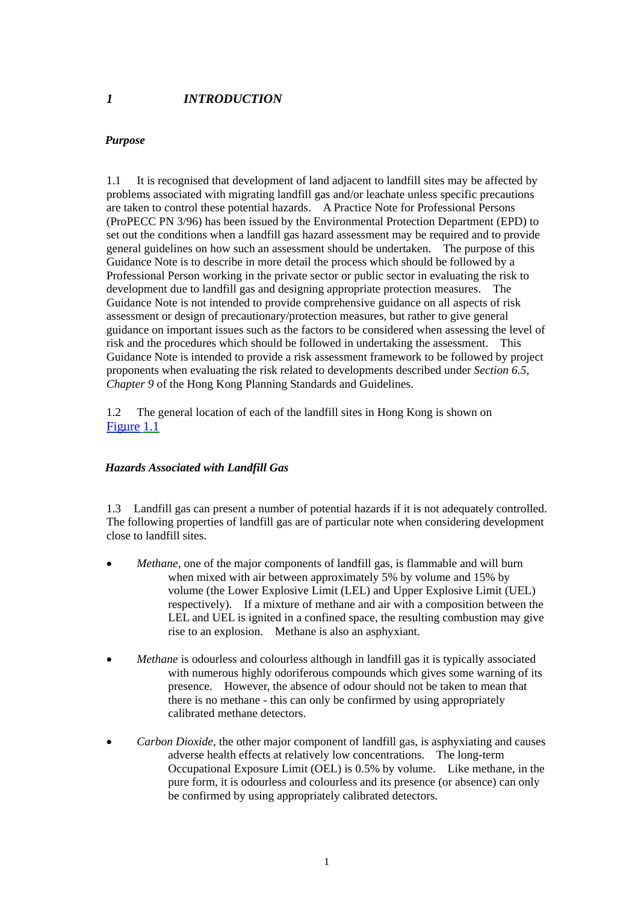# 1 INTRODUCTION

### *Purpose*

1.1 It is recognised that development of land adjacent to landfill sites may be affected by problems associated with migrating landfill gas and/or leachate unless specific precautions are taken to control these potential hazards. A Practice Note for Professional Persons (ProPECC PN 3/96) has been issued by the Environmental Protection Department (EPD) to set out the conditions when a landfill gas hazard assessment may be required and to provide general guidelines on how such an assessment should be undertaken. The purpose of this Guidance Note is to describe in more detail the process which should be followed by a Professional Person working in the private sector or public sector in evaluating the risk to development due to landfill gas and designing appropriate protection measures. The Guidance Note is not intended to provide comprehensive guidance on all aspects of risk assessment or design of precautionary/protection measures, but rather to give general guidance on important issues such as the factors to be considered when assessing the level of risk and the procedures which should be followed in undertaking the assessment. This Guidance Note is intended to provide a risk assessment framework to be followed by project proponents when evaluating the risk related to developments described under *Section 6.5, Chapter 9* of the Hong Kong Planning Standards and Guidelines.

1.2 The general location of each of the landfill sites in Hong Kong is shown on Figure 1.1

### *Hazards Associated with Landfill Gas*

1.3 Landfill gas can present a number of potential hazards if it is not adequately controlled. The following properties of landfill gas are of particular note when considering development close to landfill sites.

- *Methane*, one of the major components of landfill gas, is flammable and will burn when mixed with air between approximately 5% by volume and 15% by volume (the Lower Explosive Limit (LEL) and Upper Explosive Limit (UEL) respectively). If a mixture of methane and air with a composition between the LEL and UEL is ignited in a confined space, the resulting combustion may give rise to an explosion. Methane is also an asphyxiant.

- *Methane* is odourless and colourless although in landfill gas it is typically associated with numerous highly odoriferous compounds which gives some warning of its presence. However, the absence of odour should not be taken to mean that there is no methane - this can only be confirmed by using appropriately calibrated methane detectors.

- *Carbon Dioxide*, the other major component of landfill gas, is asphyxiating and causes adverse health effects at relatively low concentrations. The long-term Occupational Exposure Limit (OEL) is 0.5% by volume. Like methane, in the pure form, it is odourless and colourless and its presence (or absence) can only be confirmed by using appropriately calibrated detectors.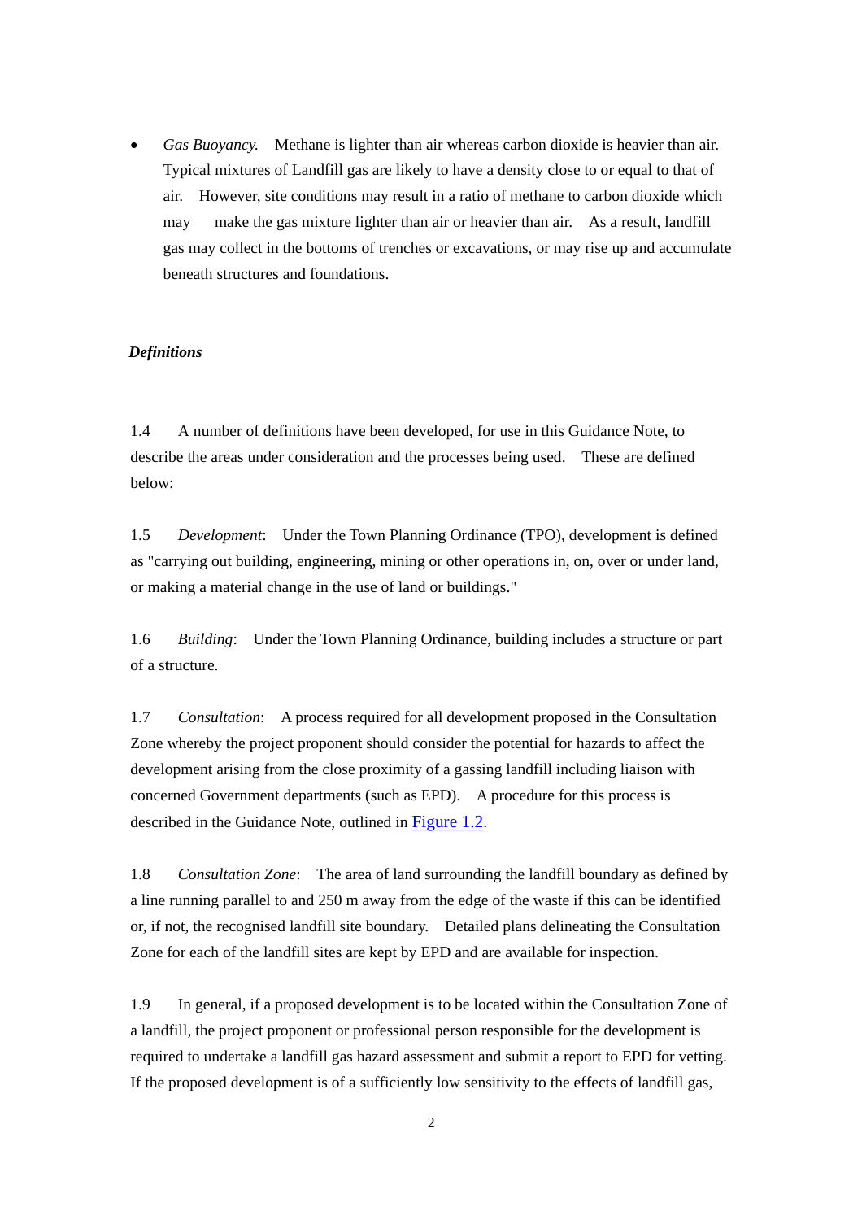- *Gas Buoyancy.* Methane is lighter than air whereas carbon dioxide is heavier than air. Typical mixtures of Landfill gas are likely to have a density close to or equal to that of air. However, site conditions may result in a ratio of methane to carbon dioxide which may make the gas mixture lighter than air or heavier than air. As a result, landfill gas may collect in the bottoms of trenches or excavations, or may rise up and accumulate beneath structures and foundations.

***Definitions***

1.4 A number of definitions have been developed, for use in this Guidance Note, to describe the areas under consideration and the processes being used. These are defined below:

1.5 *Development*: Under the Town Planning Ordinance (TPO), development is defined as "carrying out building, engineering, mining or other operations in, on, over or under land, or making a material change in the use of land or buildings."

1.6 *Building*: Under the Town Planning Ordinance, building includes a structure or part of a structure.

1.7 *Consultation*: A process required for all development proposed in the Consultation Zone whereby the project proponent should consider the potential for hazards to affect the development arising from the close proximity of a gassing landfill including liaison with concerned Government departments (such as EPD). A procedure for this process is described in the Guidance Note, outlined in Figure 1.2.

1.8 *Consultation Zone*: The area of land surrounding the landfill boundary as defined by a line running parallel to and 250 m away from the edge of the waste if this can be identified or, if not, the recognised landfill site boundary. Detailed plans delineating the Consultation Zone for each of the landfill sites are kept by EPD and are available for inspection.

1.9 In general, if a proposed development is to be located within the Consultation Zone of a landfill, the project proponent or professional person responsible for the development is required to undertake a landfill gas hazard assessment and submit a report to EPD for vetting. If the proposed development is of a sufficiently low sensitivity to the effects of landfill gas,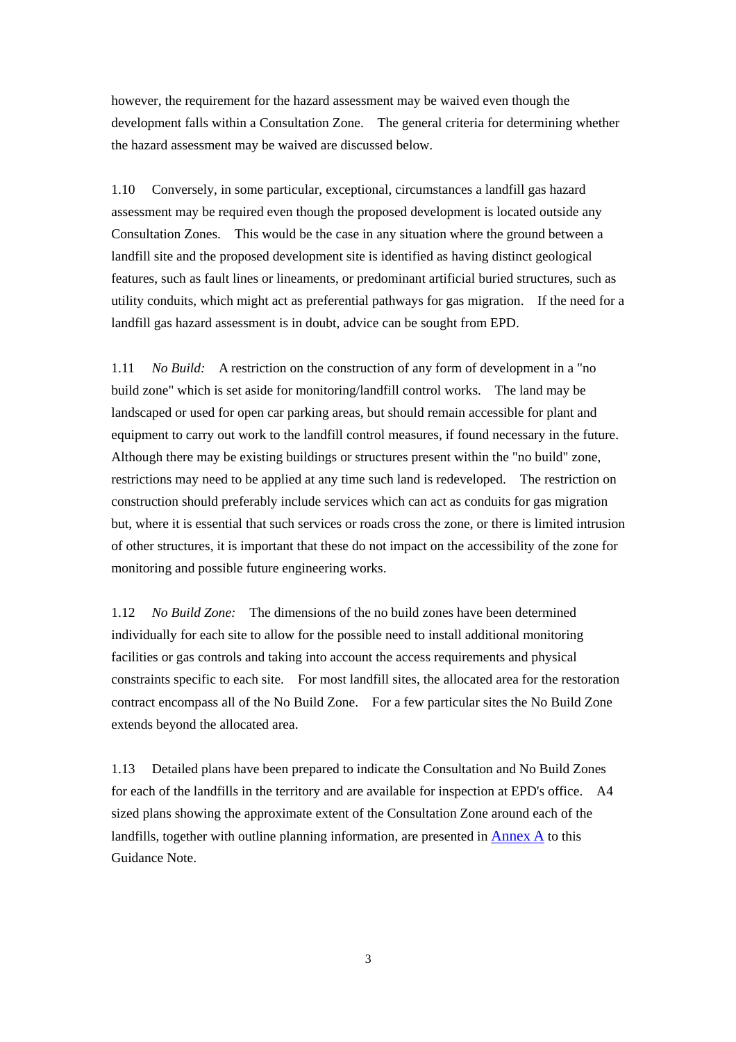however, the requirement for the hazard assessment may be waived even though the development falls within a Consultation Zone. The general criteria for determining whether the hazard assessment may be waived are discussed below.

1.10 Conversely, in some particular, exceptional, circumstances a landfill gas hazard assessment may be required even though the proposed development is located outside any Consultation Zones. This would be the case in any situation where the ground between a landfill site and the proposed development site is identified as having distinct geological features, such as fault lines or lineaments, or predominant artificial buried structures, such as utility conduits, which might act as preferential pathways for gas migration. If the need for a landfill gas hazard assessment is in doubt, advice can be sought from EPD.

1.11 *No Build:* A restriction on the construction of any form of development in a "no build zone" which is set aside for monitoring/landfill control works. The land may be landscaped or used for open car parking areas, but should remain accessible for plant and equipment to carry out work to the landfill control measures, if found necessary in the future. Although there may be existing buildings or structures present within the "no build" zone, restrictions may need to be applied at any time such land is redeveloped. The restriction on construction should preferably include services which can act as conduits for gas migration but, where it is essential that such services or roads cross the zone, or there is limited intrusion of other structures, it is important that these do not impact on the accessibility of the zone for monitoring and possible future engineering works.

1.12 *No Build Zone:* The dimensions of the no build zones have been determined individually for each site to allow for the possible need to install additional monitoring facilities or gas controls and taking into account the access requirements and physical constraints specific to each site. For most landfill sites, the allocated area for the restoration contract encompass all of the No Build Zone. For a few particular sites the No Build Zone extends beyond the allocated area.

1.13 Detailed plans have been prepared to indicate the Consultation and No Build Zones for each of the landfills in the territory and are available for inspection at EPD's office. A4 sized plans showing the approximate extent of the Consultation Zone around each of the landfills, together with outline planning information, are presented in Annex A to this Guidance Note.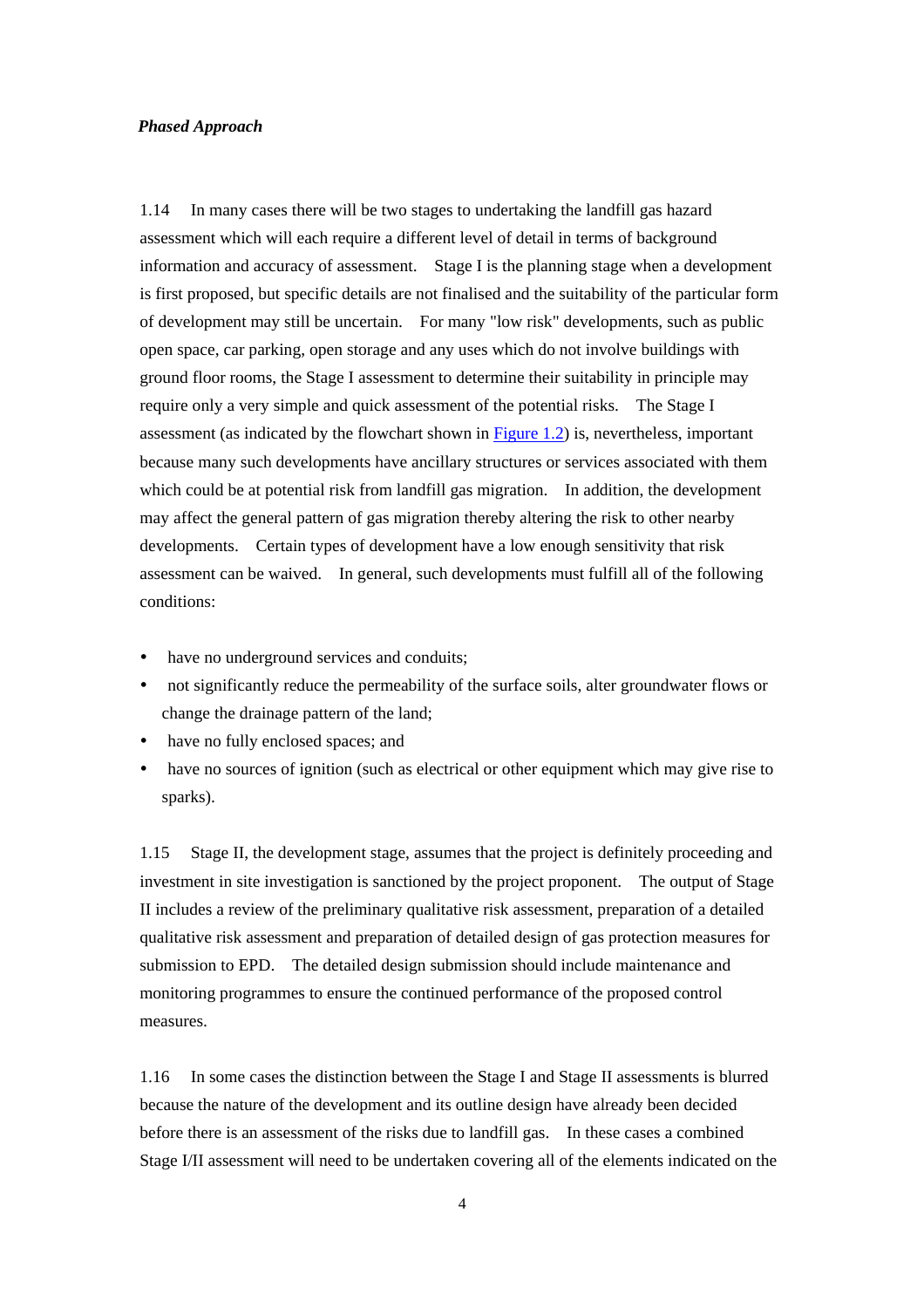*Phased Approach*

1.14 In many cases there will be two stages to undertaking the landfill gas hazard assessment which will each require a different level of detail in terms of background information and accuracy of assessment. Stage I is the planning stage when a development is first proposed, but specific details are not finalised and the suitability of the particular form of development may still be uncertain. For many "low risk" developments, such as public open space, car parking, open storage and any uses which do not involve buildings with ground floor rooms, the Stage I assessment to determine their suitability in principle may require only a very simple and quick assessment of the potential risks. The Stage I assessment (as indicated by the flowchart shown in Figure 1.2) is, nevertheless, important because many such developments have ancillary structures or services associated with them which could be at potential risk from landfill gas migration. In addition, the development may affect the general pattern of gas migration thereby altering the risk to other nearby developments. Certain types of development have a low enough sensitivity that risk assessment can be waived. In general, such developments must fulfill all of the following conditions:

- have no underground services and conduits;
- not significantly reduce the permeability of the surface soils, alter groundwater flows or change the drainage pattern of the land;
- have no fully enclosed spaces; and
- have no sources of ignition (such as electrical or other equipment which may give rise to sparks).

1.15 Stage II, the development stage, assumes that the project is definitely proceeding and investment in site investigation is sanctioned by the project proponent. The output of Stage II includes a review of the preliminary qualitative risk assessment, preparation of a detailed qualitative risk assessment and preparation of detailed design of gas protection measures for submission to EPD. The detailed design submission should include maintenance and monitoring programmes to ensure the continued performance of the proposed control measures.

1.16 In some cases the distinction between the Stage I and Stage II assessments is blurred because the nature of the development and its outline design have already been decided before there is an assessment of the risks due to landfill gas. In these cases a combined Stage I/II assessment will need to be undertaken covering all of the elements indicated on the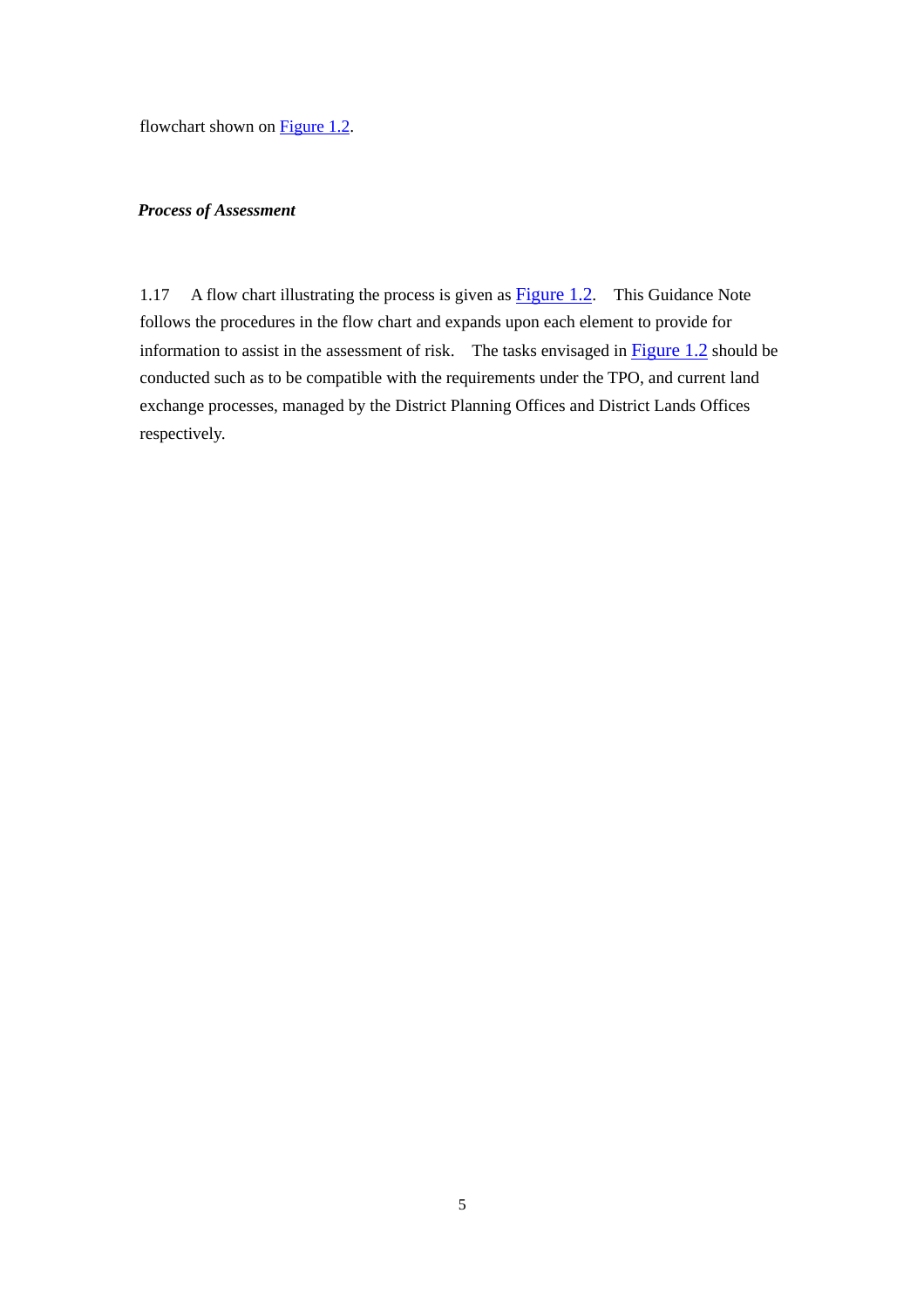flowchart shown on Figure 1.2.

### *Process of Assessment*

1.17 A flow chart illustrating the process is given as Figure 1.2. This Guidance Note follows the procedures in the flow chart and expands upon each element to provide for information to assist in the assessment of risk. The tasks envisaged in Figure 1.2 should be conducted such as to be compatible with the requirements under the TPO, and current land exchange processes, managed by the District Planning Offices and District Lands Offices respectively.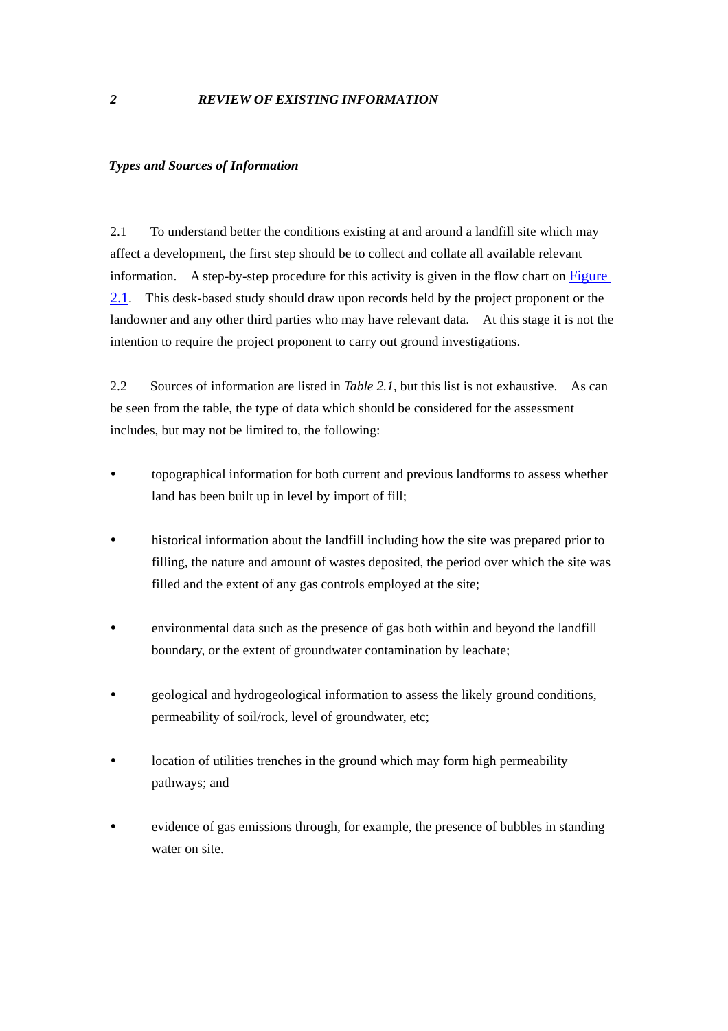## 2 REVIEW OF EXISTING INFORMATION

### *Types and Sources of Information*

2.1 To understand better the conditions existing at and around a landfill site which may affect a development, the first step should be to collect and collate all available relevant information. A step-by-step procedure for this activity is given in the flow chart on Figure 2.1. This desk-based study should draw upon records held by the project proponent or the landowner and any other third parties who may have relevant data. At this stage it is not the intention to require the project proponent to carry out ground investigations.

2.2 Sources of information are listed in *Table 2.1*, but this list is not exhaustive. As can be seen from the table, the type of data which should be considered for the assessment includes, but may not be limited to, the following:

- topographical information for both current and previous landforms to assess whether land has been built up in level by import of fill;
- historical information about the landfill including how the site was prepared prior to filling, the nature and amount of wastes deposited, the period over which the site was filled and the extent of any gas controls employed at the site;
- environmental data such as the presence of gas both within and beyond the landfill boundary, or the extent of groundwater contamination by leachate;
- geological and hydrogeological information to assess the likely ground conditions, permeability of soil/rock, level of groundwater, etc;
- location of utilities trenches in the ground which may form high permeability pathways; and
- evidence of gas emissions through, for example, the presence of bubbles in standing water on site.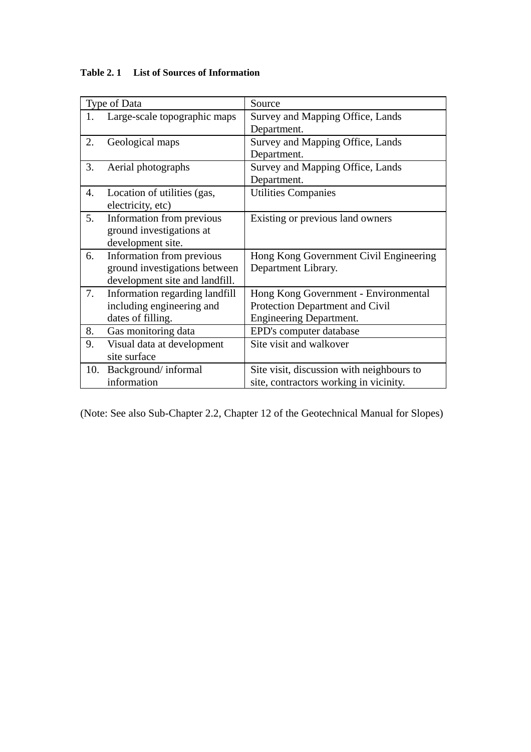**Table 2. 1 List of Sources of Information**

| Type of Data | Source |
|---|---|
| 1. Large-scale topographic maps | Survey and Mapping Office, Lands Department. |
| 2. Geological maps | Survey and Mapping Office, Lands Department. |
| 3. Aerial photographs | Survey and Mapping Office, Lands Department. |
| 4. Location of utilities (gas, electricity, etc) | Utilities Companies |
| 5. Information from previous ground investigations at development site. | Existing or previous land owners |
| 6. Information from previous ground investigations between development site and landfill. | Hong Kong Government Civil Engineering Department Library. |
| 7. Information regarding landfill including engineering and dates of filling. | Hong Kong Government - Environmental Protection Department and Civil Engineering Department. |
| 8. Gas monitoring data | EPD's computer database |
| 9. Visual data at development site surface | Site visit and walkover |
| 10. Background/ informal information | Site visit, discussion with neighbours to site, contractors working in vicinity. |

(Note: See also Sub-Chapter 2.2, Chapter 12 of the Geotechnical Manual for Slopes)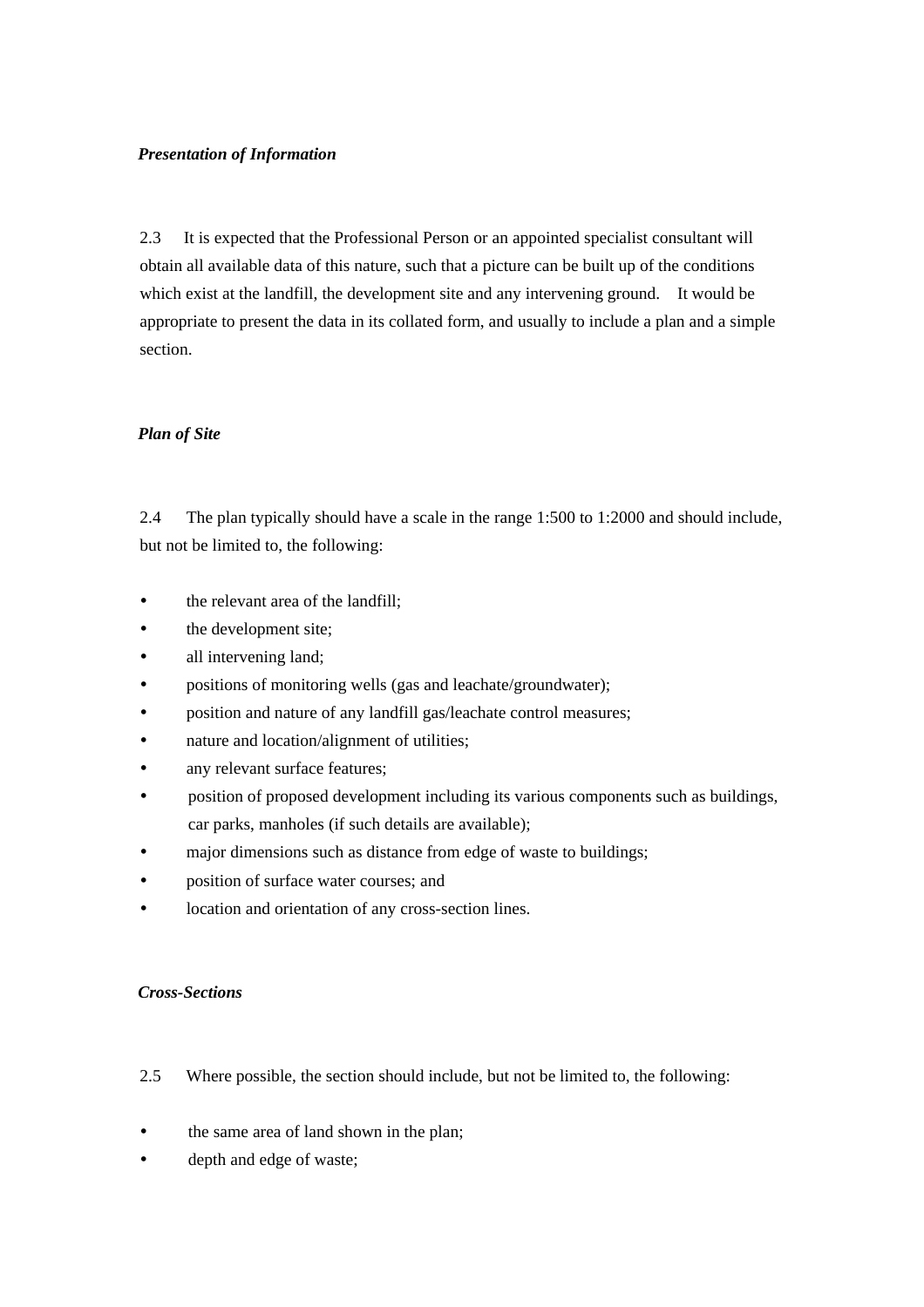***Presentation of Information***

2.3 It is expected that the Professional Person or an appointed specialist consultant will obtain all available data of this nature, such that a picture can be built up of the conditions which exist at the landfill, the development site and any intervening ground. It would be appropriate to present the data in its collated form, and usually to include a plan and a simple section.

***Plan of Site***

2.4 The plan typically should have a scale in the range 1:500 to 1:2000 and should include, but not be limited to, the following:

- the relevant area of the landfill;
- the development site;
- all intervening land;
- positions of monitoring wells (gas and leachate/groundwater);
- position and nature of any landfill gas/leachate control measures;
- nature and location/alignment of utilities;
- any relevant surface features;
- position of proposed development including its various components such as buildings, car parks, manholes (if such details are available);
- major dimensions such as distance from edge of waste to buildings;
- position of surface water courses; and
- location and orientation of any cross-section lines.

***Cross-Sections***

2.5 Where possible, the section should include, but not be limited to, the following:

- the same area of land shown in the plan;
- depth and edge of waste;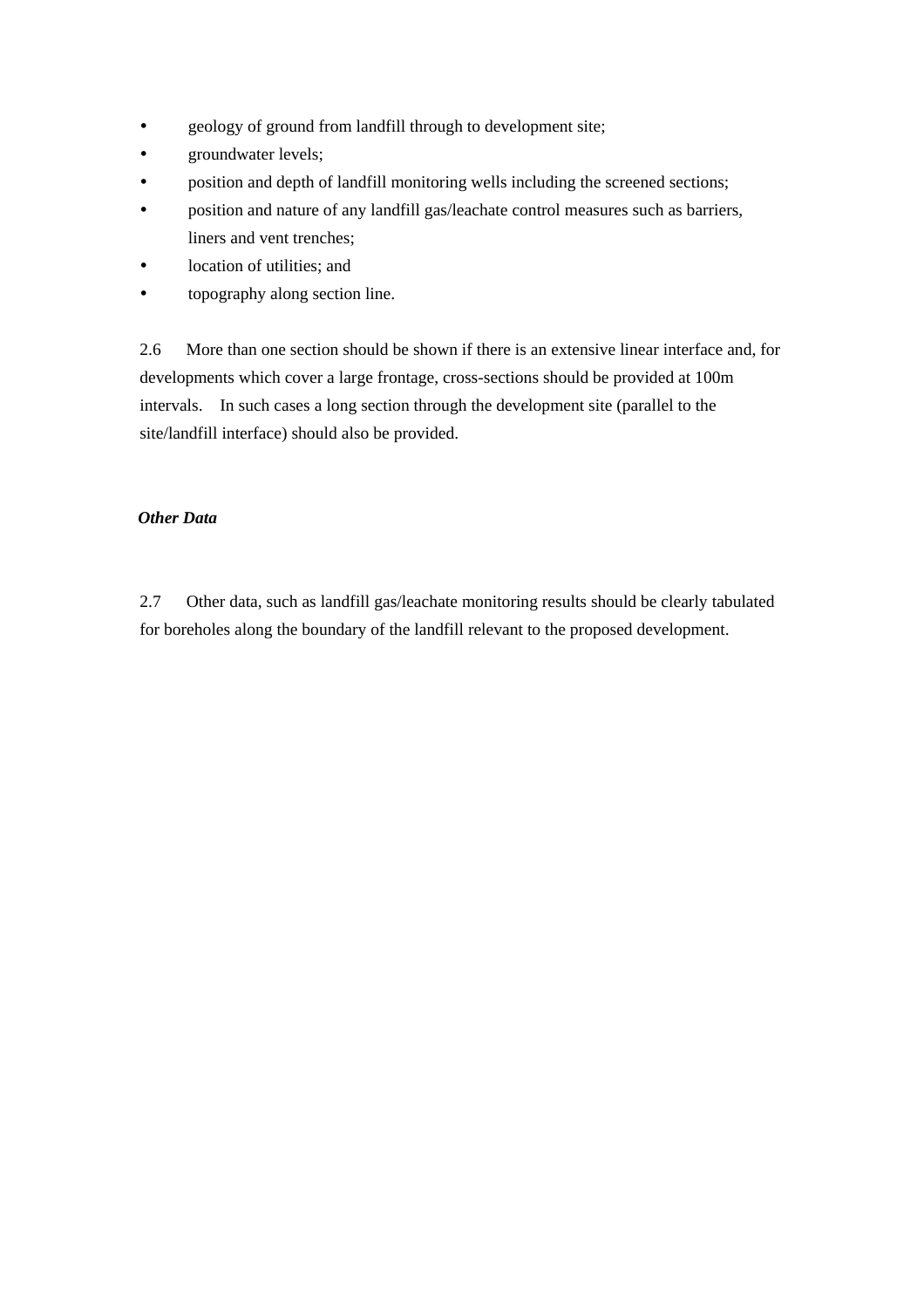- geology of ground from landfill through to development site;
- groundwater levels;
- position and depth of landfill monitoring wells including the screened sections;
- position and nature of any landfill gas/leachate control measures such as barriers, liners and vent trenches;
- location of utilities; and
- topography along section line.

2.6 More than one section should be shown if there is an extensive linear interface and, for developments which cover a large frontage, cross-sections should be provided at 100m intervals. In such cases a long section through the development site (parallel to the site/landfill interface) should also be provided.

***Other Data***

2.7 Other data, such as landfill gas/leachate monitoring results should be clearly tabulated for boreholes along the boundary of the landfill relevant to the proposed development.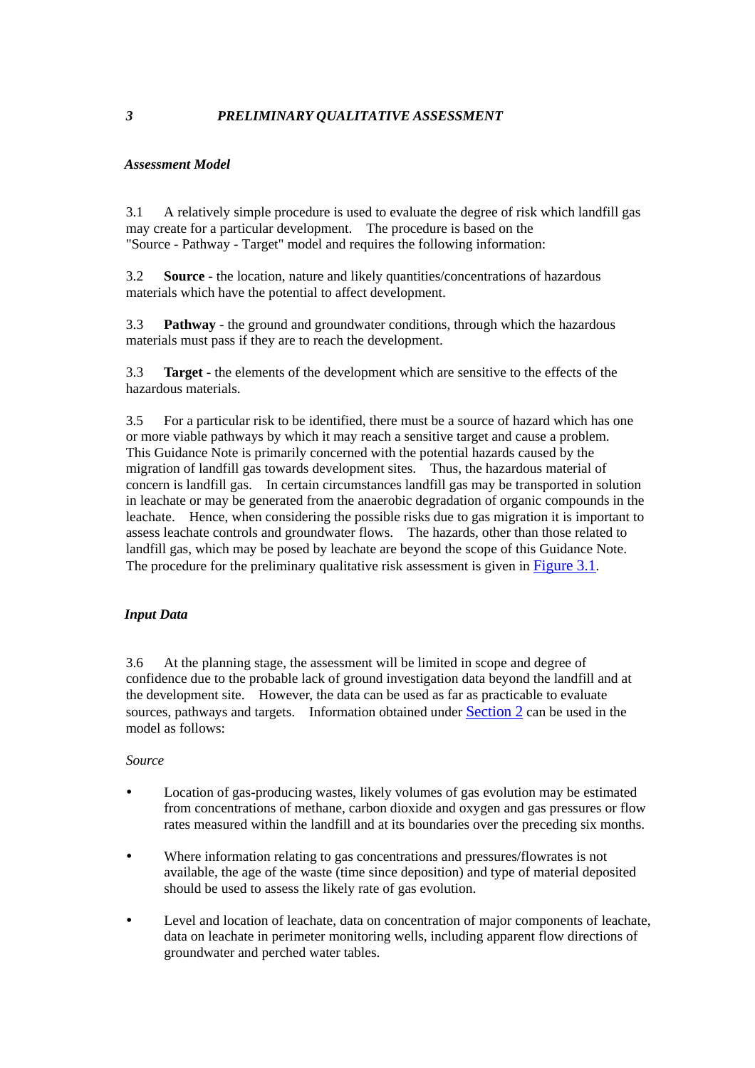## 3 PRELIMINARY QUALITATIVE ASSESSMENT

### *Assessment Model*

3.1 A relatively simple procedure is used to evaluate the degree of risk which landfill gas may create for a particular development. The procedure is based on the "Source - Pathway - Target" model and requires the following information:

3.2 **Source** - the location, nature and likely quantities/concentrations of hazardous materials which have the potential to affect development.

3.3 **Pathway** - the ground and groundwater conditions, through which the hazardous materials must pass if they are to reach the development.

3.3 **Target** - the elements of the development which are sensitive to the effects of the hazardous materials.

3.5 For a particular risk to be identified, there must be a source of hazard which has one or more viable pathways by which it may reach a sensitive target and cause a problem. This Guidance Note is primarily concerned with the potential hazards caused by the migration of landfill gas towards development sites. Thus, the hazardous material of concern is landfill gas. In certain circumstances landfill gas may be transported in solution in leachate or may be generated from the anaerobic degradation of organic compounds in the leachate. Hence, when considering the possible risks due to gas migration it is important to assess leachate controls and groundwater flows. The hazards, other than those related to landfill gas, which may be posed by leachate are beyond the scope of this Guidance Note. The procedure for the preliminary qualitative risk assessment is given in Figure 3.1.

### *Input Data*

3.6 At the planning stage, the assessment will be limited in scope and degree of confidence due to the probable lack of ground investigation data beyond the landfill and at the development site. However, the data can be used as far as practicable to evaluate sources, pathways and targets. Information obtained under Section 2 can be used in the model as follows:

*Source*

- Location of gas-producing wastes, likely volumes of gas evolution may be estimated from concentrations of methane, carbon dioxide and oxygen and gas pressures or flow rates measured within the landfill and at its boundaries over the preceding six months.
- Where information relating to gas concentrations and pressures/flowrates is not available, the age of the waste (time since deposition) and type of material deposited should be used to assess the likely rate of gas evolution.
- Level and location of leachate, data on concentration of major components of leachate, data on leachate in perimeter monitoring wells, including apparent flow directions of groundwater and perched water tables.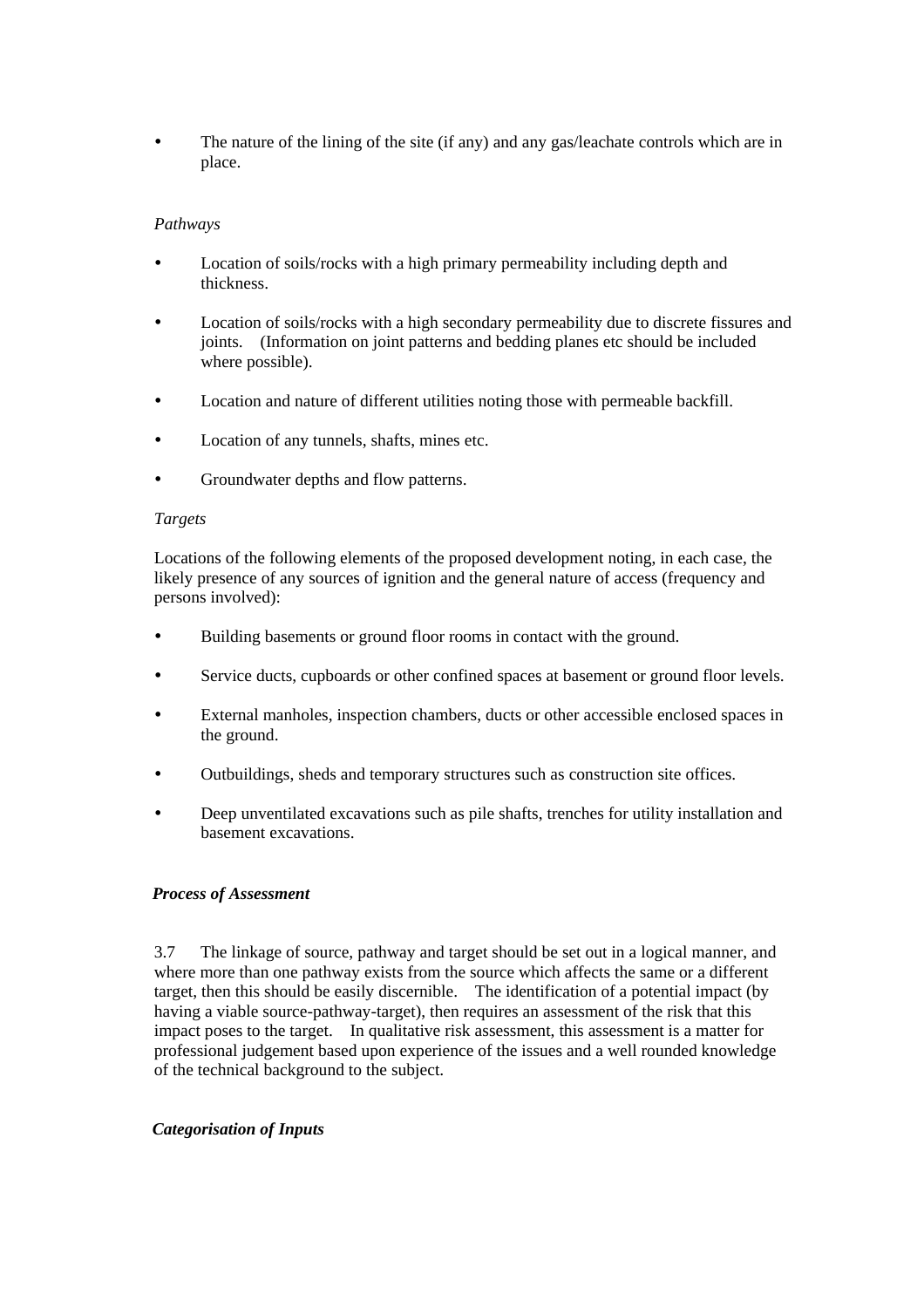- The nature of the lining of the site (if any) and any gas/leachate controls which are in place.

*Pathways*

- Location of soils/rocks with a high primary permeability including depth and thickness.
- Location of soils/rocks with a high secondary permeability due to discrete fissures and joints. (Information on joint patterns and bedding planes etc should be included where possible).
- Location and nature of different utilities noting those with permeable backfill.
- Location of any tunnels, shafts, mines etc.
- Groundwater depths and flow patterns.

*Targets*

Locations of the following elements of the proposed development noting, in each case, the likely presence of any sources of ignition and the general nature of access (frequency and persons involved):

- Building basements or ground floor rooms in contact with the ground.
- Service ducts, cupboards or other confined spaces at basement or ground floor levels.
- External manholes, inspection chambers, ducts or other accessible enclosed spaces in the ground.
- Outbuildings, sheds and temporary structures such as construction site offices.
- Deep unventilated excavations such as pile shafts, trenches for utility installation and basement excavations.

***Process of Assessment***

3.7 The linkage of source, pathway and target should be set out in a logical manner, and where more than one pathway exists from the source which affects the same or a different target, then this should be easily discernible. The identification of a potential impact (by having a viable source-pathway-target), then requires an assessment of the risk that this impact poses to the target. In qualitative risk assessment, this assessment is a matter for professional judgement based upon experience of the issues and a well rounded knowledge of the technical background to the subject.

***Categorisation of Inputs***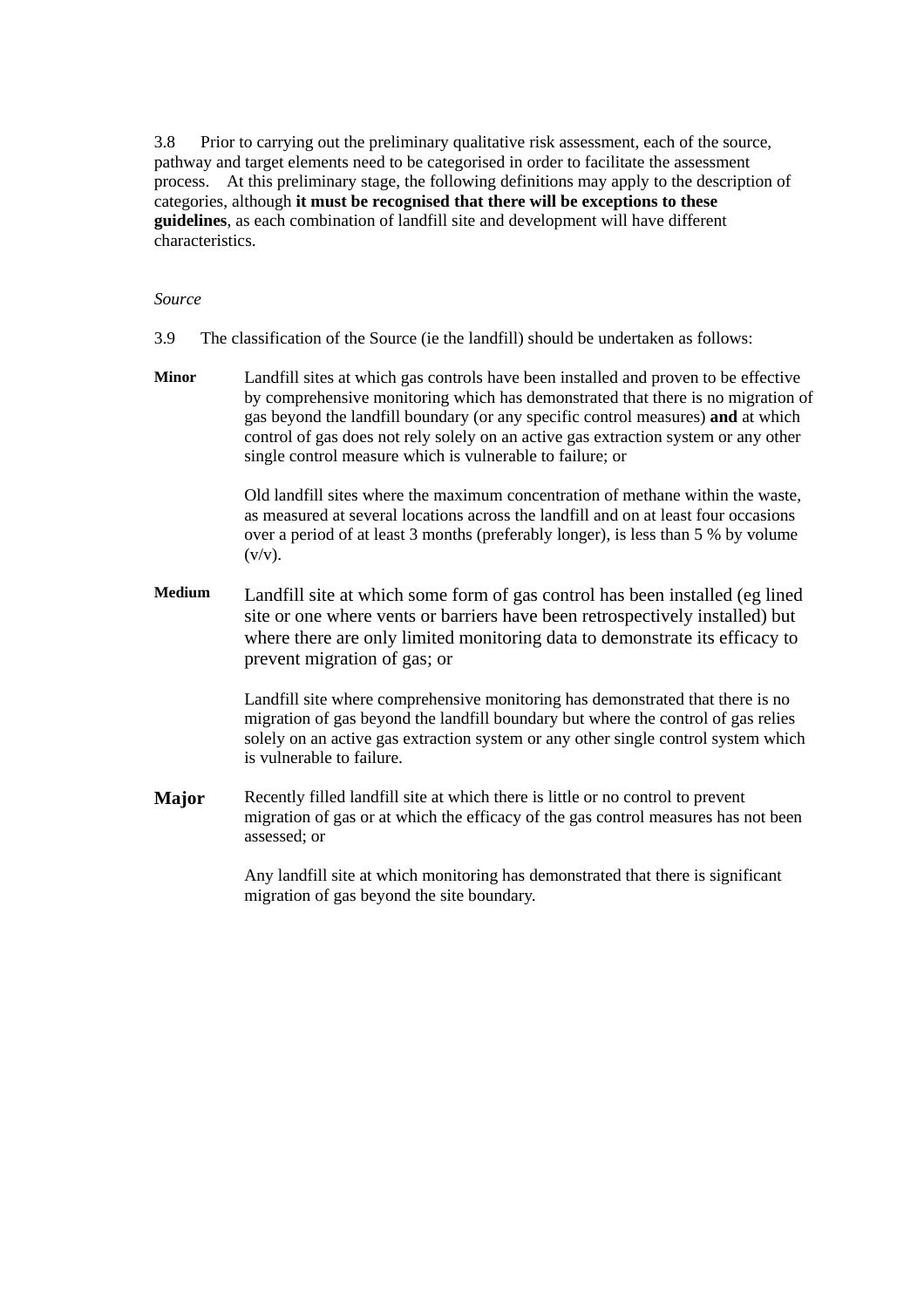3.8 Prior to carrying out the preliminary qualitative risk assessment, each of the source, pathway and target elements need to be categorised in order to facilitate the assessment process. At this preliminary stage, the following definitions may apply to the description of categories, although **it must be recognised that there will be exceptions to these guidelines**, as each combination of landfill site and development will have different characteristics.

*Source*

3.9 The classification of the Source (ie the landfill) should be undertaken as follows:

**Minor** Landfill sites at which gas controls have been installed and proven to be effective by comprehensive monitoring which has demonstrated that there is no migration of gas beyond the landfill boundary (or any specific control measures) **and** at which control of gas does not rely solely on an active gas extraction system or any other single control measure which is vulnerable to failure; or

Old landfill sites where the maximum concentration of methane within the waste, as measured at several locations across the landfill and on at least four occasions over a period of at least 3 months (preferably longer), is less than 5 % by volume (v/v).

**Medium** Landfill site at which some form of gas control has been installed (eg lined site or one where vents or barriers have been retrospectively installed) but where there are only limited monitoring data to demonstrate its efficacy to prevent migration of gas; or

Landfill site where comprehensive monitoring has demonstrated that there is no migration of gas beyond the landfill boundary but where the control of gas relies solely on an active gas extraction system or any other single control system which is vulnerable to failure.

**Major** Recently filled landfill site at which there is little or no control to prevent migration of gas or at which the efficacy of the gas control measures has not been assessed; or

Any landfill site at which monitoring has demonstrated that there is significant migration of gas beyond the site boundary.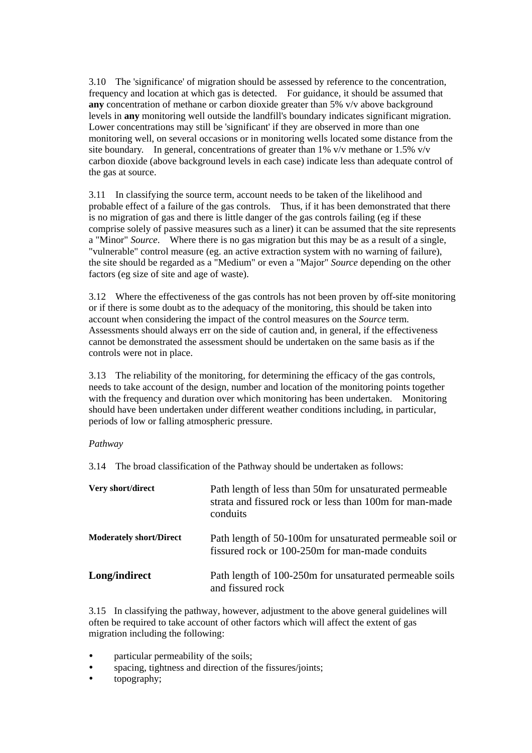3.10 The 'significance' of migration should be assessed by reference to the concentration, frequency and location at which gas is detected. For guidance, it should be assumed that **any** concentration of methane or carbon dioxide greater than 5% v/v above background levels in **any** monitoring well outside the landfill's boundary indicates significant migration. Lower concentrations may still be 'significant' if they are observed in more than one monitoring well, on several occasions or in monitoring wells located some distance from the site boundary. In general, concentrations of greater than 1% v/v methane or 1.5% v/v carbon dioxide (above background levels in each case) indicate less than adequate control of the gas at source.

3.11 In classifying the source term, account needs to be taken of the likelihood and probable effect of a failure of the gas controls. Thus, if it has been demonstrated that there is no migration of gas and there is little danger of the gas controls failing (eg if these comprise solely of passive measures such as a liner) it can be assumed that the site represents a "Minor" *Source*. Where there is no gas migration but this may be as a result of a single, "vulnerable" control measure (eg. an active extraction system with no warning of failure), the site should be regarded as a "Medium" or even a "Major" *Source* depending on the other factors (eg size of site and age of waste).

3.12 Where the effectiveness of the gas controls has not been proven by off-site monitoring or if there is some doubt as to the adequacy of the monitoring, this should be taken into account when considering the impact of the control measures on the *Source* term. Assessments should always err on the side of caution and, in general, if the effectiveness cannot be demonstrated the assessment should be undertaken on the same basis as if the controls were not in place.

3.13 The reliability of the monitoring, for determining the efficacy of the gas controls, needs to take account of the design, number and location of the monitoring points together with the frequency and duration over which monitoring has been undertaken. Monitoring should have been undertaken under different weather conditions including, in particular, periods of low or falling atmospheric pressure.

*Pathway*

3.14 The broad classification of the Pathway should be undertaken as follows:

| | |
|---|---|
| **Very short/direct** | Path length of less than 50m for unsaturated permeable strata and fissured rock or less than 100m for man-made conduits |
| **Moderately short/Direct** | Path length of 50-100m for unsaturated permeable soil or fissured rock or 100-250m for man-made conduits |
| **Long/indirect** | Path length of 100-250m for unsaturated permeable soils and fissured rock |

3.15 In classifying the pathway, however, adjustment to the above general guidelines will often be required to take account of other factors which will affect the extent of gas migration including the following:

- particular permeability of the soils;
- spacing, tightness and direction of the fissures/joints;
- topography;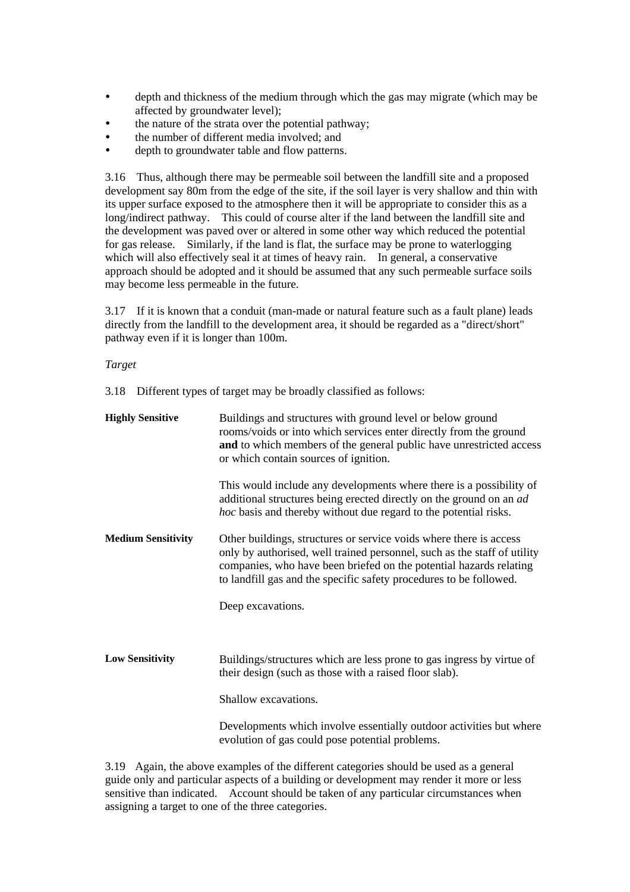- depth and thickness of the medium through which the gas may migrate (which may be affected by groundwater level);
- the nature of the strata over the potential pathway;
- the number of different media involved; and
- depth to groundwater table and flow patterns.

3.16 Thus, although there may be permeable soil between the landfill site and a proposed development say 80m from the edge of the site, if the soil layer is very shallow and thin with its upper surface exposed to the atmosphere then it will be appropriate to consider this as a long/indirect pathway. This could of course alter if the land between the landfill site and the development was paved over or altered in some other way which reduced the potential for gas release. Similarly, if the land is flat, the surface may be prone to waterlogging which will also effectively seal it at times of heavy rain. In general, a conservative approach should be adopted and it should be assumed that any such permeable surface soils may become less permeable in the future.

3.17 If it is known that a conduit (man-made or natural feature such as a fault plane) leads directly from the landfill to the development area, it should be regarded as a "direct/short" pathway even if it is longer than 100m.

*Target*

3.18 Different types of target may be broadly classified as follows:

| | |
|---|---|
| **Highly Sensitive** | Buildings and structures with ground level or below ground rooms/voids or into which services enter directly from the ground **and** to which members of the general public have unrestricted access or which contain sources of ignition.<br><br>This would include any developments where there is a possibility of additional structures being erected directly on the ground on an *ad hoc* basis and thereby without due regard to the potential risks. |
| **Medium Sensitivity** | Other buildings, structures or service voids where there is access only by authorised, well trained personnel, such as the staff of utility companies, who have been briefed on the potential hazards relating to landfill gas and the specific safety procedures to be followed.<br><br>Deep excavations. |
| **Low Sensitivity** | Buildings/structures which are less prone to gas ingress by virtue of their design (such as those with a raised floor slab).<br><br>Shallow excavations.<br><br>Developments which involve essentially outdoor activities but where evolution of gas could pose potential problems. |

3.19 Again, the above examples of the different categories should be used as a general guide only and particular aspects of a building or development may render it more or less sensitive than indicated. Account should be taken of any particular circumstances when assigning a target to one of the three categories.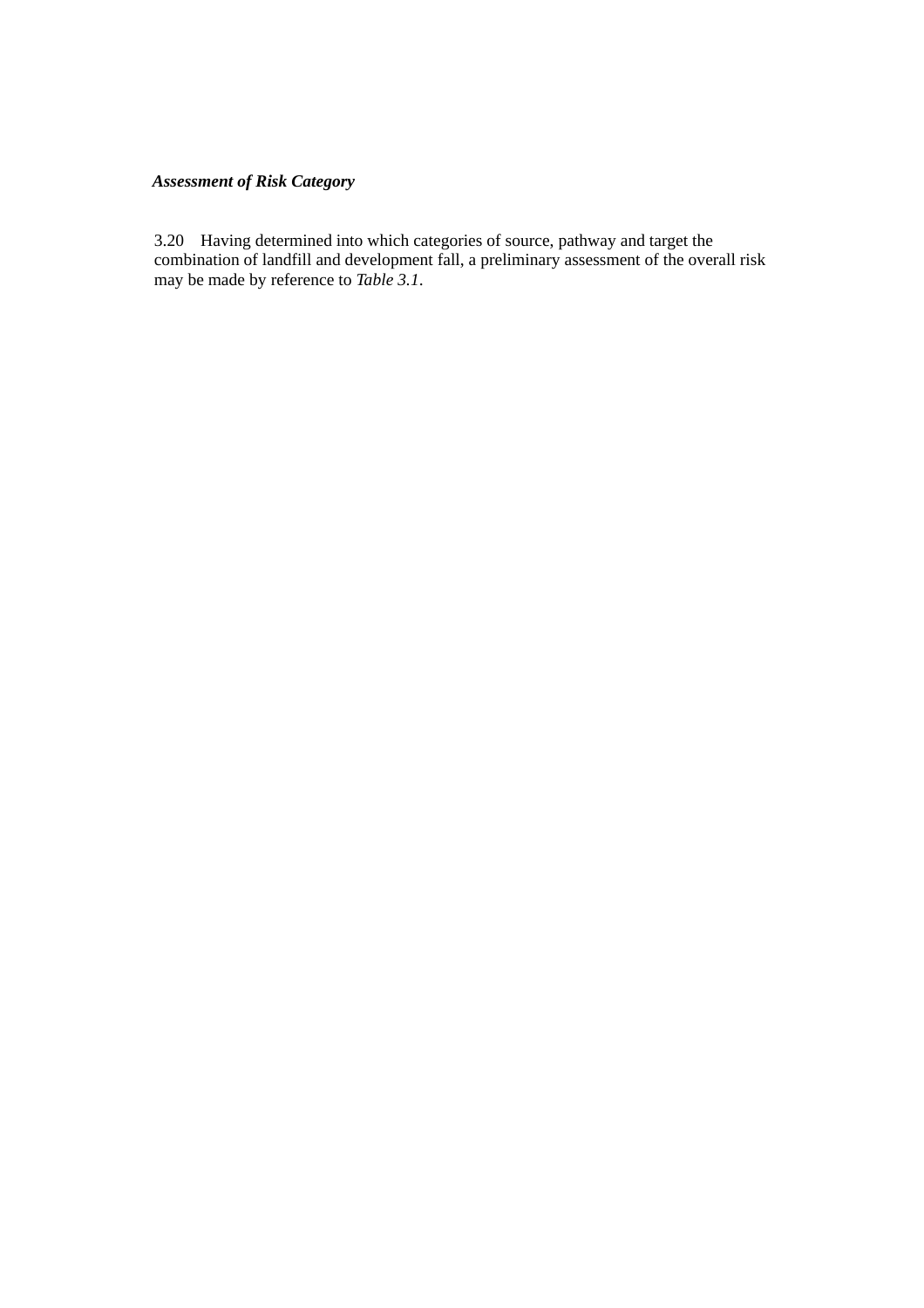### ***Assessment of Risk Category***

3.20 Having determined into which categories of source, pathway and target the combination of landfill and development fall, a preliminary assessment of the overall risk may be made by reference to *Table 3.1*.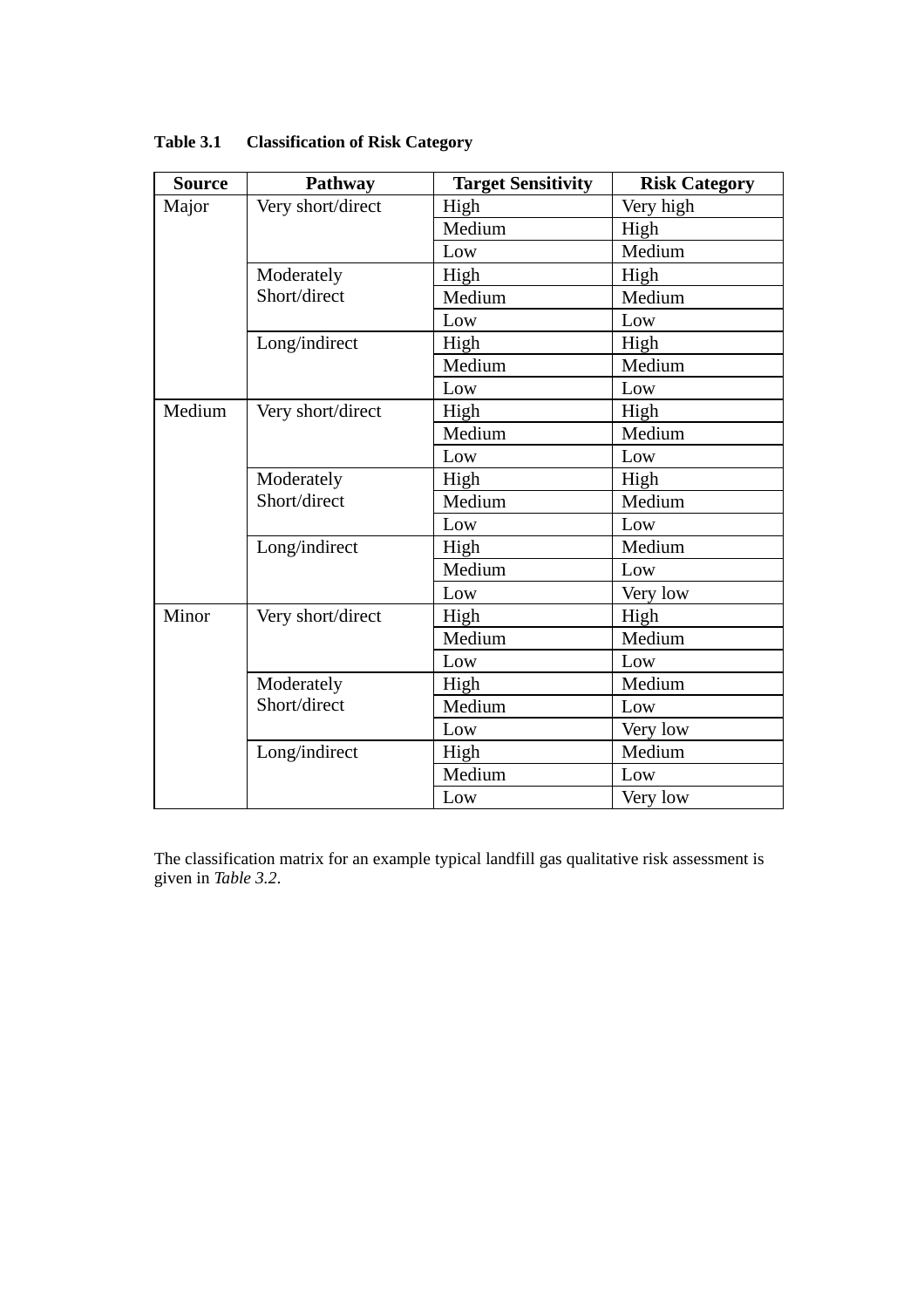**Table 3.1 Classification of Risk Category**

| Source | Pathway | Target Sensitivity | Risk Category |
|---|---|---|---|
| Major | Very short/direct | High | Very high |
| | | Medium | High |
| | | Low | Medium |
| | Moderately Short/direct | High | High |
| | | Medium | Medium |
| | | Low | Low |
| | Long/indirect | High | High |
| | | Medium | Medium |
| | | Low | Low |
| Medium | Very short/direct | High | High |
| | | Medium | Medium |
| | | Low | Low |
| | Moderately Short/direct | High | High |
| | | Medium | Medium |
| | | Low | Low |
| | Long/indirect | High | Medium |
| | | Medium | Low |
| | | Low | Very low |
| Minor | Very short/direct | High | High |
| | | Medium | Medium |
| | | Low | Low |
| | Moderately Short/direct | High | Medium |
| | | Medium | Low |
| | | Low | Very low |
| | Long/indirect | High | Medium |
| | | Medium | Low |
| | | Low | Very low |

The classification matrix for an example typical landfill gas qualitative risk assessment is given in *Table 3.2*.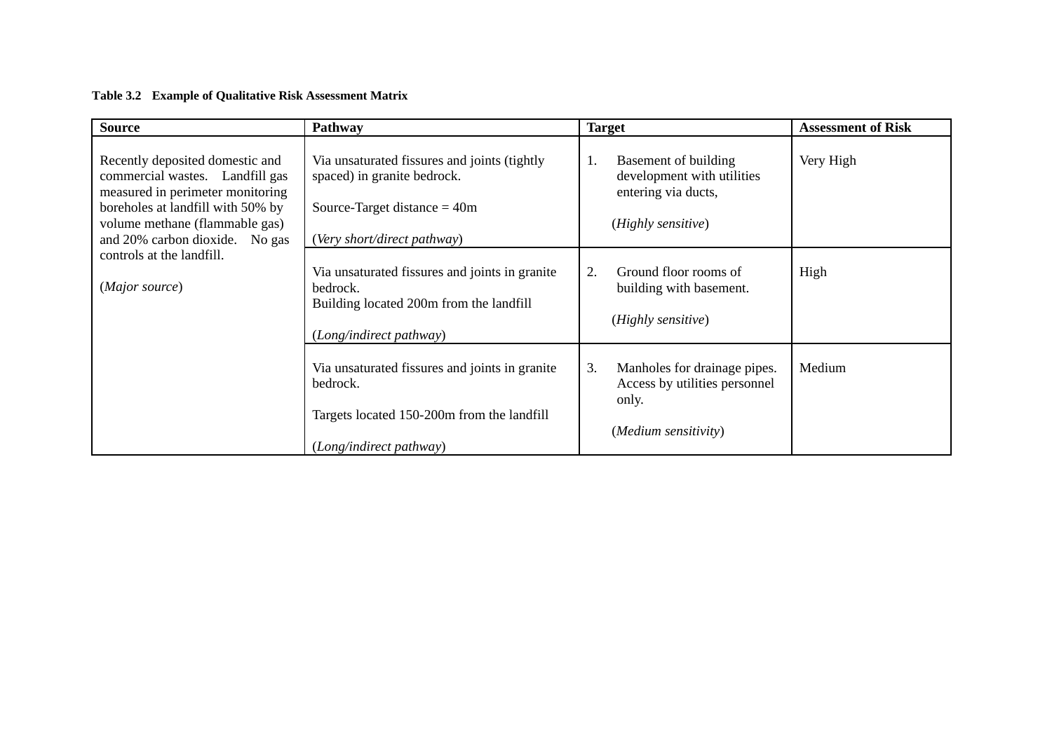**Table 3.2 Example of Qualitative Risk Assessment Matrix**

| Source | Pathway | Target | Assessment of Risk |
|---|---|---|---|
| Recently deposited domestic and commercial wastes. Landfill gas measured in perimeter monitoring boreholes at landfill with 50% by volume methane (flammable gas) and 20% carbon dioxide. No gas controls at the landfill.<br><br>(*Major source*) | Via unsaturated fissures and joints (tightly spaced) in granite bedrock.<br><br>Source-Target distance = 40m<br><br>(*Very short/direct pathway*) | 1. Basement of building development with utilities entering via ducts,<br><br>(*Highly sensitive*) | Very High |
| | Via unsaturated fissures and joints in granite bedrock.<br>Building located 200m from the landfill<br><br>(*Long/indirect pathway*) | 2. Ground floor rooms of building with basement.<br><br>(*Highly sensitive*) | High |
| | Via unsaturated fissures and joints in granite bedrock.<br><br>Targets located 150-200m from the landfill<br><br>(*Long/indirect pathway*) | 3. Manholes for drainage pipes. Access by utilities personnel only.<br><br>(*Medium sensitivity*) | Medium |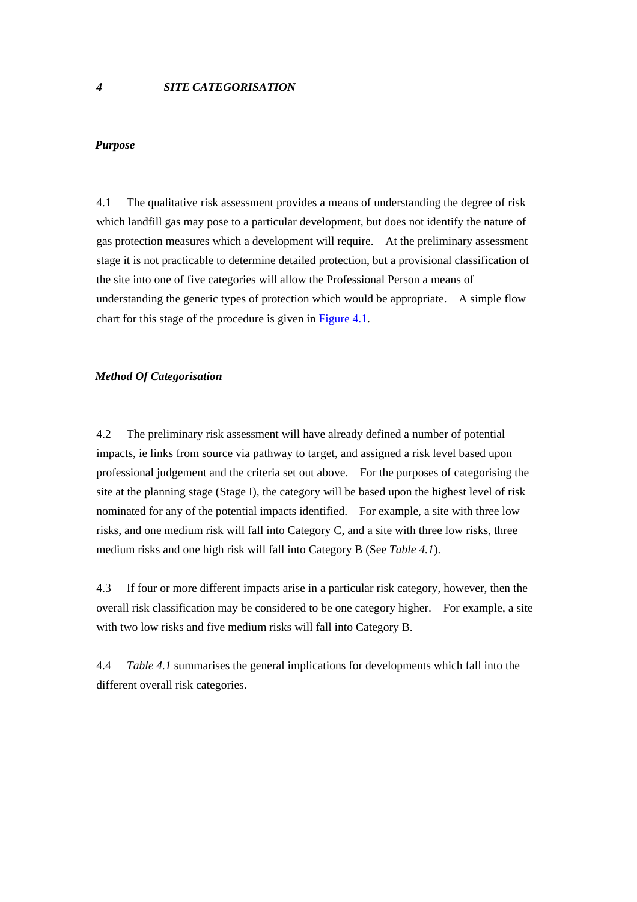## 4 *SITE CATEGORISATION*

### *Purpose*

4.1 The qualitative risk assessment provides a means of understanding the degree of risk which landfill gas may pose to a particular development, but does not identify the nature of gas protection measures which a development will require. At the preliminary assessment stage it is not practicable to determine detailed protection, but a provisional classification of the site into one of five categories will allow the Professional Person a means of understanding the generic types of protection which would be appropriate. A simple flow chart for this stage of the procedure is given in Figure 4.1.

### *Method Of Categorisation*

4.2 The preliminary risk assessment will have already defined a number of potential impacts, ie links from source via pathway to target, and assigned a risk level based upon professional judgement and the criteria set out above. For the purposes of categorising the site at the planning stage (Stage I), the category will be based upon the highest level of risk nominated for any of the potential impacts identified. For example, a site with three low risks, and one medium risk will fall into Category C, and a site with three low risks, three medium risks and one high risk will fall into Category B (See *Table 4.1*).

4.3 If four or more different impacts arise in a particular risk category, however, then the overall risk classification may be considered to be one category higher. For example, a site with two low risks and five medium risks will fall into Category B.

4.4 *Table 4.1* summarises the general implications for developments which fall into the different overall risk categories.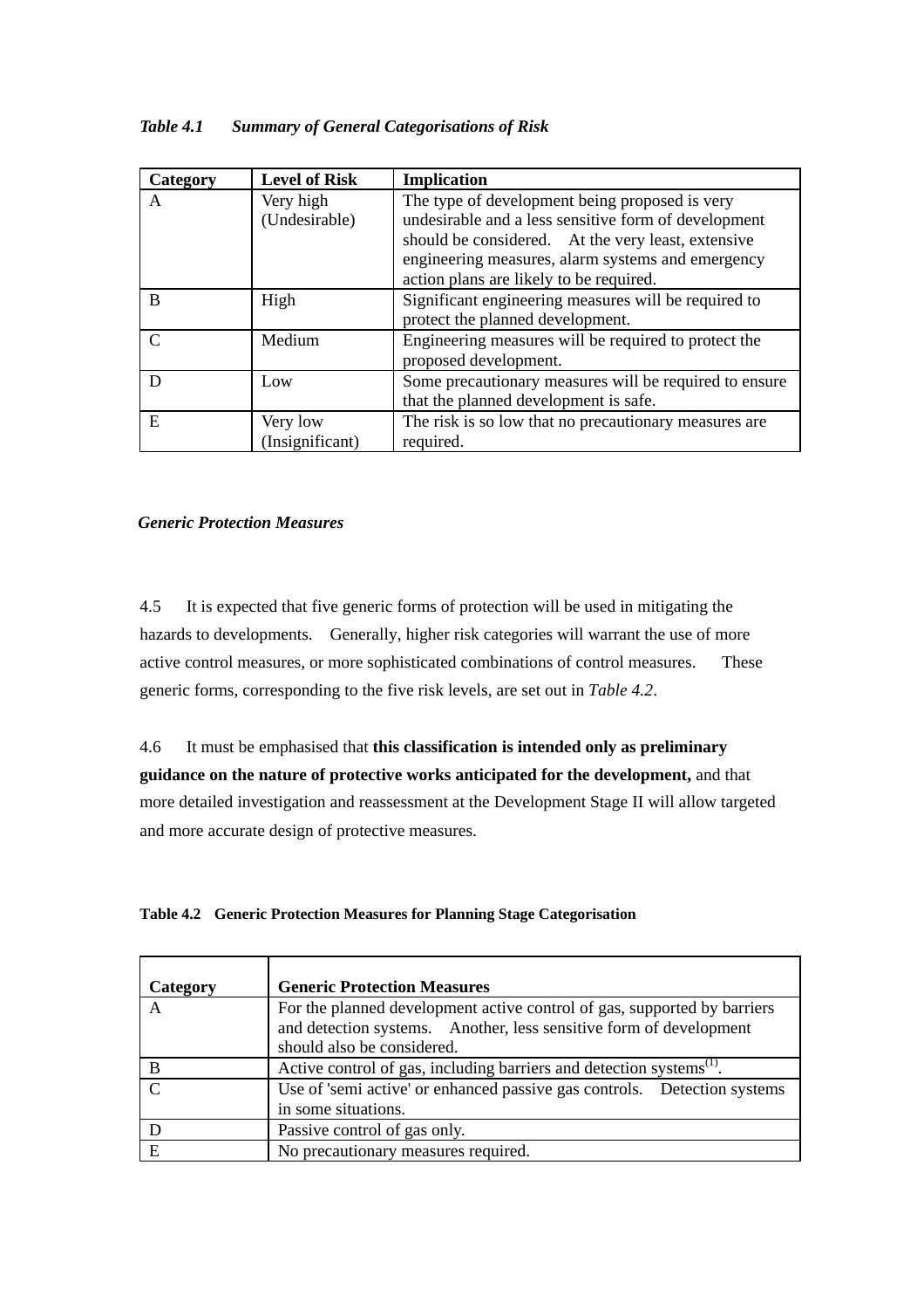*Table 4.1 Summary of General Categorisations of Risk*

| Category | Level of Risk | Implication |
|---|---|---|
| A | Very high (Undesirable) | The type of development being proposed is very undesirable and a less sensitive form of development should be considered. At the very least, extensive engineering measures, alarm systems and emergency action plans are likely to be required. |
| B | High | Significant engineering measures will be required to protect the planned development. |
| C | Medium | Engineering measures will be required to protect the proposed development. |
| D | Low | Some precautionary measures will be required to ensure that the planned development is safe. |
| E | Very low (Insignificant) | The risk is so low that no precautionary measures are required. |

### *Generic Protection Measures*

4.5 It is expected that five generic forms of protection will be used in mitigating the hazards to developments. Generally, higher risk categories will warrant the use of more active control measures, or more sophisticated combinations of control measures. These generic forms, corresponding to the five risk levels, are set out in *Table 4.2*.

4.6 It must be emphasised that **this classification is intended only as preliminary guidance on the nature of protective works anticipated for the development,** and that more detailed investigation and reassessment at the Development Stage II will allow targeted and more accurate design of protective measures.

**Table 4.2 Generic Protection Measures for Planning Stage Categorisation**

| Category | Generic Protection Measures |
|---|---|
| A | For the planned development active control of gas, supported by barriers and detection systems. Another, less sensitive form of development should also be considered. |
| B | Active control of gas, including barriers and detection systems[(1)]. |
| C | Use of 'semi active' or enhanced passive gas controls. Detection systems in some situations. |
| D | Passive control of gas only. |
| E | No precautionary measures required. |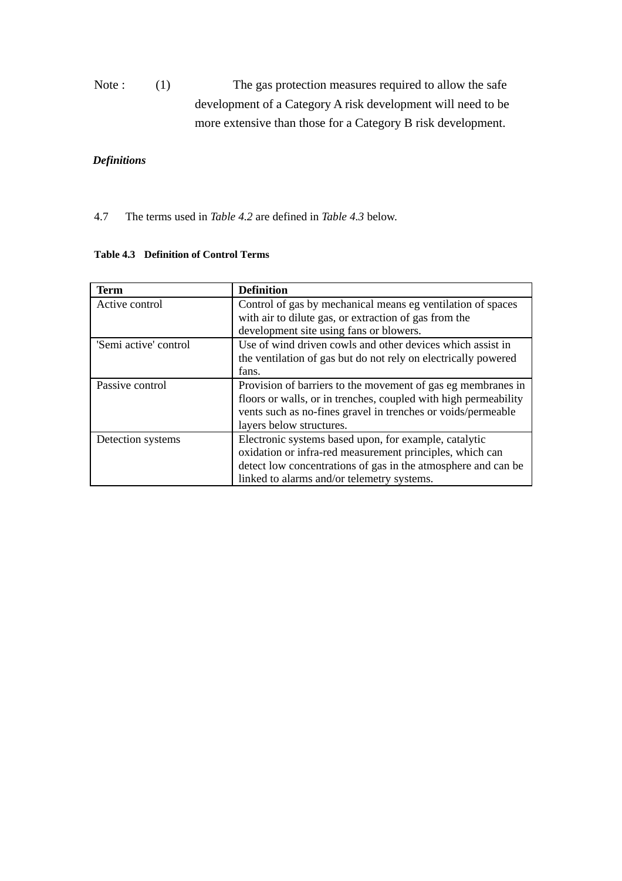Note : (1) The gas protection measures required to allow the safe development of a Category A risk development will need to be more extensive than those for a Category B risk development.

***Definitions***

4.7 The terms used in *Table 4.2* are defined in *Table 4.3* below.

**Table 4.3 Definition of Control Terms**

| Term | Definition |
|---|---|
| Active control | Control of gas by mechanical means eg ventilation of spaces with air to dilute gas, or extraction of gas from the development site using fans or blowers. |
| 'Semi active' control | Use of wind driven cowls and other devices which assist in the ventilation of gas but do not rely on electrically powered fans. |
| Passive control | Provision of barriers to the movement of gas eg membranes in floors or walls, or in trenches, coupled with high permeability vents such as no-fines gravel in trenches or voids/permeable layers below structures. |
| Detection systems | Electronic systems based upon, for example, catalytic oxidation or infra-red measurement principles, which can detect low concentrations of gas in the atmosphere and can be linked to alarms and/or telemetry systems. |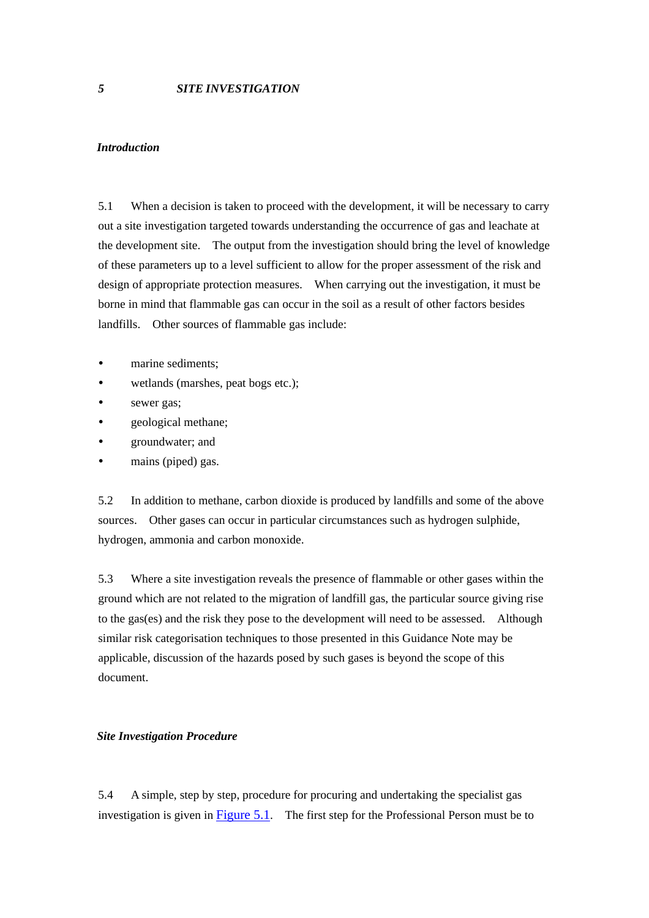# 5 SITE INVESTIGATION

## *Introduction*

5.1 When a decision is taken to proceed with the development, it will be necessary to carry out a site investigation targeted towards understanding the occurrence of gas and leachate at the development site. The output from the investigation should bring the level of knowledge of these parameters up to a level sufficient to allow for the proper assessment of the risk and design of appropriate protection measures. When carrying out the investigation, it must be borne in mind that flammable gas can occur in the soil as a result of other factors besides landfills. Other sources of flammable gas include:

- marine sediments;
- wetlands (marshes, peat bogs etc.);
- sewer gas;
- geological methane;
- groundwater; and
- mains (piped) gas.

5.2 In addition to methane, carbon dioxide is produced by landfills and some of the above sources. Other gases can occur in particular circumstances such as hydrogen sulphide, hydrogen, ammonia and carbon monoxide.

5.3 Where a site investigation reveals the presence of flammable or other gases within the ground which are not related to the migration of landfill gas, the particular source giving rise to the gas(es) and the risk they pose to the development will need to be assessed. Although similar risk categorisation techniques to those presented in this Guidance Note may be applicable, discussion of the hazards posed by such gases is beyond the scope of this document.

## *Site Investigation Procedure*

5.4 A simple, step by step, procedure for procuring and undertaking the specialist gas investigation is given in Figure 5.1. The first step for the Professional Person must be to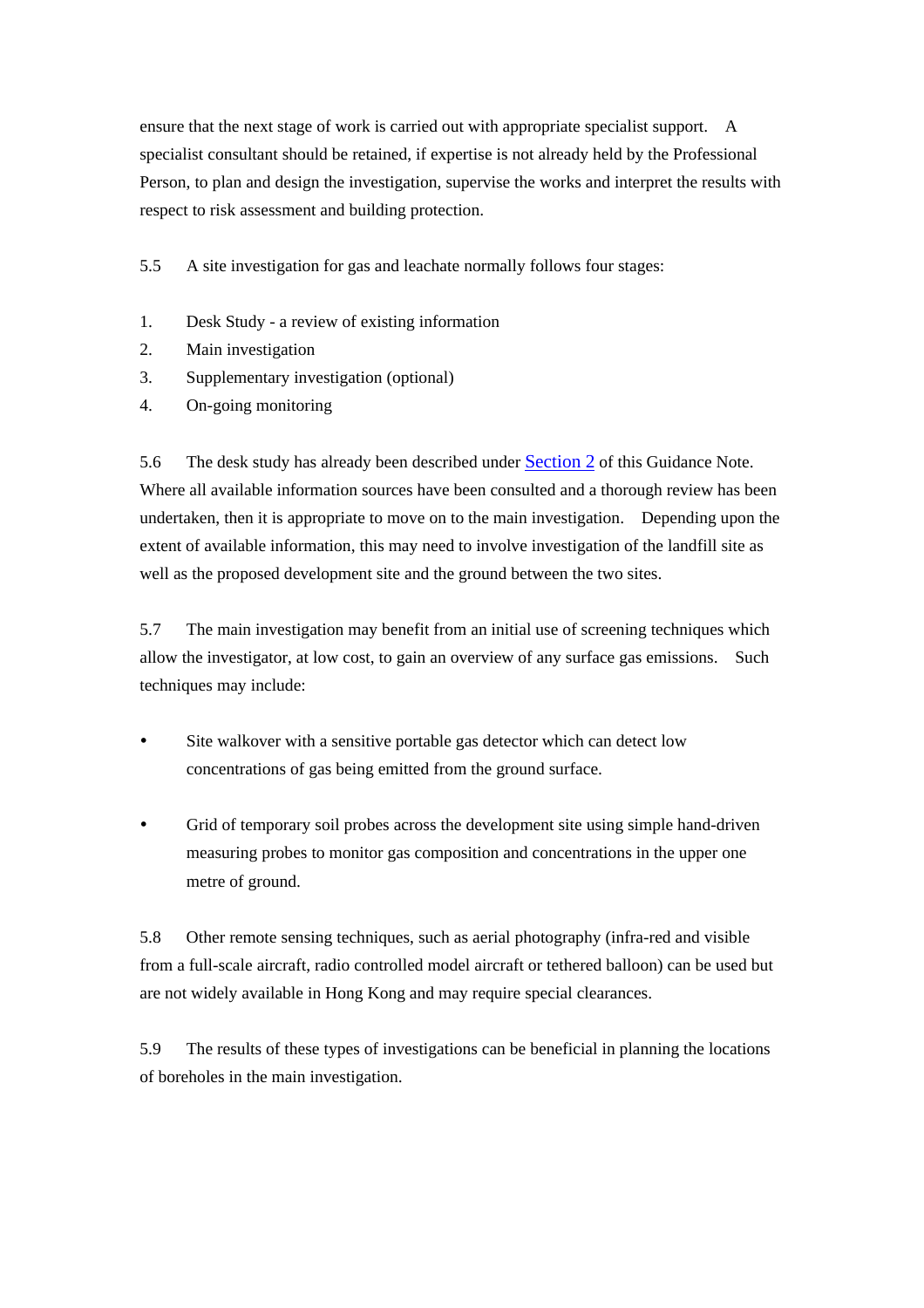ensure that the next stage of work is carried out with appropriate specialist support. A specialist consultant should be retained, if expertise is not already held by the Professional Person, to plan and design the investigation, supervise the works and interpret the results with respect to risk assessment and building protection.

5.5 A site investigation for gas and leachate normally follows four stages:

1. Desk Study - a review of existing information
2. Main investigation
3. Supplementary investigation (optional)
4. On-going monitoring

5.6 The desk study has already been described under Section 2 of this Guidance Note. Where all available information sources have been consulted and a thorough review has been undertaken, then it is appropriate to move on to the main investigation. Depending upon the extent of available information, this may need to involve investigation of the landfill site as well as the proposed development site and the ground between the two sites.

5.7 The main investigation may benefit from an initial use of screening techniques which allow the investigator, at low cost, to gain an overview of any surface gas emissions. Such techniques may include:

- Site walkover with a sensitive portable gas detector which can detect low concentrations of gas being emitted from the ground surface.

- Grid of temporary soil probes across the development site using simple hand-driven measuring probes to monitor gas composition and concentrations in the upper one metre of ground.

5.8 Other remote sensing techniques, such as aerial photography (infra-red and visible from a full-scale aircraft, radio controlled model aircraft or tethered balloon) can be used but are not widely available in Hong Kong and may require special clearances.

5.9 The results of these types of investigations can be beneficial in planning the locations of boreholes in the main investigation.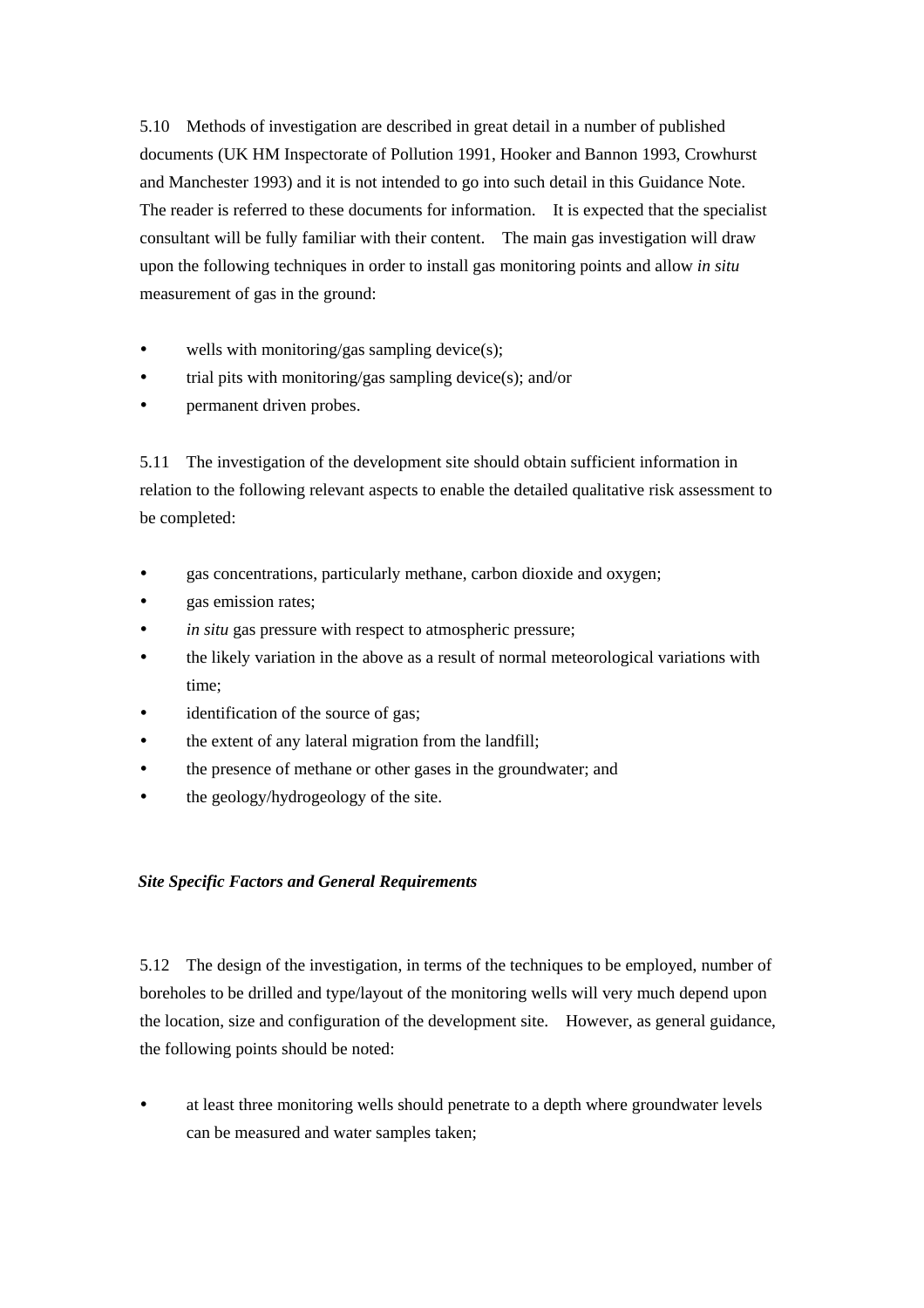5.10 Methods of investigation are described in great detail in a number of published documents (UK HM Inspectorate of Pollution 1991, Hooker and Bannon 1993, Crowhurst and Manchester 1993) and it is not intended to go into such detail in this Guidance Note. The reader is referred to these documents for information. It is expected that the specialist consultant will be fully familiar with their content. The main gas investigation will draw upon the following techniques in order to install gas monitoring points and allow *in situ* measurement of gas in the ground:

- wells with monitoring/gas sampling device(s);
- trial pits with monitoring/gas sampling device(s); and/or
- permanent driven probes.

5.11 The investigation of the development site should obtain sufficient information in relation to the following relevant aspects to enable the detailed qualitative risk assessment to be completed:

- gas concentrations, particularly methane, carbon dioxide and oxygen;
- gas emission rates;
- *in situ* gas pressure with respect to atmospheric pressure;
- the likely variation in the above as a result of normal meteorological variations with time;
- identification of the source of gas;
- the extent of any lateral migration from the landfill;
- the presence of methane or other gases in the groundwater; and
- the geology/hydrogeology of the site.

### *Site Specific Factors and General Requirements*

5.12 The design of the investigation, in terms of the techniques to be employed, number of boreholes to be drilled and type/layout of the monitoring wells will very much depend upon the location, size and configuration of the development site. However, as general guidance, the following points should be noted:

- at least three monitoring wells should penetrate to a depth where groundwater levels can be measured and water samples taken;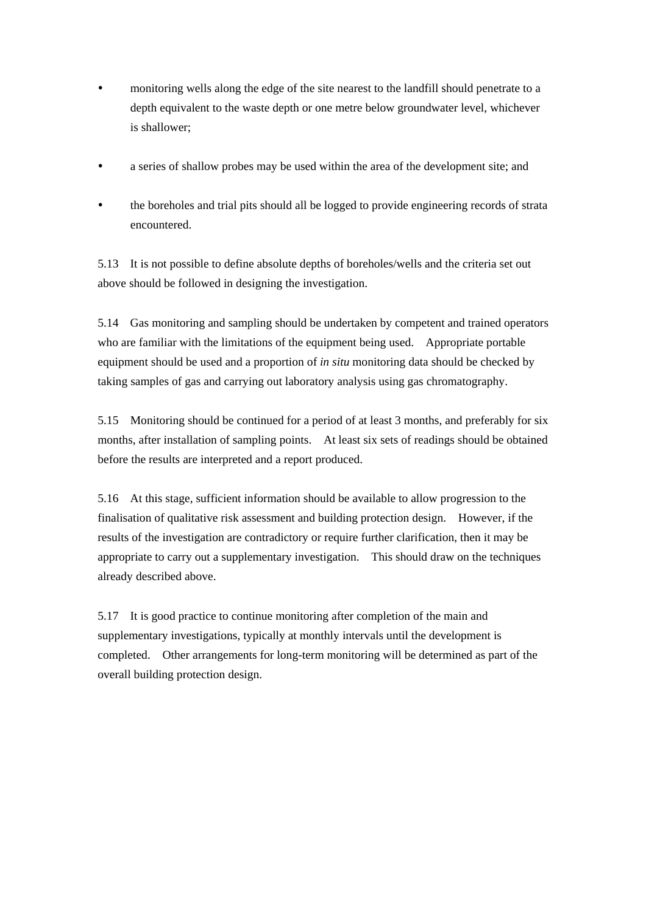- monitoring wells along the edge of the site nearest to the landfill should penetrate to a depth equivalent to the waste depth or one metre below groundwater level, whichever is shallower;

- a series of shallow probes may be used within the area of the development site; and

- the boreholes and trial pits should all be logged to provide engineering records of strata encountered.

5.13 It is not possible to define absolute depths of boreholes/wells and the criteria set out above should be followed in designing the investigation.

5.14 Gas monitoring and sampling should be undertaken by competent and trained operators who are familiar with the limitations of the equipment being used. Appropriate portable equipment should be used and a proportion of *in situ* monitoring data should be checked by taking samples of gas and carrying out laboratory analysis using gas chromatography.

5.15 Monitoring should be continued for a period of at least 3 months, and preferably for six months, after installation of sampling points. At least six sets of readings should be obtained before the results are interpreted and a report produced.

5.16 At this stage, sufficient information should be available to allow progression to the finalisation of qualitative risk assessment and building protection design. However, if the results of the investigation are contradictory or require further clarification, then it may be appropriate to carry out a supplementary investigation. This should draw on the techniques already described above.

5.17 It is good practice to continue monitoring after completion of the main and supplementary investigations, typically at monthly intervals until the development is completed. Other arrangements for long-term monitoring will be determined as part of the overall building protection design.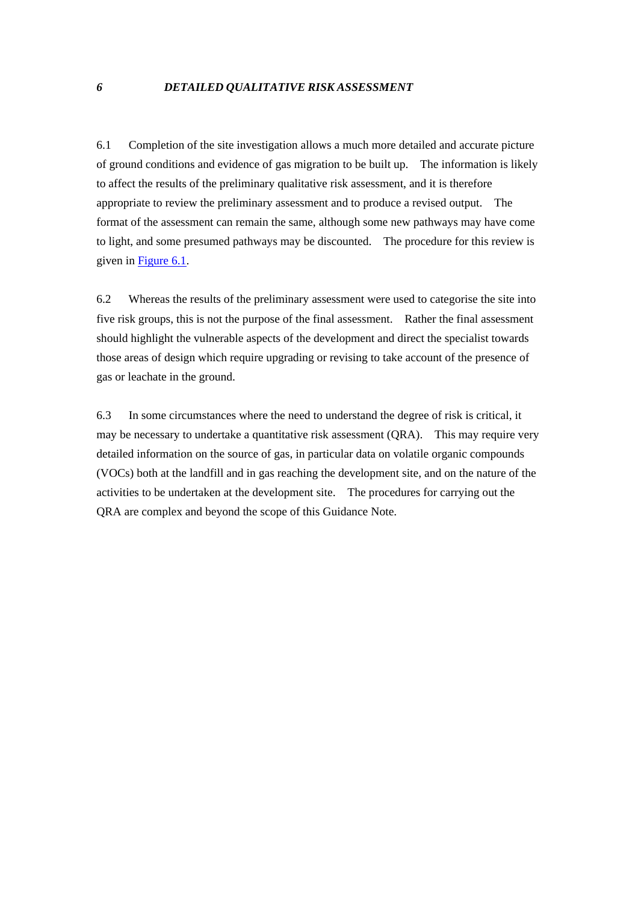# 6 DETAILED QUALITATIVE RISK ASSESSMENT

6.1 Completion of the site investigation allows a much more detailed and accurate picture of ground conditions and evidence of gas migration to be built up. The information is likely to affect the results of the preliminary qualitative risk assessment, and it is therefore appropriate to review the preliminary assessment and to produce a revised output. The format of the assessment can remain the same, although some new pathways may have come to light, and some presumed pathways may be discounted. The procedure for this review is given in Figure 6.1.

6.2 Whereas the results of the preliminary assessment were used to categorise the site into five risk groups, this is not the purpose of the final assessment. Rather the final assessment should highlight the vulnerable aspects of the development and direct the specialist towards those areas of design which require upgrading or revising to take account of the presence of gas or leachate in the ground.

6.3 In some circumstances where the need to understand the degree of risk is critical, it may be necessary to undertake a quantitative risk assessment (QRA). This may require very detailed information on the source of gas, in particular data on volatile organic compounds (VOCs) both at the landfill and in gas reaching the development site, and on the nature of the activities to be undertaken at the development site. The procedures for carrying out the QRA are complex and beyond the scope of this Guidance Note.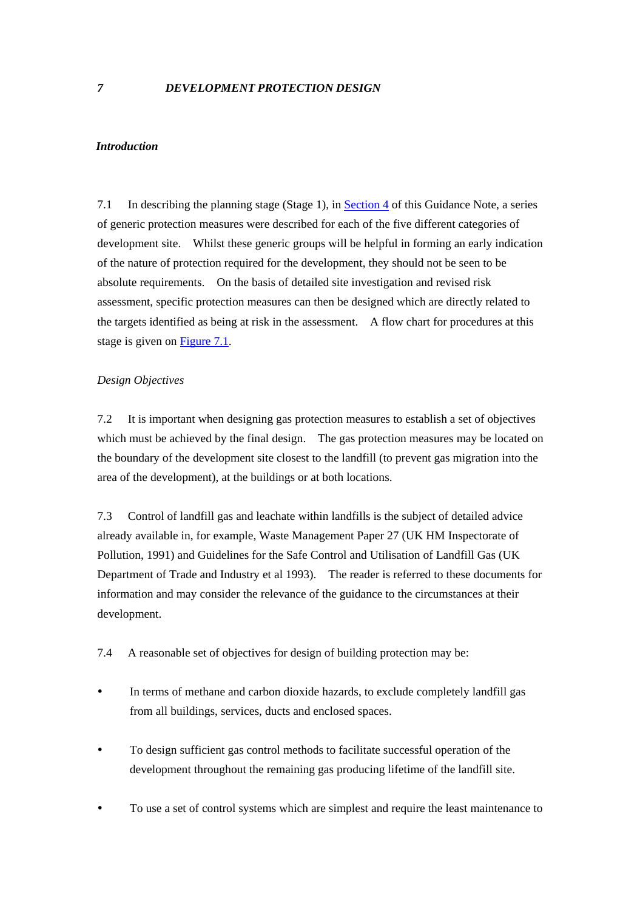## 7 *DEVELOPMENT PROTECTION DESIGN*

***Introduction***

7.1 In describing the planning stage (Stage 1), in Section 4 of this Guidance Note, a series of generic protection measures were described for each of the five different categories of development site. Whilst these generic groups will be helpful in forming an early indication of the nature of protection required for the development, they should not be seen to be absolute requirements. On the basis of detailed site investigation and revised risk assessment, specific protection measures can then be designed which are directly related to the targets identified as being at risk in the assessment. A flow chart for procedures at this stage is given on Figure 7.1.

*Design Objectives*

7.2 It is important when designing gas protection measures to establish a set of objectives which must be achieved by the final design. The gas protection measures may be located on the boundary of the development site closest to the landfill (to prevent gas migration into the area of the development), at the buildings or at both locations.

7.3 Control of landfill gas and leachate within landfills is the subject of detailed advice already available in, for example, Waste Management Paper 27 (UK HM Inspectorate of Pollution, 1991) and Guidelines for the Safe Control and Utilisation of Landfill Gas (UK Department of Trade and Industry et al 1993). The reader is referred to these documents for information and may consider the relevance of the guidance to the circumstances at their development.

7.4 A reasonable set of objectives for design of building protection may be:

- In terms of methane and carbon dioxide hazards, to exclude completely landfill gas from all buildings, services, ducts and enclosed spaces.
- To design sufficient gas control methods to facilitate successful operation of the development throughout the remaining gas producing lifetime of the landfill site.
- To use a set of control systems which are simplest and require the least maintenance to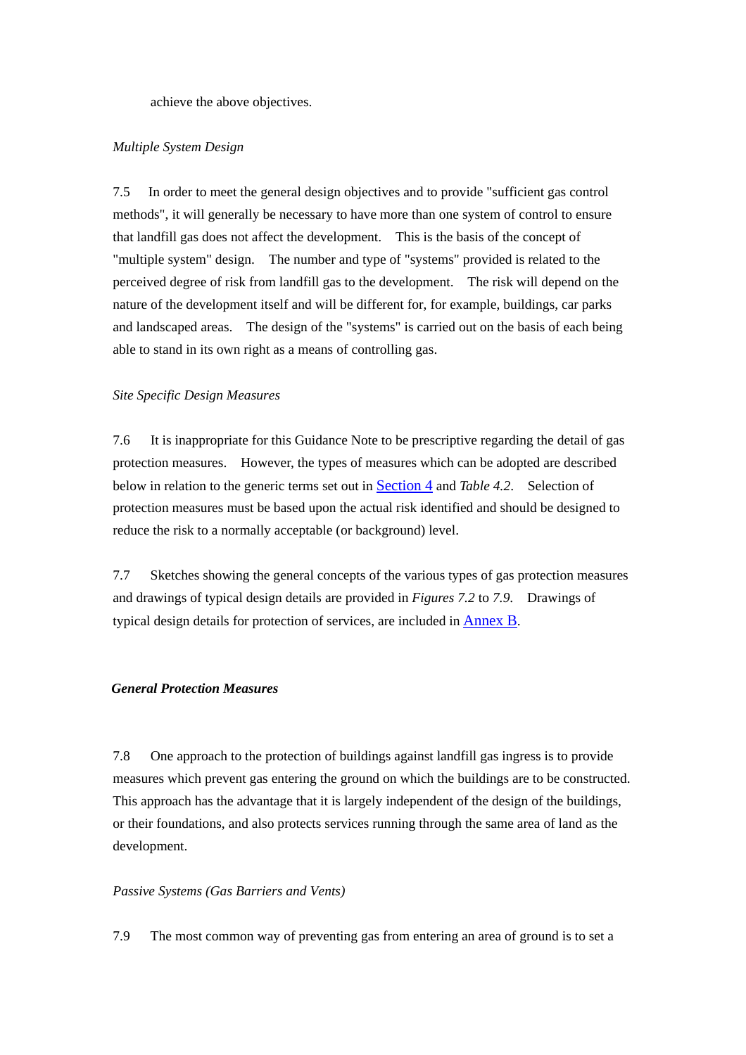achieve the above objectives.

*Multiple System Design*

7.5 In order to meet the general design objectives and to provide "sufficient gas control methods", it will generally be necessary to have more than one system of control to ensure that landfill gas does not affect the development. This is the basis of the concept of "multiple system" design. The number and type of "systems" provided is related to the perceived degree of risk from landfill gas to the development. The risk will depend on the nature of the development itself and will be different for, for example, buildings, car parks and landscaped areas. The design of the "systems" is carried out on the basis of each being able to stand in its own right as a means of controlling gas.

*Site Specific Design Measures*

7.6 It is inappropriate for this Guidance Note to be prescriptive regarding the detail of gas protection measures. However, the types of measures which can be adopted are described below in relation to the generic terms set out in Section 4 and *Table 4.2*. Selection of protection measures must be based upon the actual risk identified and should be designed to reduce the risk to a normally acceptable (or background) level.

7.7 Sketches showing the general concepts of the various types of gas protection measures and drawings of typical design details are provided in *Figures 7.2* to *7.9*. Drawings of typical design details for protection of services, are included in Annex B.

***General Protection Measures***

7.8 One approach to the protection of buildings against landfill gas ingress is to provide measures which prevent gas entering the ground on which the buildings are to be constructed. This approach has the advantage that it is largely independent of the design of the buildings, or their foundations, and also protects services running through the same area of land as the development.

*Passive Systems (Gas Barriers and Vents)*

7.9 The most common way of preventing gas from entering an area of ground is to set a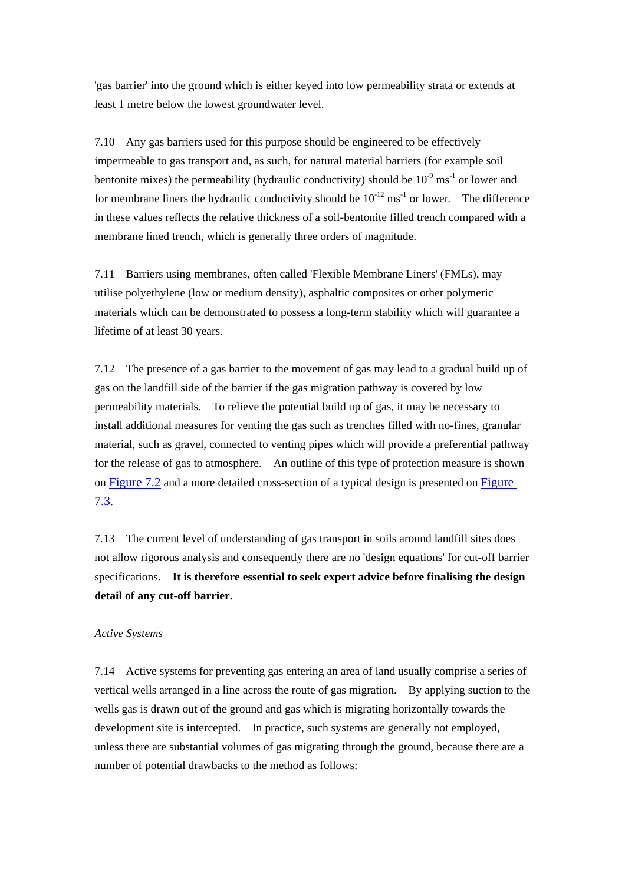'gas barrier' into the ground which is either keyed into low permeability strata or extends at least 1 metre below the lowest groundwater level.

7.10 Any gas barriers used for this purpose should be engineered to be effectively impermeable to gas transport and, as such, for natural material barriers (for example soil bentonite mixes) the permeability (hydraulic conductivity) should be $10^{-9}$ $ms^{-1}$ or lower and for membrane liners the hydraulic conductivity should be $10^{-12}$ $ms^{-1}$ or lower. The difference in these values reflects the relative thickness of a soil-bentonite filled trench compared with a membrane lined trench, which is generally three orders of magnitude.

7.11 Barriers using membranes, often called 'Flexible Membrane Liners' (FMLs), may utilise polyethylene (low or medium density), asphaltic composites or other polymeric materials which can be demonstrated to possess a long-term stability which will guarantee a lifetime of at least 30 years.

7.12 The presence of a gas barrier to the movement of gas may lead to a gradual build up of gas on the landfill side of the barrier if the gas migration pathway is covered by low permeability materials. To relieve the potential build up of gas, it may be necessary to install additional measures for venting the gas such as trenches filled with no-fines, granular material, such as gravel, connected to venting pipes which will provide a preferential pathway for the release of gas to atmosphere. An outline of this type of protection measure is shown on Figure 7.2 and a more detailed cross-section of a typical design is presented on Figure 7.3.

7.13 The current level of understanding of gas transport in soils around landfill sites does not allow rigorous analysis and consequently there are no 'design equations' for cut-off barrier specifications. **It is therefore essential to seek expert advice before finalising the design detail of any cut-off barrier.**

*Active Systems*

7.14 Active systems for preventing gas entering an area of land usually comprise a series of vertical wells arranged in a line across the route of gas migration. By applying suction to the wells gas is drawn out of the ground and gas which is migrating horizontally towards the development site is intercepted. In practice, such systems are generally not employed, unless there are substantial volumes of gas migrating through the ground, because there are a number of potential drawbacks to the method as follows: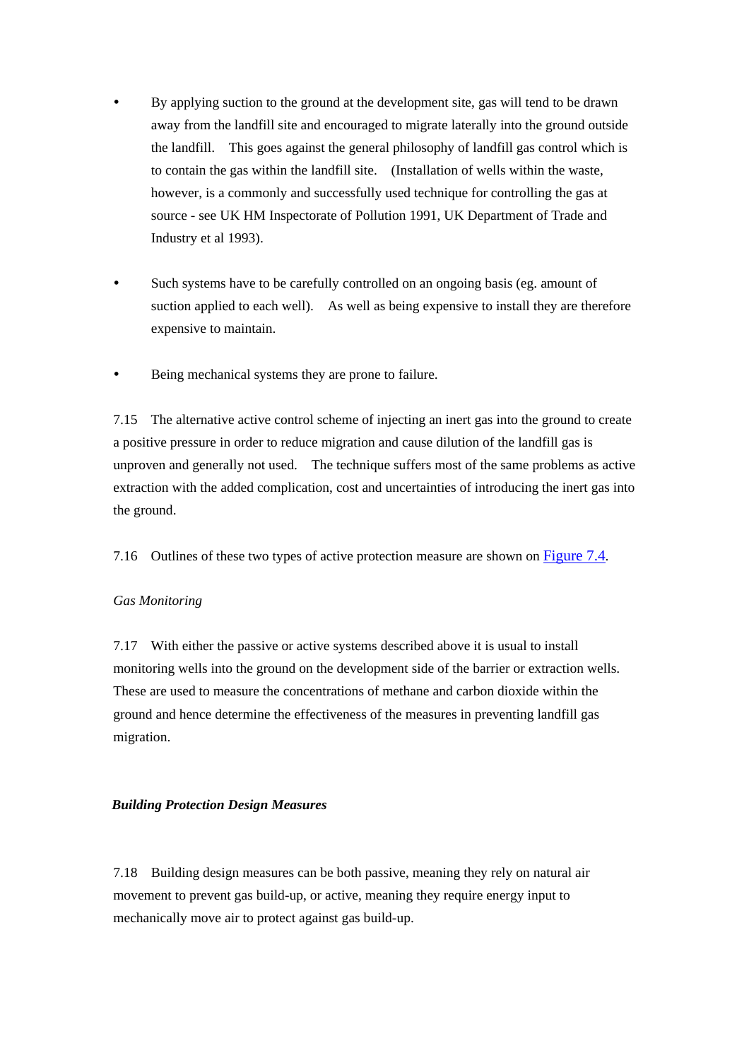- By applying suction to the ground at the development site, gas will tend to be drawn away from the landfill site and encouraged to migrate laterally into the ground outside the landfill. This goes against the general philosophy of landfill gas control which is to contain the gas within the landfill site. (Installation of wells within the waste, however, is a commonly and successfully used technique for controlling the gas at source - see UK HM Inspectorate of Pollution 1991, UK Department of Trade and Industry et al 1993).

- Such systems have to be carefully controlled on an ongoing basis (eg. amount of suction applied to each well). As well as being expensive to install they are therefore expensive to maintain.

- Being mechanical systems they are prone to failure.

7.15 The alternative active control scheme of injecting an inert gas into the ground to create a positive pressure in order to reduce migration and cause dilution of the landfill gas is unproven and generally not used. The technique suffers most of the same problems as active extraction with the added complication, cost and uncertainties of introducing the inert gas into the ground.

7.16 Outlines of these two types of active protection measure are shown on Figure 7.4.

*Gas Monitoring*

7.17 With either the passive or active systems described above it is usual to install monitoring wells into the ground on the development side of the barrier or extraction wells. These are used to measure the concentrations of methane and carbon dioxide within the ground and hence determine the effectiveness of the measures in preventing landfill gas migration.

***Building Protection Design Measures***

7.18 Building design measures can be both passive, meaning they rely on natural air movement to prevent gas build-up, or active, meaning they require energy input to mechanically move air to protect against gas build-up.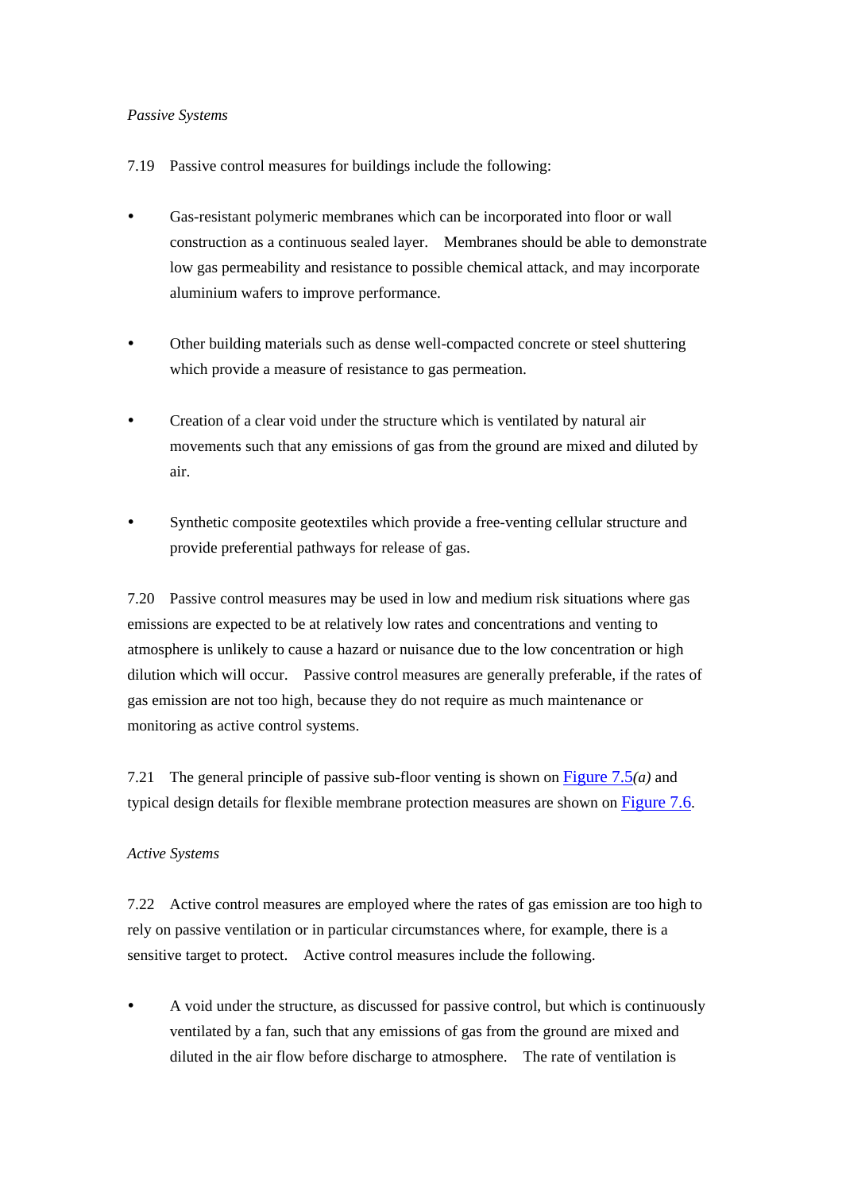*Passive Systems*

7.19 Passive control measures for buildings include the following:

- Gas-resistant polymeric membranes which can be incorporated into floor or wall construction as a continuous sealed layer. Membranes should be able to demonstrate low gas permeability and resistance to possible chemical attack, and may incorporate aluminium wafers to improve performance.

- Other building materials such as dense well-compacted concrete or steel shuttering which provide a measure of resistance to gas permeation.

- Creation of a clear void under the structure which is ventilated by natural air movements such that any emissions of gas from the ground are mixed and diluted by air.

- Synthetic composite geotextiles which provide a free-venting cellular structure and provide preferential pathways for release of gas.

7.20 Passive control measures may be used in low and medium risk situations where gas emissions are expected to be at relatively low rates and concentrations and venting to atmosphere is unlikely to cause a hazard or nuisance due to the low concentration or high dilution which will occur. Passive control measures are generally preferable, if the rates of gas emission are not too high, because they do not require as much maintenance or monitoring as active control systems.

7.21 The general principle of passive sub-floor venting is shown on Figure 7.5*(a)* and typical design details for flexible membrane protection measures are shown on Figure 7.6.

*Active Systems*

7.22 Active control measures are employed where the rates of gas emission are too high to rely on passive ventilation or in particular circumstances where, for example, there is a sensitive target to protect. Active control measures include the following.

- A void under the structure, as discussed for passive control, but which is continuously ventilated by a fan, such that any emissions of gas from the ground are mixed and diluted in the air flow before discharge to atmosphere. The rate of ventilation is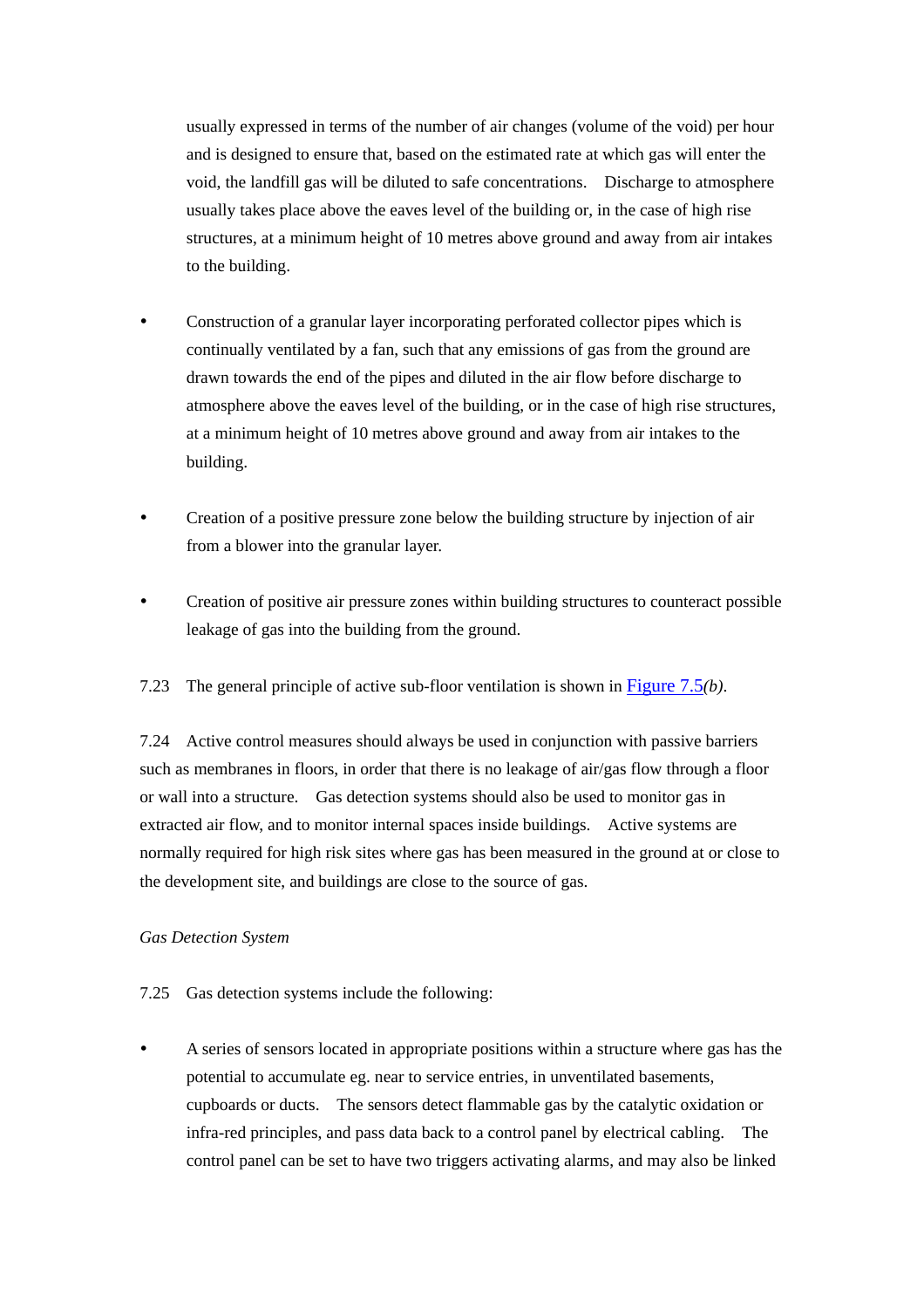usually expressed in terms of the number of air changes (volume of the void) per hour and is designed to ensure that, based on the estimated rate at which gas will enter the void, the landfill gas will be diluted to safe concentrations. Discharge to atmosphere usually takes place above the eaves level of the building or, in the case of high rise structures, at a minimum height of 10 metres above ground and away from air intakes to the building.

- Construction of a granular layer incorporating perforated collector pipes which is continually ventilated by a fan, such that any emissions of gas from the ground are drawn towards the end of the pipes and diluted in the air flow before discharge to atmosphere above the eaves level of the building, or in the case of high rise structures, at a minimum height of 10 metres above ground and away from air intakes to the building.

- Creation of a positive pressure zone below the building structure by injection of air from a blower into the granular layer.

- Creation of positive air pressure zones within building structures to counteract possible leakage of gas into the building from the ground.

7.23 The general principle of active sub-floor ventilation is shown in Figure 7.5*(b)*.

7.24 Active control measures should always be used in conjunction with passive barriers such as membranes in floors, in order that there is no leakage of air/gas flow through a floor or wall into a structure. Gas detection systems should also be used to monitor gas in extracted air flow, and to monitor internal spaces inside buildings. Active systems are normally required for high risk sites where gas has been measured in the ground at or close to the development site, and buildings are close to the source of gas.

*Gas Detection System*

7.25 Gas detection systems include the following:

- A series of sensors located in appropriate positions within a structure where gas has the potential to accumulate eg. near to service entries, in unventilated basements, cupboards or ducts. The sensors detect flammable gas by the catalytic oxidation or infra-red principles, and pass data back to a control panel by electrical cabling. The control panel can be set to have two triggers activating alarms, and may also be linked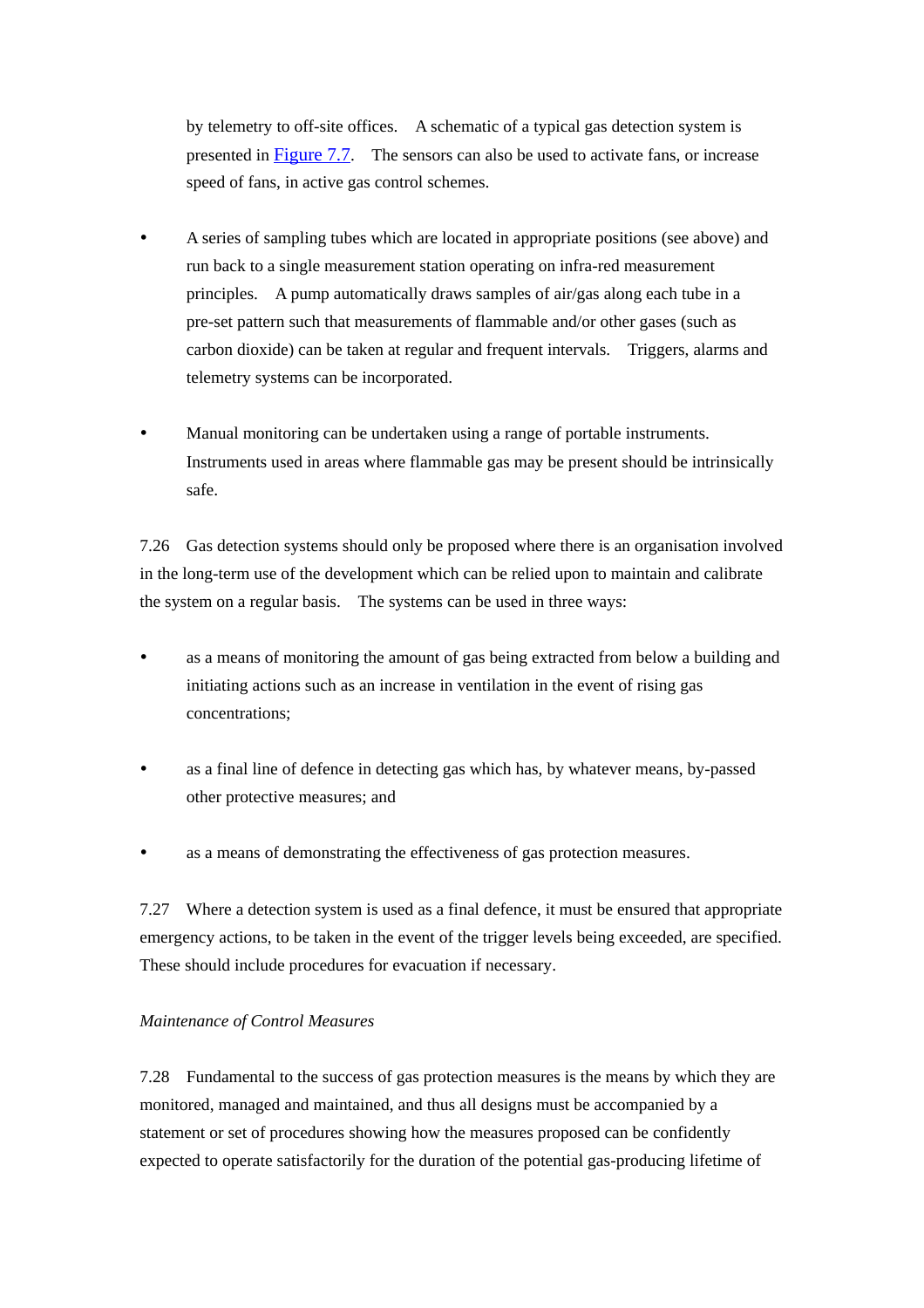by telemetry to off-site offices. A schematic of a typical gas detection system is presented in [Figure 7.7](). The sensors can also be used to activate fans, or increase speed of fans, in active gas control schemes.

- A series of sampling tubes which are located in appropriate positions (see above) and run back to a single measurement station operating on infra-red measurement principles. A pump automatically draws samples of air/gas along each tube in a pre-set pattern such that measurements of flammable and/or other gases (such as carbon dioxide) can be taken at regular and frequent intervals. Triggers, alarms and telemetry systems can be incorporated.

- Manual monitoring can be undertaken using a range of portable instruments. Instruments used in areas where flammable gas may be present should be intrinsically safe.

7.26 Gas detection systems should only be proposed where there is an organisation involved in the long-term use of the development which can be relied upon to maintain and calibrate the system on a regular basis. The systems can be used in three ways:

- as a means of monitoring the amount of gas being extracted from below a building and initiating actions such as an increase in ventilation in the event of rising gas concentrations;

- as a final line of defence in detecting gas which has, by whatever means, by-passed other protective measures; and

- as a means of demonstrating the effectiveness of gas protection measures.

7.27 Where a detection system is used as a final defence, it must be ensured that appropriate emergency actions, to be taken in the event of the trigger levels being exceeded, are specified. These should include procedures for evacuation if necessary.

*Maintenance of Control Measures*

7.28 Fundamental to the success of gas protection measures is the means by which they are monitored, managed and maintained, and thus all designs must be accompanied by a statement or set of procedures showing how the measures proposed can be confidently expected to operate satisfactorily for the duration of the potential gas-producing lifetime of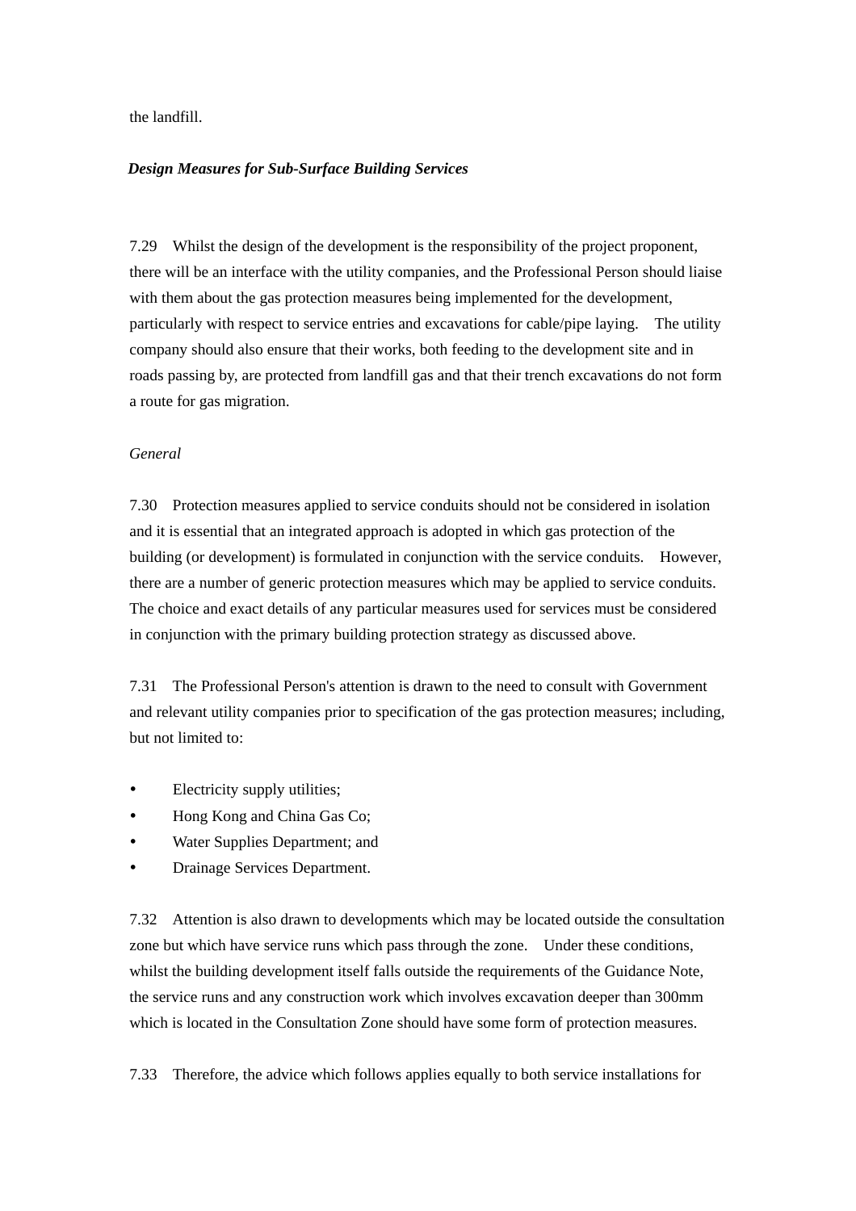the landfill.

***Design Measures for Sub-Surface Building Services***

7.29 Whilst the design of the development is the responsibility of the project proponent, there will be an interface with the utility companies, and the Professional Person should liaise with them about the gas protection measures being implemented for the development, particularly with respect to service entries and excavations for cable/pipe laying. The utility company should also ensure that their works, both feeding to the development site and in roads passing by, are protected from landfill gas and that their trench excavations do not form a route for gas migration.

*General*

7.30 Protection measures applied to service conduits should not be considered in isolation and it is essential that an integrated approach is adopted in which gas protection of the building (or development) is formulated in conjunction with the service conduits. However, there are a number of generic protection measures which may be applied to service conduits. The choice and exact details of any particular measures used for services must be considered in conjunction with the primary building protection strategy as discussed above.

7.31 The Professional Person's attention is drawn to the need to consult with Government and relevant utility companies prior to specification of the gas protection measures; including, but not limited to:

- Electricity supply utilities;
- Hong Kong and China Gas Co;
- Water Supplies Department; and
- Drainage Services Department.

7.32 Attention is also drawn to developments which may be located outside the consultation zone but which have service runs which pass through the zone. Under these conditions, whilst the building development itself falls outside the requirements of the Guidance Note, the service runs and any construction work which involves excavation deeper than 300mm which is located in the Consultation Zone should have some form of protection measures.

7.33 Therefore, the advice which follows applies equally to both service installations for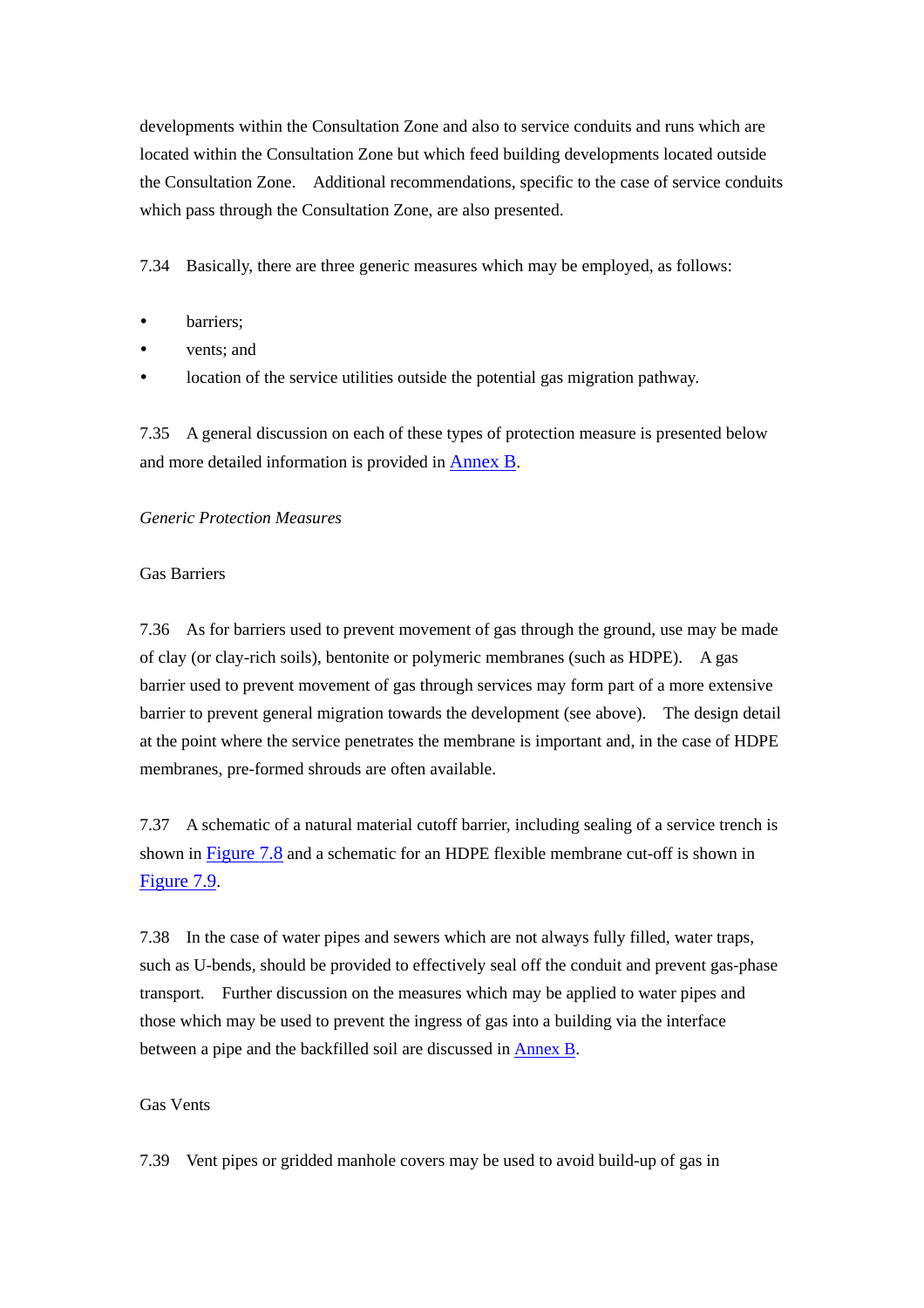developments within the Consultation Zone and also to service conduits and runs which are located within the Consultation Zone but which feed building developments located outside the Consultation Zone. Additional recommendations, specific to the case of service conduits which pass through the Consultation Zone, are also presented.

7.34 Basically, there are three generic measures which may be employed, as follows:

- barriers;
- vents; and
- location of the service utilities outside the potential gas migration pathway.

7.35 A general discussion on each of these types of protection measure is presented below and more detailed information is provided in Annex B.

*Generic Protection Measures*

Gas Barriers

7.36 As for barriers used to prevent movement of gas through the ground, use may be made of clay (or clay-rich soils), bentonite or polymeric membranes (such as HDPE). A gas barrier used to prevent movement of gas through services may form part of a more extensive barrier to prevent general migration towards the development (see above). The design detail at the point where the service penetrates the membrane is important and, in the case of HDPE membranes, pre-formed shrouds are often available.

7.37 A schematic of a natural material cutoff barrier, including sealing of a service trench is shown in Figure 7.8 and a schematic for an HDPE flexible membrane cut-off is shown in Figure 7.9.

7.38 In the case of water pipes and sewers which are not always fully filled, water traps, such as U-bends, should be provided to effectively seal off the conduit and prevent gas-phase transport. Further discussion on the measures which may be applied to water pipes and those which may be used to prevent the ingress of gas into a building via the interface between a pipe and the backfilled soil are discussed in Annex B.

Gas Vents

7.39 Vent pipes or gridded manhole covers may be used to avoid build-up of gas in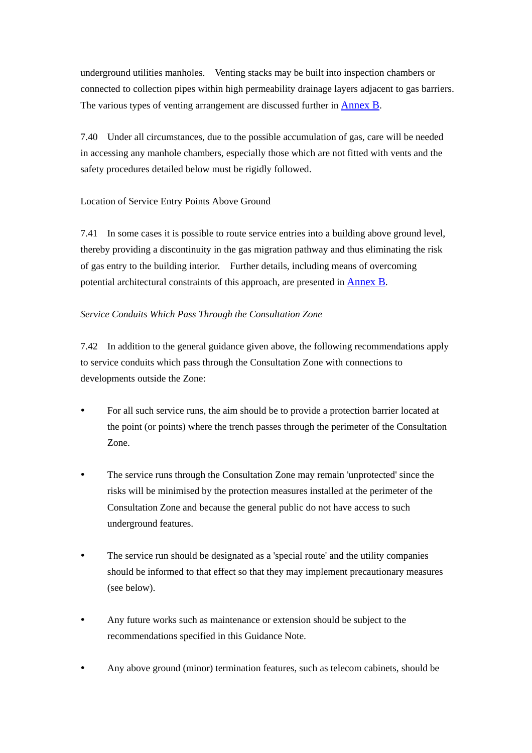underground utilities manholes. Venting stacks may be built into inspection chambers or connected to collection pipes within high permeability drainage layers adjacent to gas barriers. The various types of venting arrangement are discussed further in Annex B.

7.40 Under all circumstances, due to the possible accumulation of gas, care will be needed in accessing any manhole chambers, especially those which are not fitted with vents and the safety procedures detailed below must be rigidly followed.

Location of Service Entry Points Above Ground

7.41 In some cases it is possible to route service entries into a building above ground level, thereby providing a discontinuity in the gas migration pathway and thus eliminating the risk of gas entry to the building interior. Further details, including means of overcoming potential architectural constraints of this approach, are presented in Annex B.

*Service Conduits Which Pass Through the Consultation Zone*

7.42 In addition to the general guidance given above, the following recommendations apply to service conduits which pass through the Consultation Zone with connections to developments outside the Zone:

- For all such service runs, the aim should be to provide a protection barrier located at the point (or points) where the trench passes through the perimeter of the Consultation Zone.

- The service runs through the Consultation Zone may remain 'unprotected' since the risks will be minimised by the protection measures installed at the perimeter of the Consultation Zone and because the general public do not have access to such underground features.

- The service run should be designated as a 'special route' and the utility companies should be informed to that effect so that they may implement precautionary measures (see below).

- Any future works such as maintenance or extension should be subject to the recommendations specified in this Guidance Note.

- Any above ground (minor) termination features, such as telecom cabinets, should be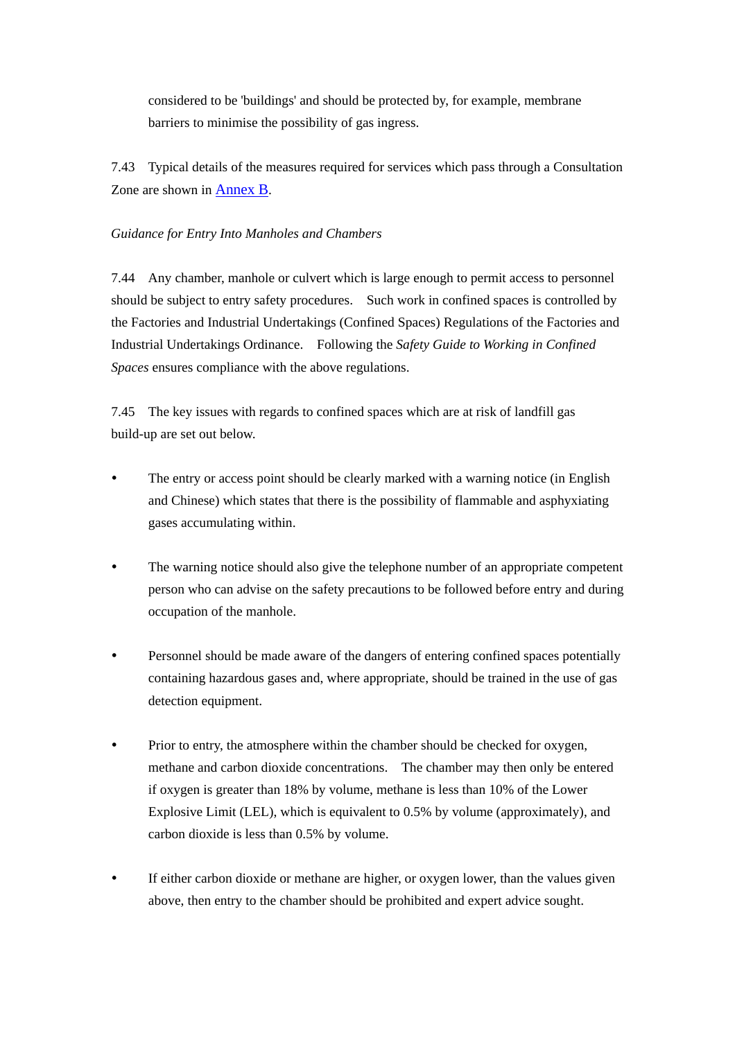considered to be 'buildings' and should be protected by, for example, membrane barriers to minimise the possibility of gas ingress.

7.43 Typical details of the measures required for services which pass through a Consultation Zone are shown in Annex B.

*Guidance for Entry Into Manholes and Chambers*

7.44 Any chamber, manhole or culvert which is large enough to permit access to personnel should be subject to entry safety procedures. Such work in confined spaces is controlled by the Factories and Industrial Undertakings (Confined Spaces) Regulations of the Factories and Industrial Undertakings Ordinance. Following the *Safety Guide to Working in Confined Spaces* ensures compliance with the above regulations.

7.45 The key issues with regards to confined spaces which are at risk of landfill gas build-up are set out below.

- The entry or access point should be clearly marked with a warning notice (in English and Chinese) which states that there is the possibility of flammable and asphyxiating gases accumulating within.

- The warning notice should also give the telephone number of an appropriate competent person who can advise on the safety precautions to be followed before entry and during occupation of the manhole.

- Personnel should be made aware of the dangers of entering confined spaces potentially containing hazardous gases and, where appropriate, should be trained in the use of gas detection equipment.

- Prior to entry, the atmosphere within the chamber should be checked for oxygen, methane and carbon dioxide concentrations. The chamber may then only be entered if oxygen is greater than 18% by volume, methane is less than 10% of the Lower Explosive Limit (LEL), which is equivalent to 0.5% by volume (approximately), and carbon dioxide is less than 0.5% by volume.

- If either carbon dioxide or methane are higher, or oxygen lower, than the values given above, then entry to the chamber should be prohibited and expert advice sought.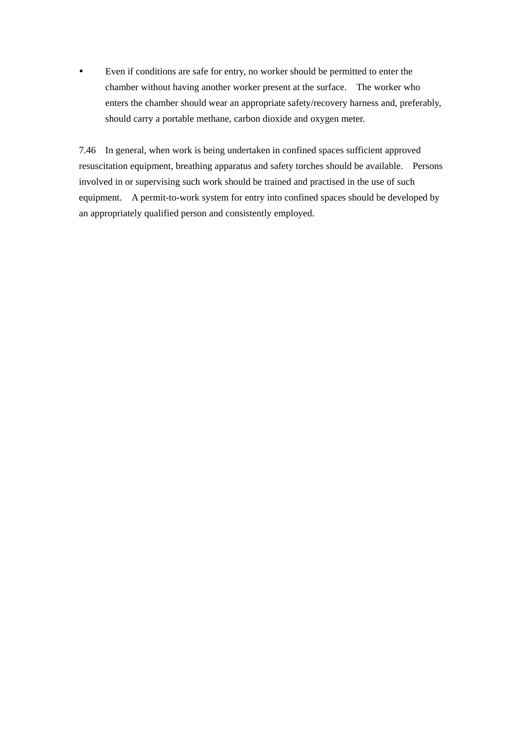- Even if conditions are safe for entry, no worker should be permitted to enter the chamber without having another worker present at the surface. The worker who enters the chamber should wear an appropriate safety/recovery harness and, preferably, should carry a portable methane, carbon dioxide and oxygen meter.

7.46 In general, when work is being undertaken in confined spaces sufficient approved resuscitation equipment, breathing apparatus and safety torches should be available. Persons involved in or supervising such work should be trained and practised in the use of such equipment. A permit-to-work system for entry into confined spaces should be developed by an appropriately qualified person and consistently employed.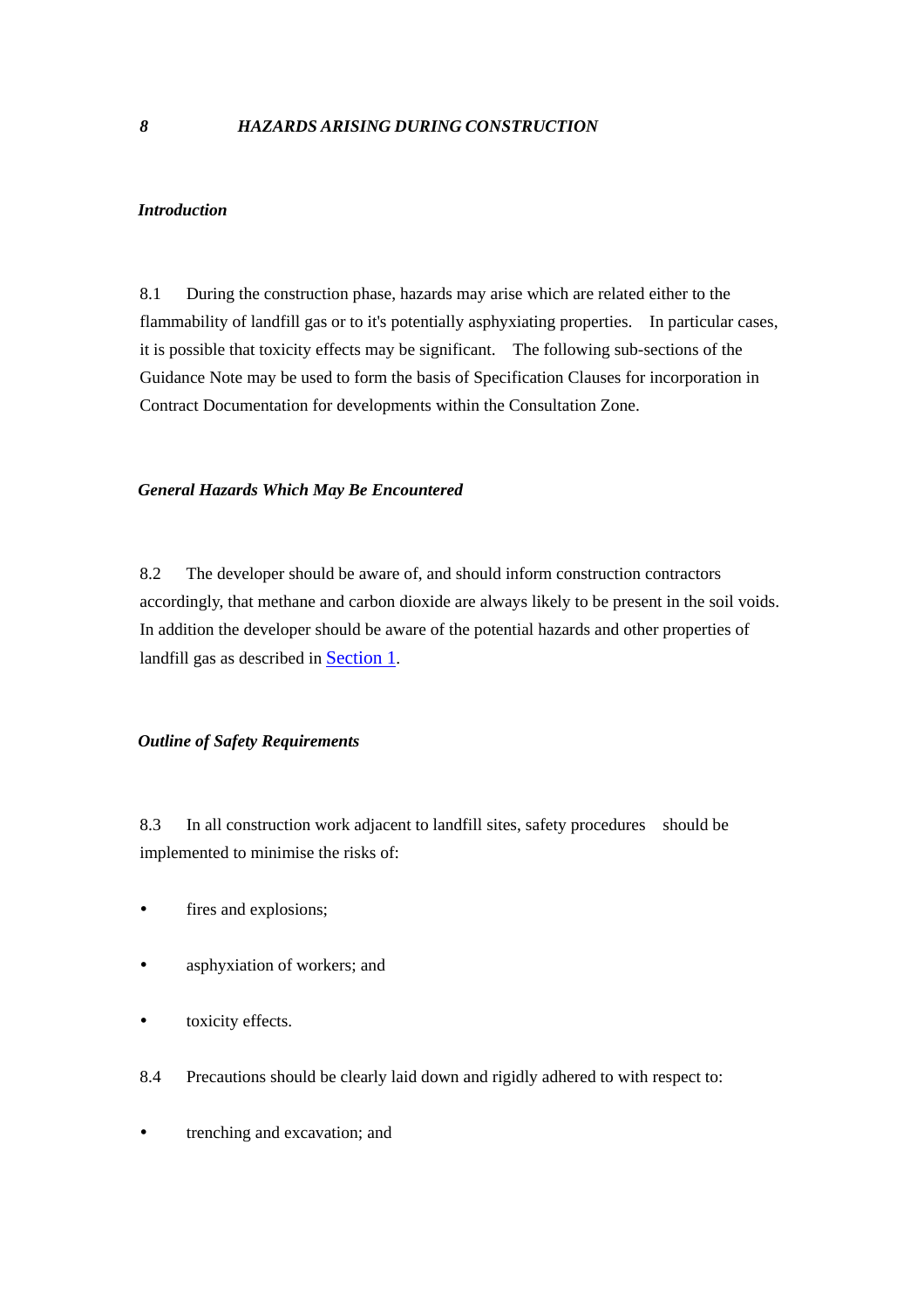## 8 HAZARDS ARISING DURING CONSTRUCTION

### *Introduction*

8.1 During the construction phase, hazards may arise which are related either to the flammability of landfill gas or to it's potentially asphyxiating properties. In particular cases, it is possible that toxicity effects may be significant. The following sub-sections of the Guidance Note may be used to form the basis of Specification Clauses for incorporation in Contract Documentation for developments within the Consultation Zone.

### *General Hazards Which May Be Encountered*

8.2 The developer should be aware of, and should inform construction contractors accordingly, that methane and carbon dioxide are always likely to be present in the soil voids. In addition the developer should be aware of the potential hazards and other properties of landfill gas as described in Section 1.

### *Outline of Safety Requirements*

8.3 In all construction work adjacent to landfill sites, safety procedures should be implemented to minimise the risks of:

- fires and explosions;
- asphyxiation of workers; and
- toxicity effects.

8.4 Precautions should be clearly laid down and rigidly adhered to with respect to:

- trenching and excavation; and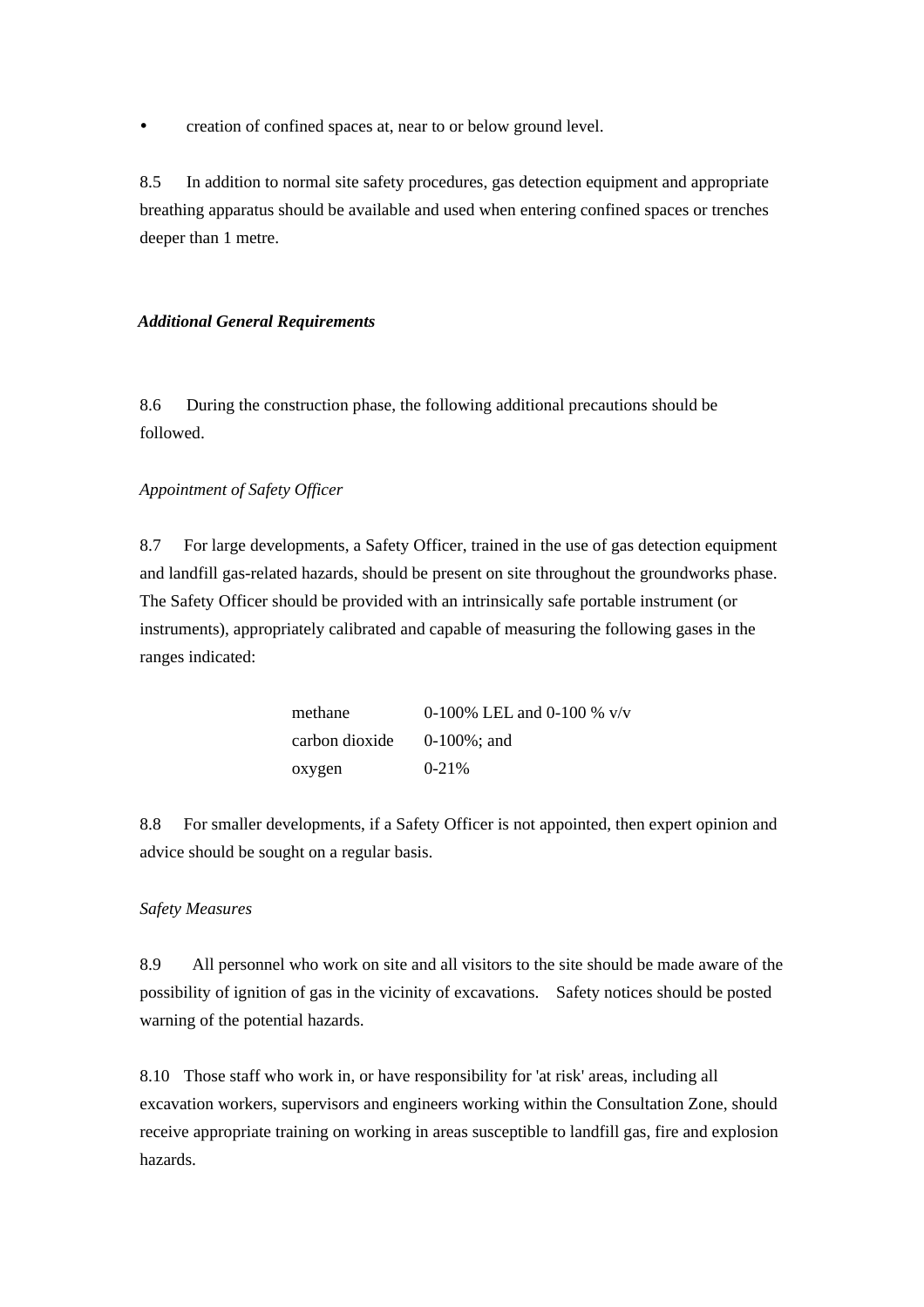- creation of confined spaces at, near to or below ground level.

8.5 In addition to normal site safety procedures, gas detection equipment and appropriate breathing apparatus should be available and used when entering confined spaces or trenches deeper than 1 metre.

***Additional General Requirements***

8.6 During the construction phase, the following additional precautions should be followed.

*Appointment of Safety Officer*

8.7 For large developments, a Safety Officer, trained in the use of gas detection equipment and landfill gas-related hazards, should be present on site throughout the groundworks phase. The Safety Officer should be provided with an intrinsically safe portable instrument (or instruments), appropriately calibrated and capable of measuring the following gases in the ranges indicated:

| | |
|---|---|
| methane | 0-100% LEL and 0-100 % v/v |
| carbon dioxide | 0-100%; and |
| oxygen | 0-21% |

8.8 For smaller developments, if a Safety Officer is not appointed, then expert opinion and advice should be sought on a regular basis.

*Safety Measures*

8.9 All personnel who work on site and all visitors to the site should be made aware of the possibility of ignition of gas in the vicinity of excavations. Safety notices should be posted warning of the potential hazards.

8.10 Those staff who work in, or have responsibility for 'at risk' areas, including all excavation workers, supervisors and engineers working within the Consultation Zone, should receive appropriate training on working in areas susceptible to landfill gas, fire and explosion hazards.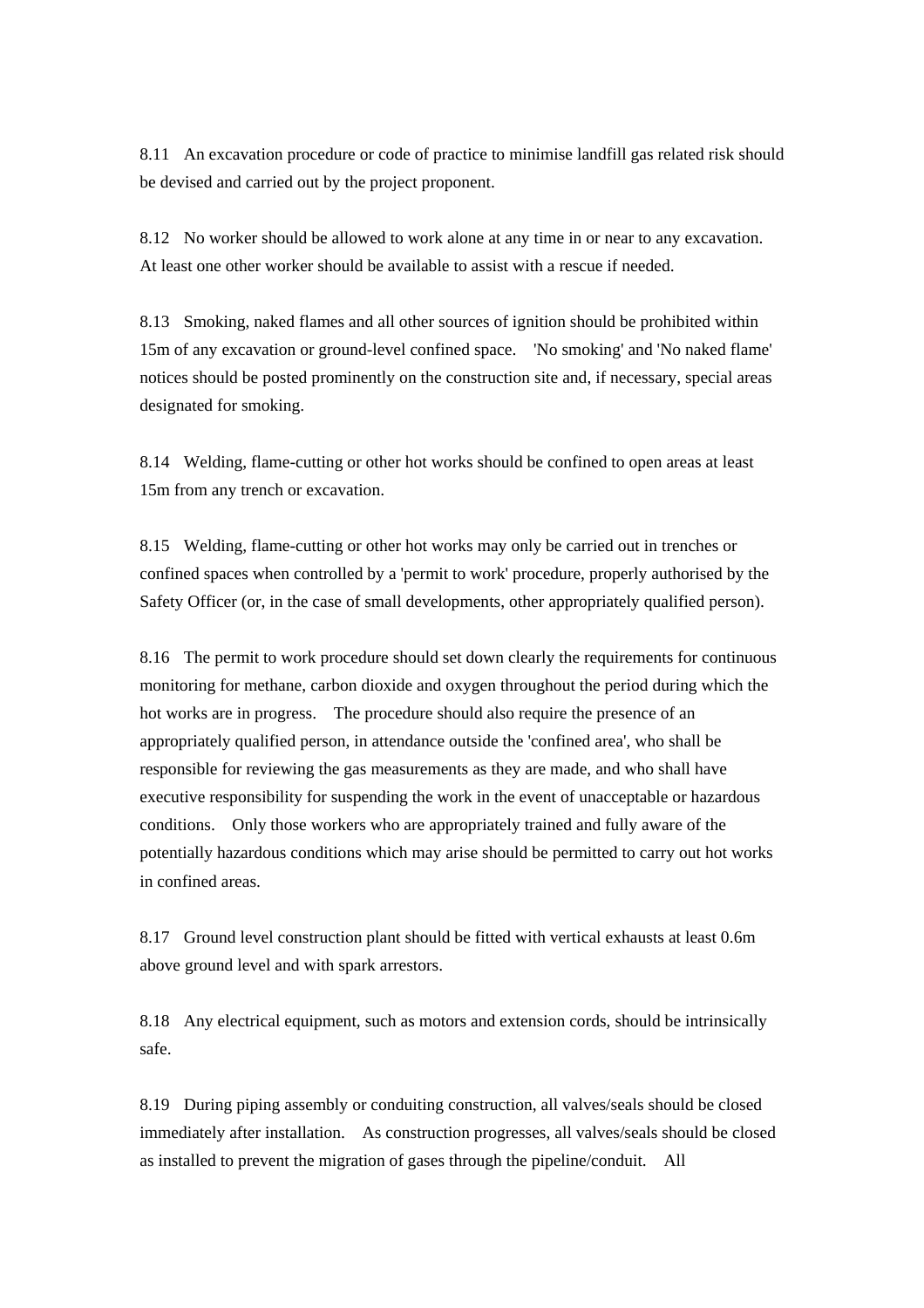8.11 An excavation procedure or code of practice to minimise landfill gas related risk should be devised and carried out by the project proponent.

8.12 No worker should be allowed to work alone at any time in or near to any excavation. At least one other worker should be available to assist with a rescue if needed.

8.13 Smoking, naked flames and all other sources of ignition should be prohibited within 15m of any excavation or ground-level confined space. 'No smoking' and 'No naked flame' notices should be posted prominently on the construction site and, if necessary, special areas designated for smoking.

8.14 Welding, flame-cutting or other hot works should be confined to open areas at least 15m from any trench or excavation.

8.15 Welding, flame-cutting or other hot works may only be carried out in trenches or confined spaces when controlled by a 'permit to work' procedure, properly authorised by the Safety Officer (or, in the case of small developments, other appropriately qualified person).

8.16 The permit to work procedure should set down clearly the requirements for continuous monitoring for methane, carbon dioxide and oxygen throughout the period during which the hot works are in progress. The procedure should also require the presence of an appropriately qualified person, in attendance outside the 'confined area', who shall be responsible for reviewing the gas measurements as they are made, and who shall have executive responsibility for suspending the work in the event of unacceptable or hazardous conditions. Only those workers who are appropriately trained and fully aware of the potentially hazardous conditions which may arise should be permitted to carry out hot works in confined areas.

8.17 Ground level construction plant should be fitted with vertical exhausts at least 0.6m above ground level and with spark arrestors.

8.18 Any electrical equipment, such as motors and extension cords, should be intrinsically safe.

8.19 During piping assembly or conduiting construction, all valves/seals should be closed immediately after installation. As construction progresses, all valves/seals should be closed as installed to prevent the migration of gases through the pipeline/conduit. All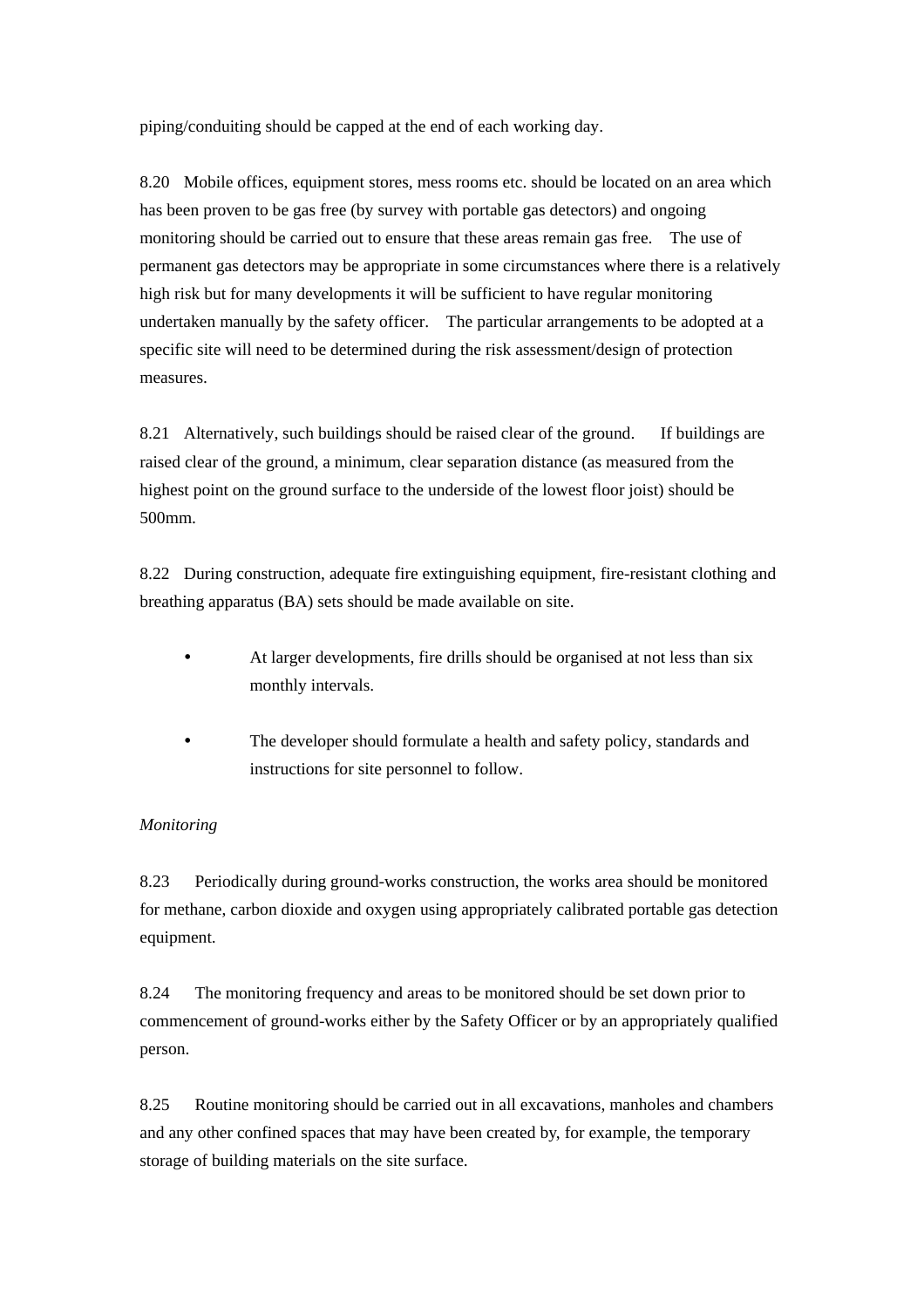piping/conduiting should be capped at the end of each working day.

8.20 Mobile offices, equipment stores, mess rooms etc. should be located on an area which has been proven to be gas free (by survey with portable gas detectors) and ongoing monitoring should be carried out to ensure that these areas remain gas free. The use of permanent gas detectors may be appropriate in some circumstances where there is a relatively high risk but for many developments it will be sufficient to have regular monitoring undertaken manually by the safety officer. The particular arrangements to be adopted at a specific site will need to be determined during the risk assessment/design of protection measures.

8.21 Alternatively, such buildings should be raised clear of the ground. If buildings are raised clear of the ground, a minimum, clear separation distance (as measured from the highest point on the ground surface to the underside of the lowest floor joist) should be 500mm.

8.22 During construction, adequate fire extinguishing equipment, fire-resistant clothing and breathing apparatus (BA) sets should be made available on site.

- At larger developments, fire drills should be organised at not less than six monthly intervals.
- The developer should formulate a health and safety policy, standards and instructions for site personnel to follow.

*Monitoring*

8.23 Periodically during ground-works construction, the works area should be monitored for methane, carbon dioxide and oxygen using appropriately calibrated portable gas detection equipment.

8.24 The monitoring frequency and areas to be monitored should be set down prior to commencement of ground-works either by the Safety Officer or by an appropriately qualified person.

8.25 Routine monitoring should be carried out in all excavations, manholes and chambers and any other confined spaces that may have been created by, for example, the temporary storage of building materials on the site surface.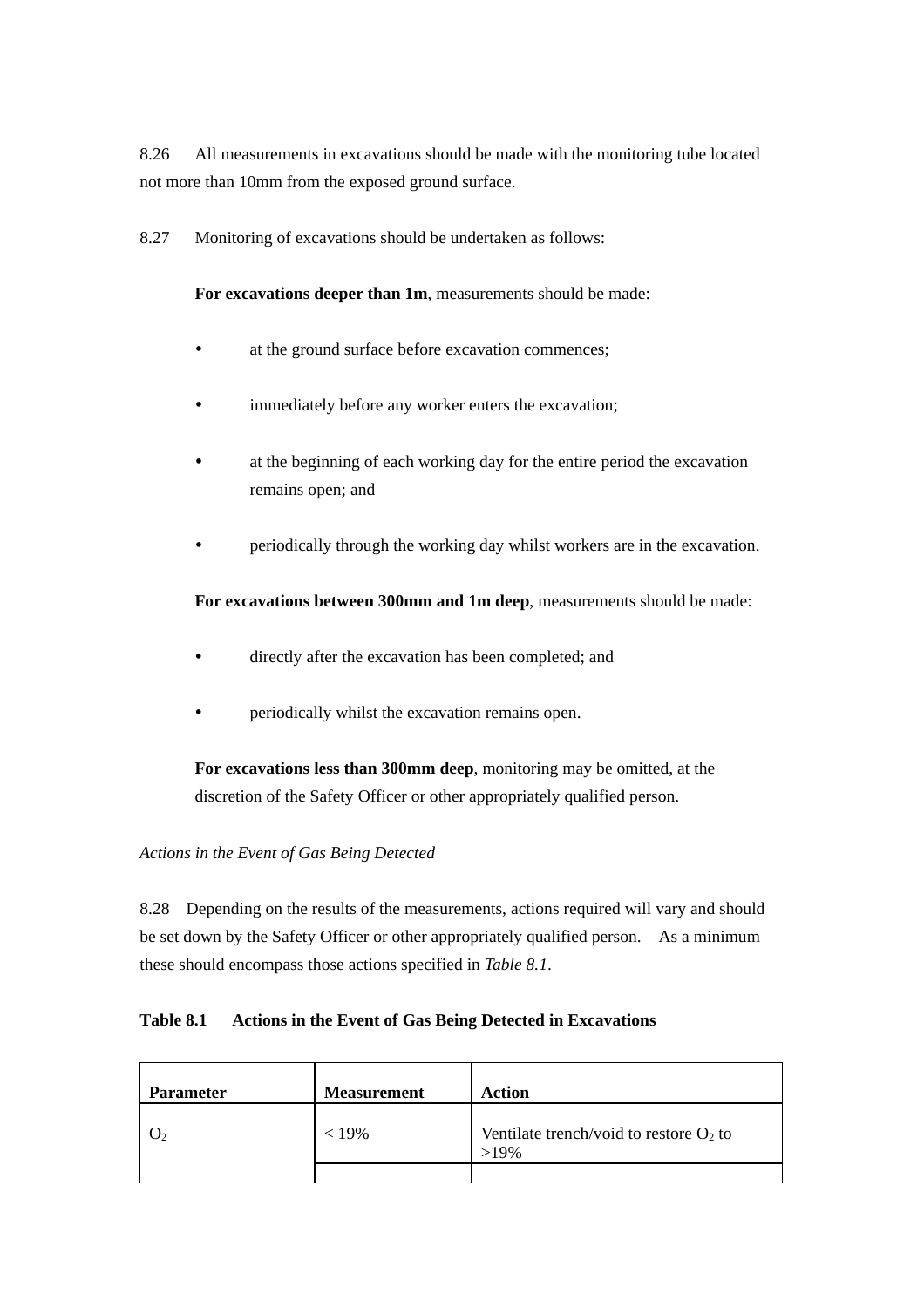8.26 All measurements in excavations should be made with the monitoring tube located not more than 10mm from the exposed ground surface.

8.27 Monitoring of excavations should be undertaken as follows:

**For excavations deeper than 1m**, measurements should be made:

- at the ground surface before excavation commences;
- immediately before any worker enters the excavation;
- at the beginning of each working day for the entire period the excavation remains open; and
- periodically through the working day whilst workers are in the excavation.

**For excavations between 300mm and 1m deep**, measurements should be made:

- directly after the excavation has been completed; and
- periodically whilst the excavation remains open.

**For excavations less than 300mm deep**, monitoring may be omitted, at the discretion of the Safety Officer or other appropriately qualified person.

*Actions in the Event of Gas Being Detected*

8.28 Depending on the results of the measurements, actions required will vary and should be set down by the Safety Officer or other appropriately qualified person. As a minimum these should encompass those actions specified in *Table 8.1*.

**Table 8.1 Actions in the Event of Gas Being Detected in Excavations**

| Parameter | Measurement | Action |
|---|---|---|
| $O_2$ | < 19% | Ventilate trench/void to restore $O_2$ to >19% |
| | | |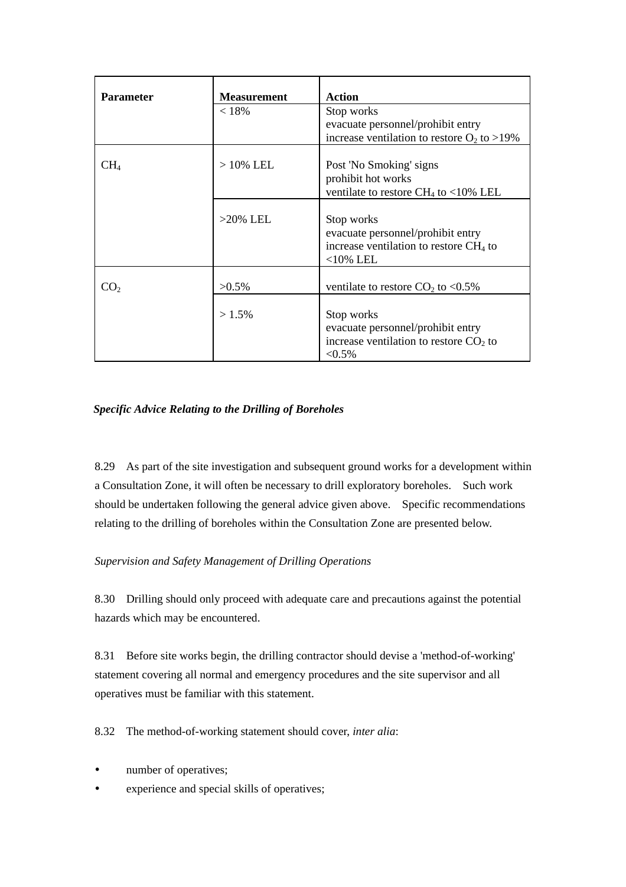| Parameter | Measurement | Action |
|---|---|---|
| | < 18% | Stop works<br>evacuate personnel/prohibit entry<br>increase ventilation to restore $O_2$ to >19% |
| $CH_4$ | > 10% LEL | Post 'No Smoking' signs<br>prohibit hot works<br>ventilate to restore $CH_4$ to <10% LEL |
| | >20% LEL | Stop works<br>evacuate personnel/prohibit entry<br>increase ventilation to restore $CH_4$ to <10% LEL |
| $CO_2$ | >0.5% | ventilate to restore $CO_2$ to <0.5% |
| | > 1.5% | Stop works<br>evacuate personnel/prohibit entry<br>increase ventilation to restore $CO_2$ to <0.5% |

***Specific Advice Relating to the Drilling of Boreholes***

8.29 As part of the site investigation and subsequent ground works for a development within a Consultation Zone, it will often be necessary to drill exploratory boreholes. Such work should be undertaken following the general advice given above. Specific recommendations relating to the drilling of boreholes within the Consultation Zone are presented below.

*Supervision and Safety Management of Drilling Operations*

8.30 Drilling should only proceed with adequate care and precautions against the potential hazards which may be encountered.

8.31 Before site works begin, the drilling contractor should devise a 'method-of-working' statement covering all normal and emergency procedures and the site supervisor and all operatives must be familiar with this statement.

8.32 The method-of-working statement should cover, *inter alia*:

- number of operatives;
- experience and special skills of operatives;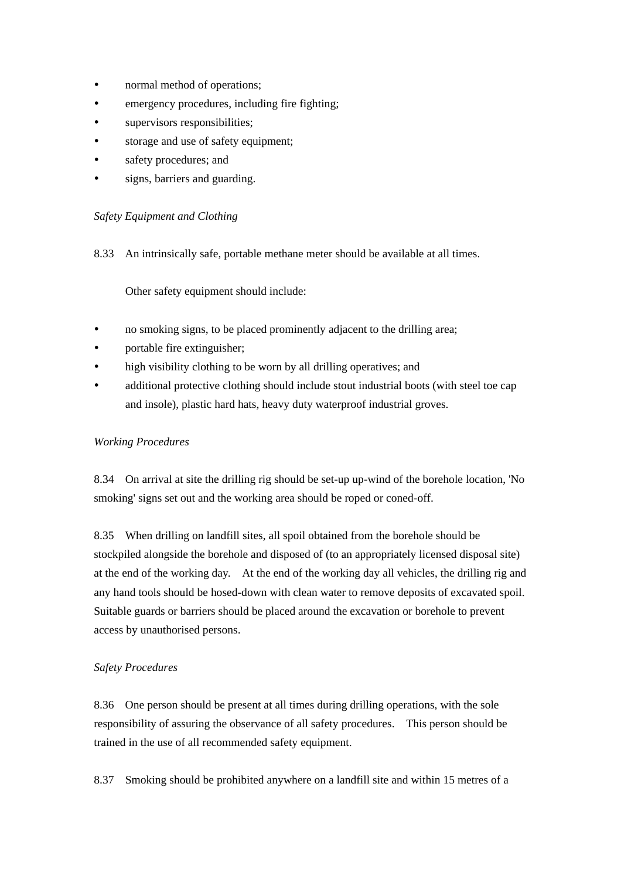- normal method of operations;
- emergency procedures, including fire fighting;
- supervisors responsibilities;
- storage and use of safety equipment;
- safety procedures; and
- signs, barriers and guarding.

*Safety Equipment and Clothing*

8.33 An intrinsically safe, portable methane meter should be available at all times.

Other safety equipment should include:

- no smoking signs, to be placed prominently adjacent to the drilling area;
- portable fire extinguisher;
- high visibility clothing to be worn by all drilling operatives; and
- additional protective clothing should include stout industrial boots (with steel toe cap and insole), plastic hard hats, heavy duty waterproof industrial groves.

*Working Procedures*

8.34 On arrival at site the drilling rig should be set-up up-wind of the borehole location, 'No smoking' signs set out and the working area should be roped or coned-off.

8.35 When drilling on landfill sites, all spoil obtained from the borehole should be stockpiled alongside the borehole and disposed of (to an appropriately licensed disposal site) at the end of the working day. At the end of the working day all vehicles, the drilling rig and any hand tools should be hosed-down with clean water to remove deposits of excavated spoil. Suitable guards or barriers should be placed around the excavation or borehole to prevent access by unauthorised persons.

*Safety Procedures*

8.36 One person should be present at all times during drilling operations, with the sole responsibility of assuring the observance of all safety procedures. This person should be trained in the use of all recommended safety equipment.

8.37 Smoking should be prohibited anywhere on a landfill site and within 15 metres of a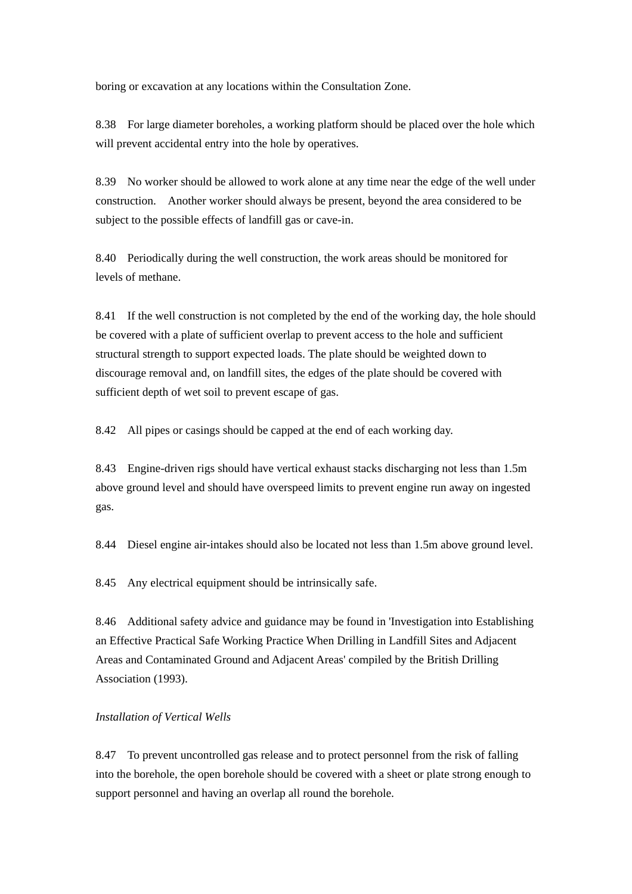boring or excavation at any locations within the Consultation Zone.

8.38 For large diameter boreholes, a working platform should be placed over the hole which will prevent accidental entry into the hole by operatives.

8.39 No worker should be allowed to work alone at any time near the edge of the well under construction. Another worker should always be present, beyond the area considered to be subject to the possible effects of landfill gas or cave-in.

8.40 Periodically during the well construction, the work areas should be monitored for levels of methane.

8.41 If the well construction is not completed by the end of the working day, the hole should be covered with a plate of sufficient overlap to prevent access to the hole and sufficient structural strength to support expected loads. The plate should be weighted down to discourage removal and, on landfill sites, the edges of the plate should be covered with sufficient depth of wet soil to prevent escape of gas.

8.42 All pipes or casings should be capped at the end of each working day.

8.43 Engine-driven rigs should have vertical exhaust stacks discharging not less than 1.5m above ground level and should have overspeed limits to prevent engine run away on ingested gas.

8.44 Diesel engine air-intakes should also be located not less than 1.5m above ground level.

8.45 Any electrical equipment should be intrinsically safe.

8.46 Additional safety advice and guidance may be found in 'Investigation into Establishing an Effective Practical Safe Working Practice When Drilling in Landfill Sites and Adjacent Areas and Contaminated Ground and Adjacent Areas' compiled by the British Drilling Association (1993).

*Installation of Vertical Wells*

8.47 To prevent uncontrolled gas release and to protect personnel from the risk of falling into the borehole, the open borehole should be covered with a sheet or plate strong enough to support personnel and having an overlap all round the borehole.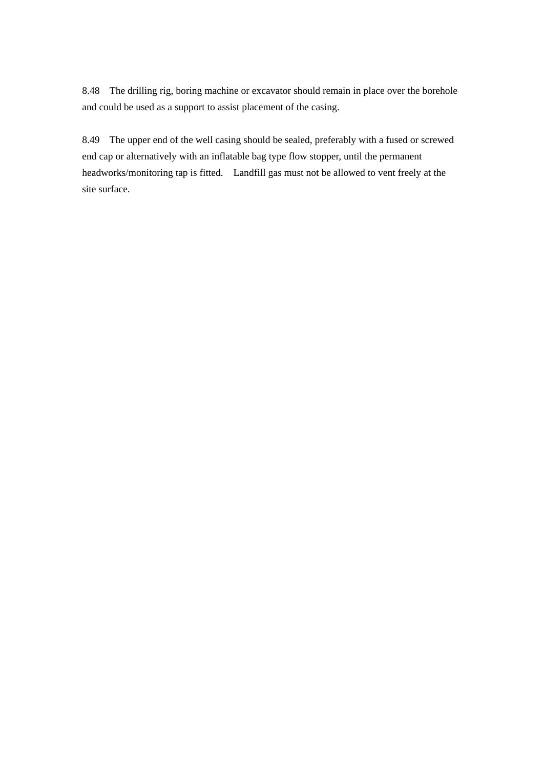8.48 The drilling rig, boring machine or excavator should remain in place over the borehole and could be used as a support to assist placement of the casing.

8.49 The upper end of the well casing should be sealed, preferably with a fused or screwed end cap or alternatively with an inflatable bag type flow stopper, until the permanent headworks/monitoring tap is fitted. Landfill gas must not be allowed to vent freely at the site surface.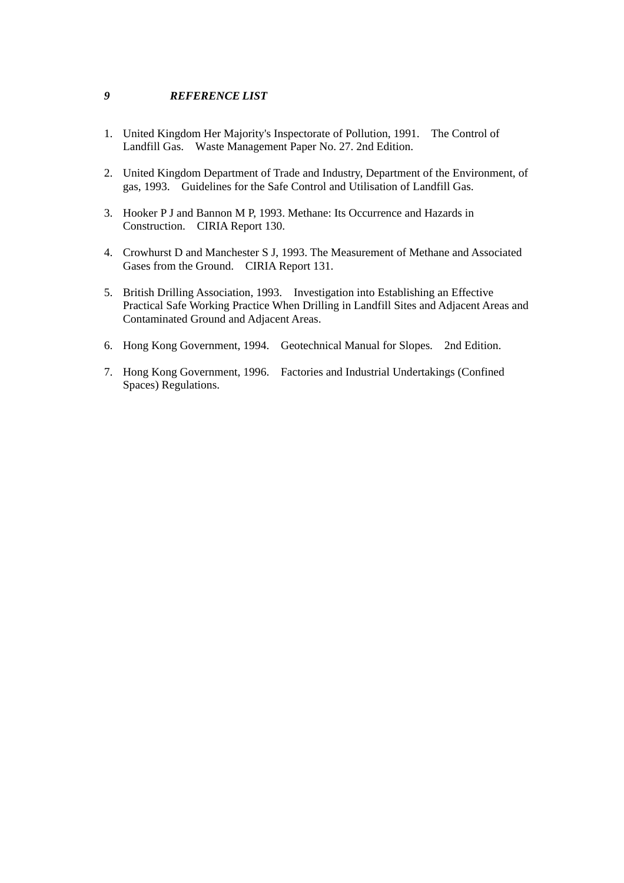## *9 REFERENCE LIST*

1. United Kingdom Her Majority's Inspectorate of Pollution, 1991. The Control of Landfill Gas. Waste Management Paper No. 27. 2nd Edition.

2. United Kingdom Department of Trade and Industry, Department of the Environment, of gas, 1993. Guidelines for the Safe Control and Utilisation of Landfill Gas.

3. Hooker P J and Bannon M P, 1993. Methane: Its Occurrence and Hazards in Construction. CIRIA Report 130.

4. Crowhurst D and Manchester S J, 1993. The Measurement of Methane and Associated Gases from the Ground. CIRIA Report 131.

5. British Drilling Association, 1993. Investigation into Establishing an Effective Practical Safe Working Practice When Drilling in Landfill Sites and Adjacent Areas and Contaminated Ground and Adjacent Areas.

6. Hong Kong Government, 1994. Geotechnical Manual for Slopes. 2nd Edition.

7. Hong Kong Government, 1996. Factories and Industrial Undertakings (Confined Spaces) Regulations.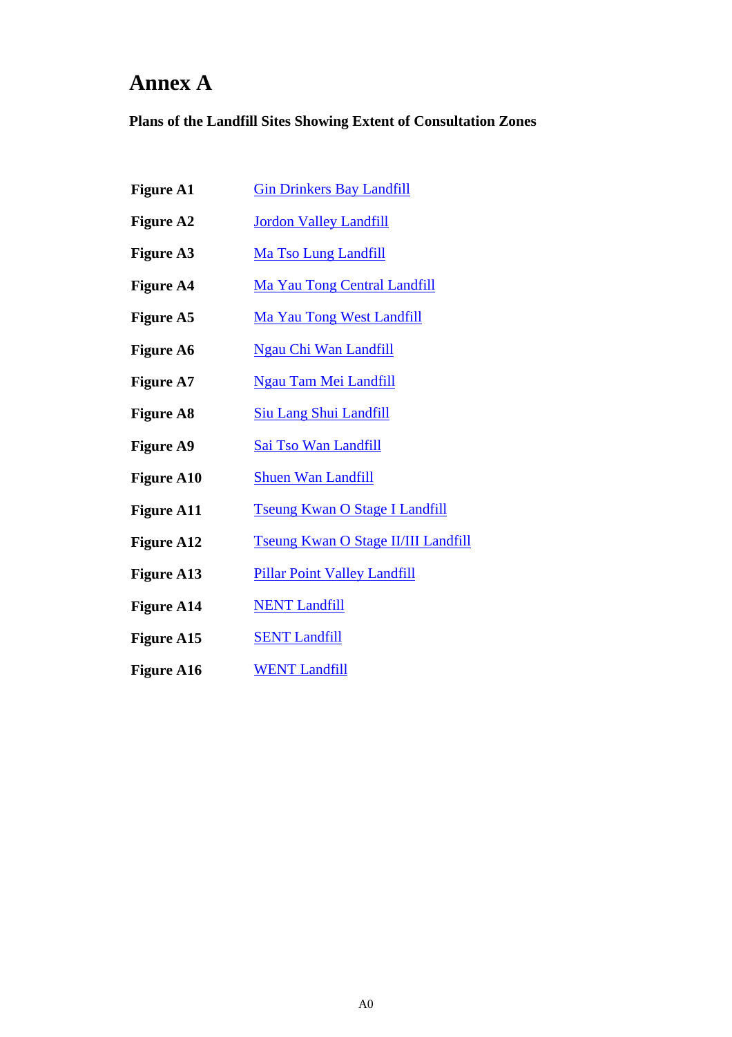# Annex A

**Plans of the Landfill Sites Showing Extent of Consultation Zones**

| | |
|---|---|
| **Figure A1** | Gin Drinkers Bay Landfill |
| **Figure A2** | Jordon Valley Landfill |
| **Figure A3** | Ma Tso Lung Landfill |
| **Figure A4** | Ma Yau Tong Central Landfill |
| **Figure A5** | Ma Yau Tong West Landfill |
| **Figure A6** | Ngau Chi Wan Landfill |
| **Figure A7** | Ngau Tam Mei Landfill |
| **Figure A8** | Siu Lang Shui Landfill |
| **Figure A9** | Sai Tso Wan Landfill |
| **Figure A10** | Shuen Wan Landfill |
| **Figure A11** | Tseung Kwan O Stage I Landfill |
| **Figure A12** | Tseung Kwan O Stage II/III Landfill |
| **Figure A13** | Pillar Point Valley Landfill |
| **Figure A14** | NENT Landfill |
| **Figure A15** | SENT Landfill |
| **Figure A16** | WENT Landfill |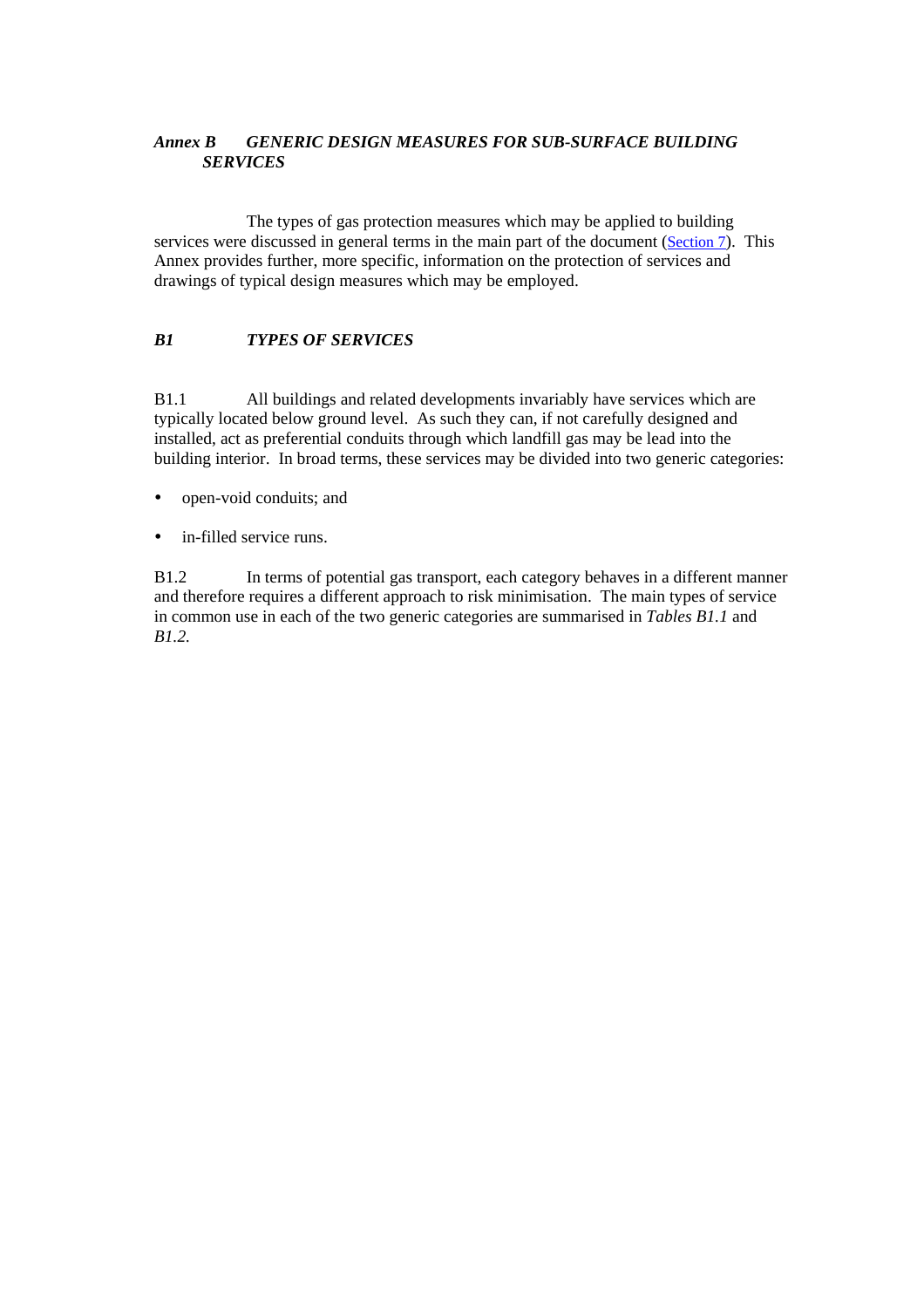## *Annex B GENERIC DESIGN MEASURES FOR SUB-SURFACE BUILDING SERVICES*

The types of gas protection measures which may be applied to building services were discussed in general terms in the main part of the document (Section 7). This Annex provides further, more specific, information on the protection of services and drawings of typical design measures which may be employed.

### *B1 TYPES OF SERVICES*

B1.1 All buildings and related developments invariably have services which are typically located below ground level. As such they can, if not carefully designed and installed, act as preferential conduits through which landfill gas may be lead into the building interior. In broad terms, these services may be divided into two generic categories:

- open-void conduits; and
- in-filled service runs.

B1.2 In terms of potential gas transport, each category behaves in a different manner and therefore requires a different approach to risk minimisation. The main types of service in common use in each of the two generic categories are summarised in *Tables B1.1* and *B1.2.*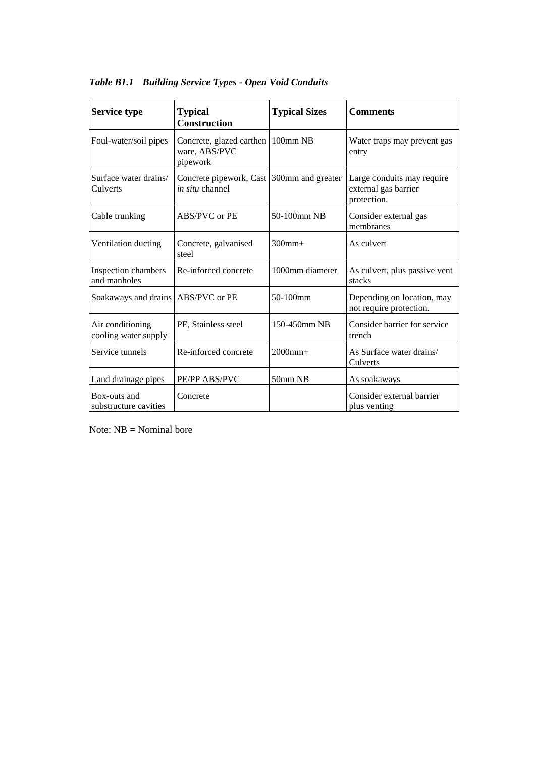*Table B1.1 Building Service Types - Open Void Conduits*

| Service type | Typical Construction | Typical Sizes | Comments |
|---|---|---|---|
| Foul-water/soil pipes | Concrete, glazed earthen ware, ABS/PVC pipework | 100mm NB | Water traps may prevent gas entry |
| Surface water drains/ Culverts | Concrete pipework, Cast *in situ* channel | 300mm and greater | Large conduits may require external gas barrier protection. |
| Cable trunking | ABS/PVC or PE | 50-100mm NB | Consider external gas membranes |
| Ventilation ducting | Concrete, galvanised steel | 300mm+ | As culvert |
| Inspection chambers and manholes | Re-inforced concrete | 1000mm diameter | As culvert, plus passive vent stacks |
| Soakaways and drains | ABS/PVC or PE | 50-100mm | Depending on location, may not require protection. |
| Air conditioning cooling water supply | PE, Stainless steel | 150-450mm NB | Consider barrier for service trench |
| Service tunnels | Re-inforced concrete | 2000mm+ | As Surface water drains/ Culverts |
| Land drainage pipes | PE/PP ABS/PVC | 50mm NB | As soakaways |
| Box-outs and substructure cavities | Concrete | | Consider external barrier plus venting |

Note: NB = Nominal bore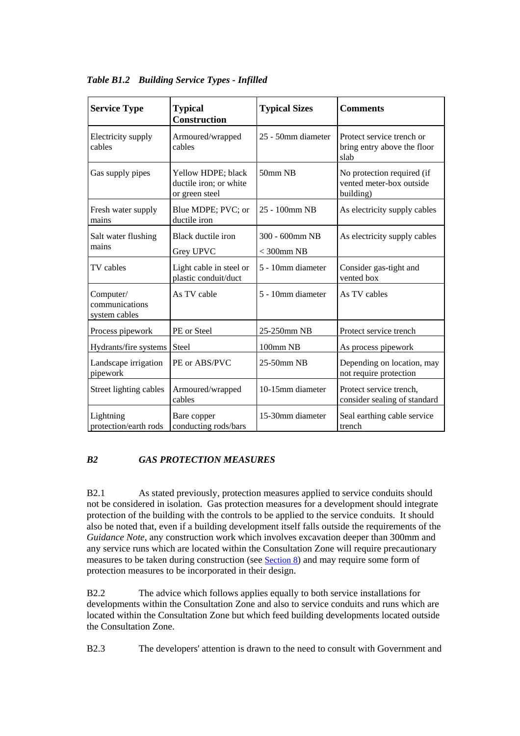*Table B1.2 Building Service Types - Infilled*

| Service Type | Typical Construction | Typical Sizes | Comments |
|---|---|---|---|
| Electricity supply cables | Armoured/wrapped cables | 25 - 50mm diameter | Protect service trench or bring entry above the floor slab |
| Gas supply pipes | Yellow HDPE; black ductile iron; or white or green steel | 50mm NB | No protection required (if vented meter-box outside building) |
| Fresh water supply mains | Blue MDPE; PVC; or ductile iron | 25 - 100mm NB | As electricity supply cables |
| Salt water flushing mains | Black ductile iron<br>Grey UPVC | 300 - 600mm NB<br>< 300mm NB | As electricity supply cables |
| TV cables | Light cable in steel or plastic conduit/duct | 5 - 10mm diameter | Consider gas-tight and vented box |
| Computer/ communications system cables | As TV cable | 5 - 10mm diameter | As TV cables |
| Process pipework | PE or Steel | 25-250mm NB | Protect service trench |
| Hydrants/fire systems | Steel | 100mm NB | As process pipework |
| Landscape irrigation pipework | PE or ABS/PVC | 25-50mm NB | Depending on location, may not require protection |
| Street lighting cables | Armoured/wrapped cables | 10-15mm diameter | Protect service trench, consider sealing of standard |
| Lightning protection/earth rods | Bare copper conducting rods/bars | 15-30mm diameter | Seal earthing cable service trench |

## *B2 GAS PROTECTION MEASURES*

B2.1 As stated previously, protection measures applied to service conduits should not be considered in isolation. Gas protection measures for a development should integrate protection of the building with the controls to be applied to the service conduits. It should also be noted that, even if a building development itself falls outside the requirements of the *Guidance Note*, any construction work which involves excavation deeper than 300mm and any service runs which are located within the Consultation Zone will require precautionary measures to be taken during construction (see Section 8) and may require some form of protection measures to be incorporated in their design.

B2.2 The advice which follows applies equally to both service installations for developments within the Consultation Zone and also to service conduits and runs which are located within the Consultation Zone but which feed building developments located outside the Consultation Zone.

B2.3 The developers' attention is drawn to the need to consult with Government and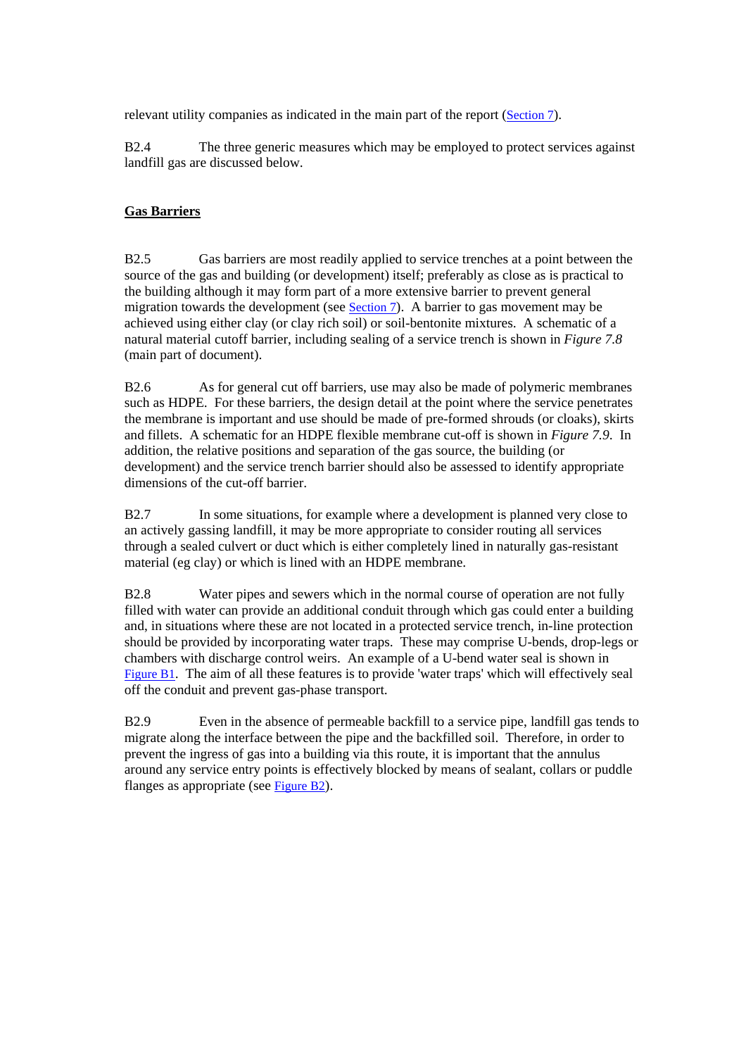relevant utility companies as indicated in the main part of the report (Section 7).

B2.4 The three generic measures which may be employed to protect services against landfill gas are discussed below.

**Gas Barriers**

B2.5 Gas barriers are most readily applied to service trenches at a point between the source of the gas and building (or development) itself; preferably as close as is practical to the building although it may form part of a more extensive barrier to prevent general migration towards the development (see Section 7). A barrier to gas movement may be achieved using either clay (or clay rich soil) or soil-bentonite mixtures. A schematic of a natural material cutoff barrier, including sealing of a service trench is shown in *Figure 7.8* (main part of document).

B2.6 As for general cut off barriers, use may also be made of polymeric membranes such as HDPE. For these barriers, the design detail at the point where the service penetrates the membrane is important and use should be made of pre-formed shrouds (or cloaks), skirts and fillets. A schematic for an HDPE flexible membrane cut-off is shown in *Figure 7.9*. In addition, the relative positions and separation of the gas source, the building (or development) and the service trench barrier should also be assessed to identify appropriate dimensions of the cut-off barrier.

B2.7 In some situations, for example where a development is planned very close to an actively gassing landfill, it may be more appropriate to consider routing all services through a sealed culvert or duct which is either completely lined in naturally gas-resistant material (eg clay) or which is lined with an HDPE membrane.

B2.8 Water pipes and sewers which in the normal course of operation are not fully filled with water can provide an additional conduit through which gas could enter a building and, in situations where these are not located in a protected service trench, in-line protection should be provided by incorporating water traps. These may comprise U-bends, drop-legs or chambers with discharge control weirs. An example of a U-bend water seal is shown in Figure B1. The aim of all these features is to provide 'water traps' which will effectively seal off the conduit and prevent gas-phase transport.

B2.9 Even in the absence of permeable backfill to a service pipe, landfill gas tends to migrate along the interface between the pipe and the backfilled soil. Therefore, in order to prevent the ingress of gas into a building via this route, it is important that the annulus around any service entry points is effectively blocked by means of sealant, collars or puddle flanges as appropriate (see Figure B2).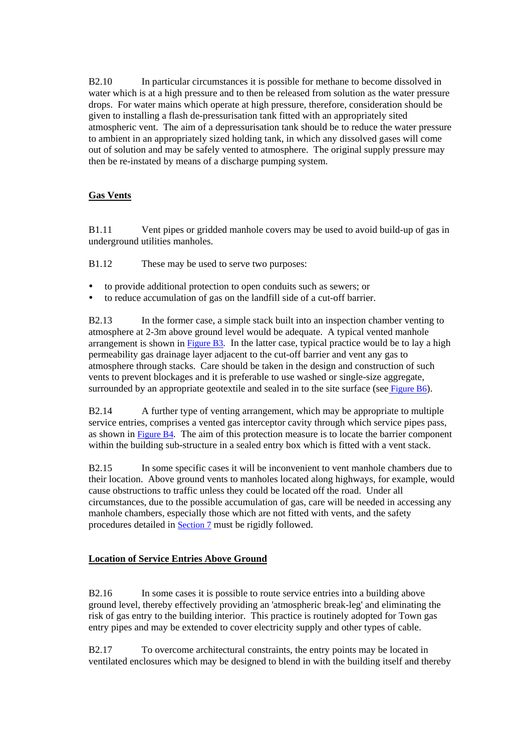B2.10 In particular circumstances it is possible for methane to become dissolved in water which is at a high pressure and to then be released from solution as the water pressure drops. For water mains which operate at high pressure, therefore, consideration should be given to installing a flash de-pressurisation tank fitted with an appropriately sited atmospheric vent. The aim of a depressurisation tank should be to reduce the water pressure to ambient in an appropriately sized holding tank, in which any dissolved gases will come out of solution and may be safely vented to atmosphere. The original supply pressure may then be re-instated by means of a discharge pumping system.

## Gas Vents

B1.11 Vent pipes or gridded manhole covers may be used to avoid build-up of gas in underground utilities manholes.

B1.12 These may be used to serve two purposes:

- to provide additional protection to open conduits such as sewers; or
- to reduce accumulation of gas on the landfill side of a cut-off barrier.

B2.13 In the former case, a simple stack built into an inspection chamber venting to atmosphere at 2-3m above ground level would be adequate. A typical vented manhole arrangement is shown in Figure B3. In the latter case, typical practice would be to lay a high permeability gas drainage layer adjacent to the cut-off barrier and vent any gas to atmosphere through stacks. Care should be taken in the design and construction of such vents to prevent blockages and it is preferable to use washed or single-size aggregate, surrounded by an appropriate geotextile and sealed in to the site surface (see Figure B6).

B2.14 A further type of venting arrangement, which may be appropriate to multiple service entries, comprises a vented gas interceptor cavity through which service pipes pass, as shown in Figure B4. The aim of this protection measure is to locate the barrier component within the building sub-structure in a sealed entry box which is fitted with a vent stack.

B2.15 In some specific cases it will be inconvenient to vent manhole chambers due to their location. Above ground vents to manholes located along highways, for example, would cause obstructions to traffic unless they could be located off the road. Under all circumstances, due to the possible accumulation of gas, care will be needed in accessing any manhole chambers, especially those which are not fitted with vents, and the safety procedures detailed in Section 7 must be rigidly followed.

## Location of Service Entries Above Ground

B2.16 In some cases it is possible to route service entries into a building above ground level, thereby effectively providing an 'atmospheric break-leg' and eliminating the risk of gas entry to the building interior. This practice is routinely adopted for Town gas entry pipes and may be extended to cover electricity supply and other types of cable.

B2.17 To overcome architectural constraints, the entry points may be located in ventilated enclosures which may be designed to blend in with the building itself and thereby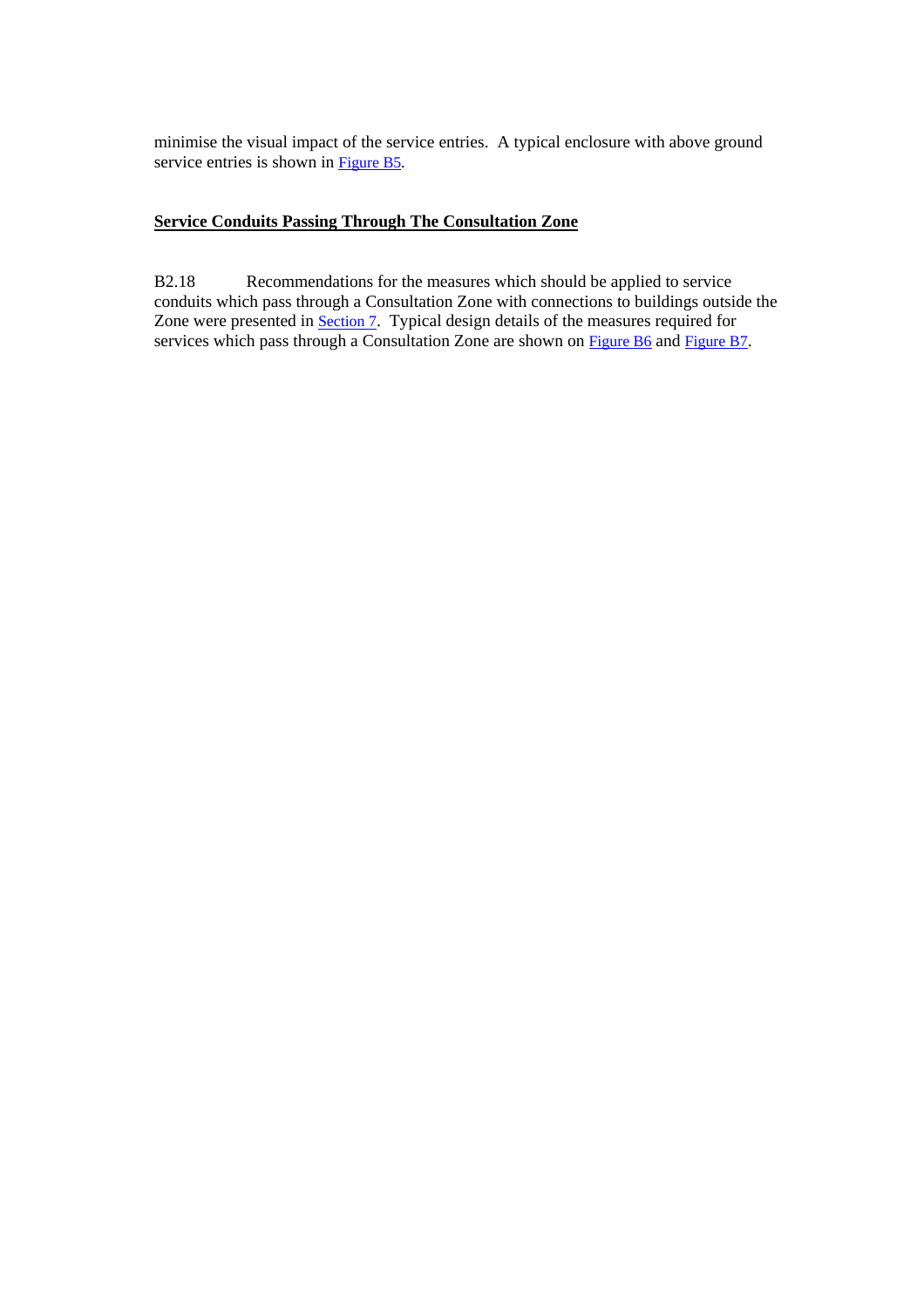minimise the visual impact of the service entries. A typical enclosure with above ground service entries is shown in Figure B5.

**Service Conduits Passing Through The Consultation Zone**

B2.18 Recommendations for the measures which should be applied to service conduits which pass through a Consultation Zone with connections to buildings outside the Zone were presented in Section 7. Typical design details of the measures required for services which pass through a Consultation Zone are shown on Figure B6 and Figure B7.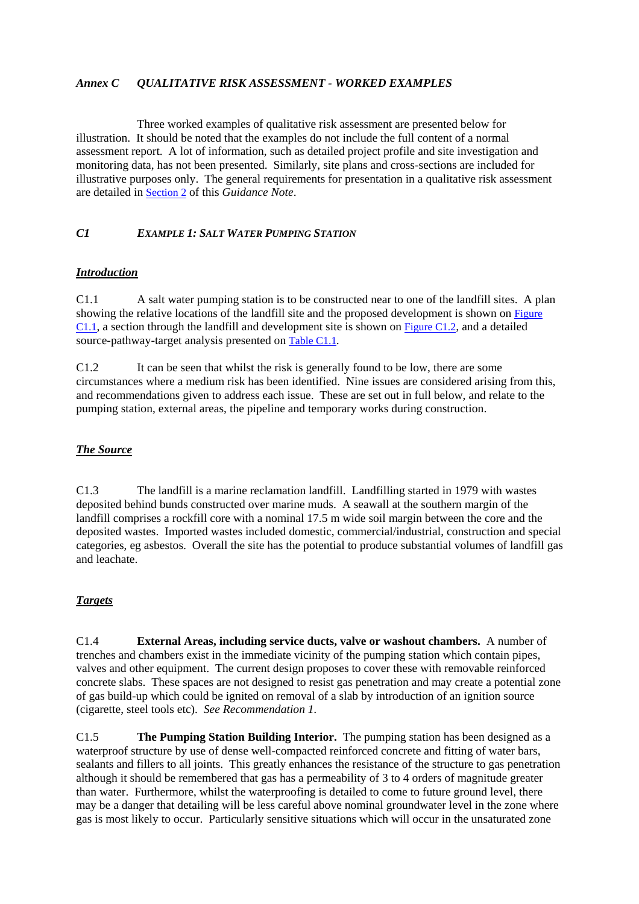### *Annex C QUALITATIVE RISK ASSESSMENT - WORKED EXAMPLES*

Three worked examples of qualitative risk assessment are presented below for illustration. It should be noted that the examples do not include the full content of a normal assessment report. A lot of information, such as detailed project profile and site investigation and monitoring data, has not been presented. Similarly, site plans and cross-sections are included for illustrative purposes only. The general requirements for presentation in a qualitative risk assessment are detailed in Section 2 of this *Guidance Note*.

#### *C1 EXAMPLE 1: SALT WATER PUMPING STATION*

***Introduction***

C1.1 A salt water pumping station is to be constructed near to one of the landfill sites. A plan showing the relative locations of the landfill site and the proposed development is shown on Figure C1.1, a section through the landfill and development site is shown on Figure C1.2, and a detailed source-pathway-target analysis presented on Table C1.1.

C1.2 It can be seen that whilst the risk is generally found to be low, there are some circumstances where a medium risk has been identified. Nine issues are considered arising from this, and recommendations given to address each issue. These are set out in full below, and relate to the pumping station, external areas, the pipeline and temporary works during construction.

***The Source***

C1.3 The landfill is a marine reclamation landfill. Landfilling started in 1979 with wastes deposited behind bunds constructed over marine muds. A seawall at the southern margin of the landfill comprises a rockfill core with a nominal 17.5 m wide soil margin between the core and the deposited wastes. Imported wastes included domestic, commercial/industrial, construction and special categories, eg asbestos. Overall the site has the potential to produce substantial volumes of landfill gas and leachate.

***Targets***

C1.4 **External Areas, including service ducts, valve or washout chambers.** A number of trenches and chambers exist in the immediate vicinity of the pumping station which contain pipes, valves and other equipment. The current design proposes to cover these with removable reinforced concrete slabs. These spaces are not designed to resist gas penetration and may create a potential zone of gas build-up which could be ignited on removal of a slab by introduction of an ignition source (cigarette, steel tools etc). *See Recommendation 1.*

C1.5 **The Pumping Station Building Interior.** The pumping station has been designed as a waterproof structure by use of dense well-compacted reinforced concrete and fitting of water bars, sealants and fillers to all joints. This greatly enhances the resistance of the structure to gas penetration although it should be remembered that gas has a permeability of 3 to 4 orders of magnitude greater than water. Furthermore, whilst the waterproofing is detailed to come to future ground level, there may be a danger that detailing will be less careful above nominal groundwater level in the zone where gas is most likely to occur. Particularly sensitive situations which will occur in the unsaturated zone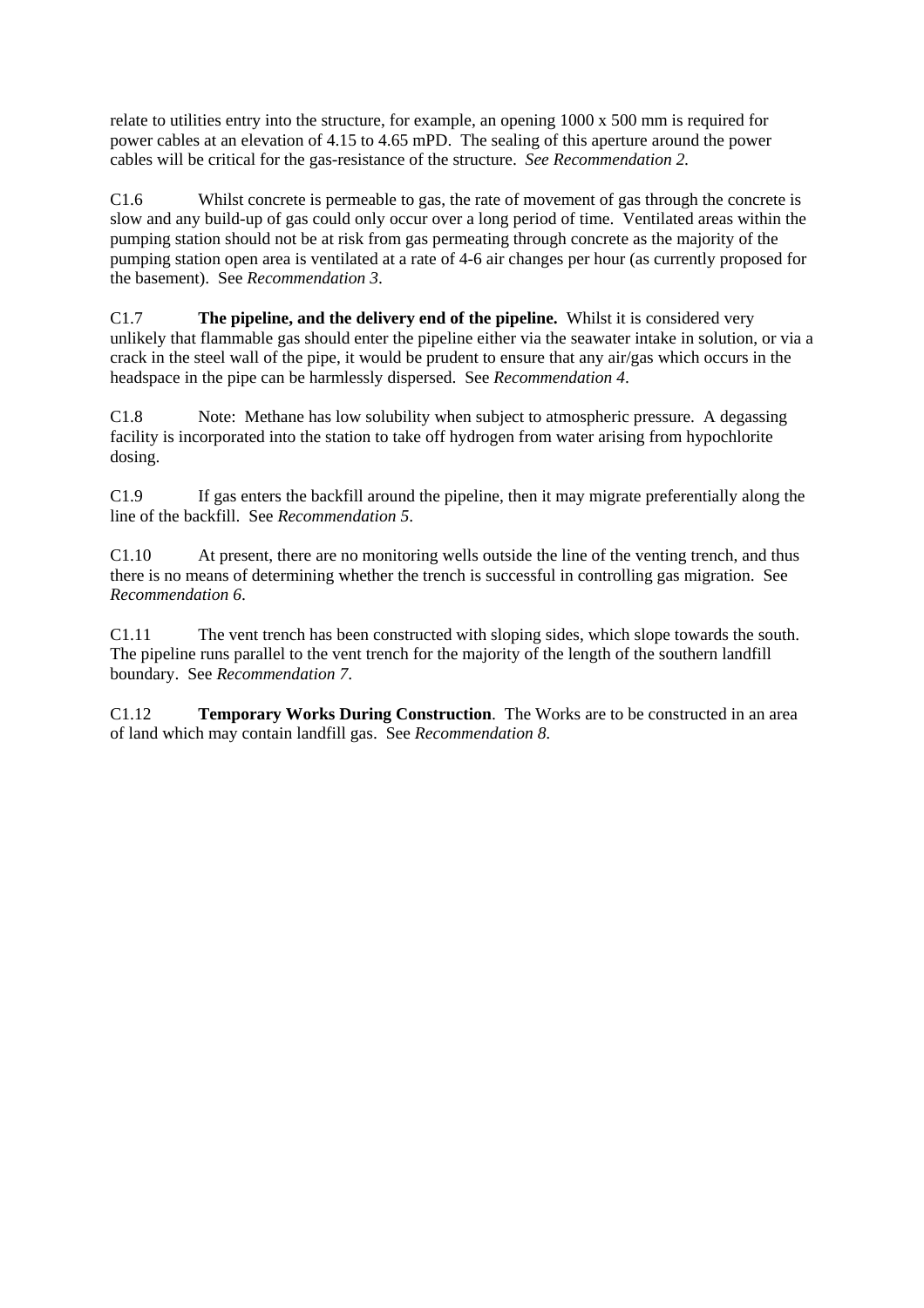relate to utilities entry into the structure, for example, an opening 1000 x 500 mm is required for power cables at an elevation of 4.15 to 4.65 mPD. The sealing of this aperture around the power cables will be critical for the gas-resistance of the structure. *See Recommendation 2.*

C1.6 Whilst concrete is permeable to gas, the rate of movement of gas through the concrete is slow and any build-up of gas could only occur over a long period of time. Ventilated areas within the pumping station should not be at risk from gas permeating through concrete as the majority of the pumping station open area is ventilated at a rate of 4-6 air changes per hour (as currently proposed for the basement). See *Recommendation 3*.

C1.7 **The pipeline, and the delivery end of the pipeline.** Whilst it is considered very unlikely that flammable gas should enter the pipeline either via the seawater intake in solution, or via a crack in the steel wall of the pipe, it would be prudent to ensure that any air/gas which occurs in the headspace in the pipe can be harmlessly dispersed. See *Recommendation 4*.

C1.8 Note: Methane has low solubility when subject to atmospheric pressure. A degassing facility is incorporated into the station to take off hydrogen from water arising from hypochlorite dosing.

C1.9 If gas enters the backfill around the pipeline, then it may migrate preferentially along the line of the backfill. See *Recommendation 5*.

C1.10 At present, there are no monitoring wells outside the line of the venting trench, and thus there is no means of determining whether the trench is successful in controlling gas migration. See *Recommendation 6*.

C1.11 The vent trench has been constructed with sloping sides, which slope towards the south. The pipeline runs parallel to the vent trench for the majority of the length of the southern landfill boundary. See *Recommendation 7*.

C1.12 **Temporary Works During Construction**. The Works are to be constructed in an area of land which may contain landfill gas. See *Recommendation 8.*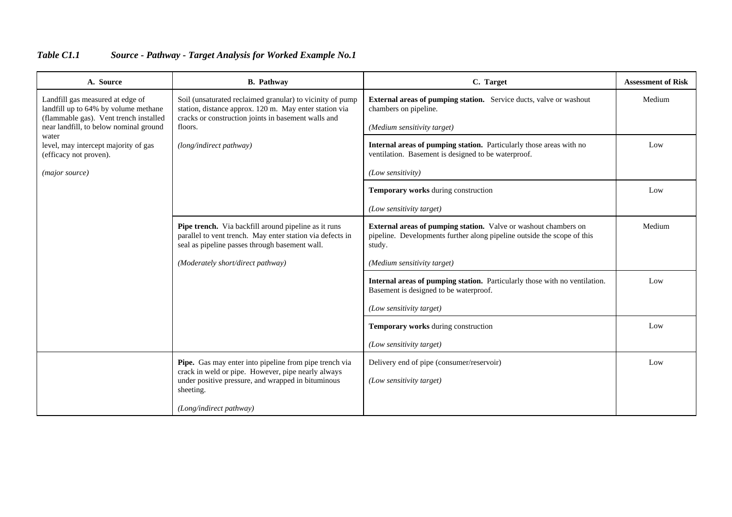*Table C1.1 Source - Pathway - Target Analysis for Worked Example No.1*

| A. Source | B. Pathway | C. Target | Assessment of Risk |
|---|---|---|---|
| Landfill gas measured at edge of landfill up to 64% by volume methane (flammable gas). Vent trench installed near landfill, to below nominal ground water level, may intercept majority of gas (efficacy not proven). *(major source)* | Soil (unsaturated reclaimed granular) to vicinity of pump station, distance approx. 120 m. May enter station via cracks or construction joints in basement walls and floors. *(long/indirect pathway)* | **External areas of pumping station.** Service ducts, valve or washout chambers on pipeline. *(Medium sensitivity target)* | Medium |
| | | **Internal areas of pumping station.** Particularly those areas with no ventilation. Basement is designed to be waterproof. *(Low sensitivity)* | Low |
| | | **Temporary works** during construction *(Low sensitivity target)* | Low |
| | **Pipe trench.** Via backfill around pipeline as it runs parallel to vent trench. May enter station via defects in seal as pipeline passes through basement wall. *(Moderately short/direct pathway)* | **External areas of pumping station.** Valve or washout chambers on pipeline. Developments further along pipeline outside the scope of this study. *(Medium sensitivity target)* | Medium |
| | | **Internal areas of pumping station.** Particularly those with no ventilation. Basement is designed to be waterproof. *(Low sensitivity target)* | Low |
| | | **Temporary works** during construction *(Low sensitivity target)* | Low |
| | **Pipe.** Gas may enter into pipeline from pipe trench via crack in weld or pipe. However, pipe nearly always under positive pressure, and wrapped in bituminous sheeting. *(Long/indirect pathway)* | Delivery end of pipe (consumer/reservoir) *(Low sensitivity target)* | Low |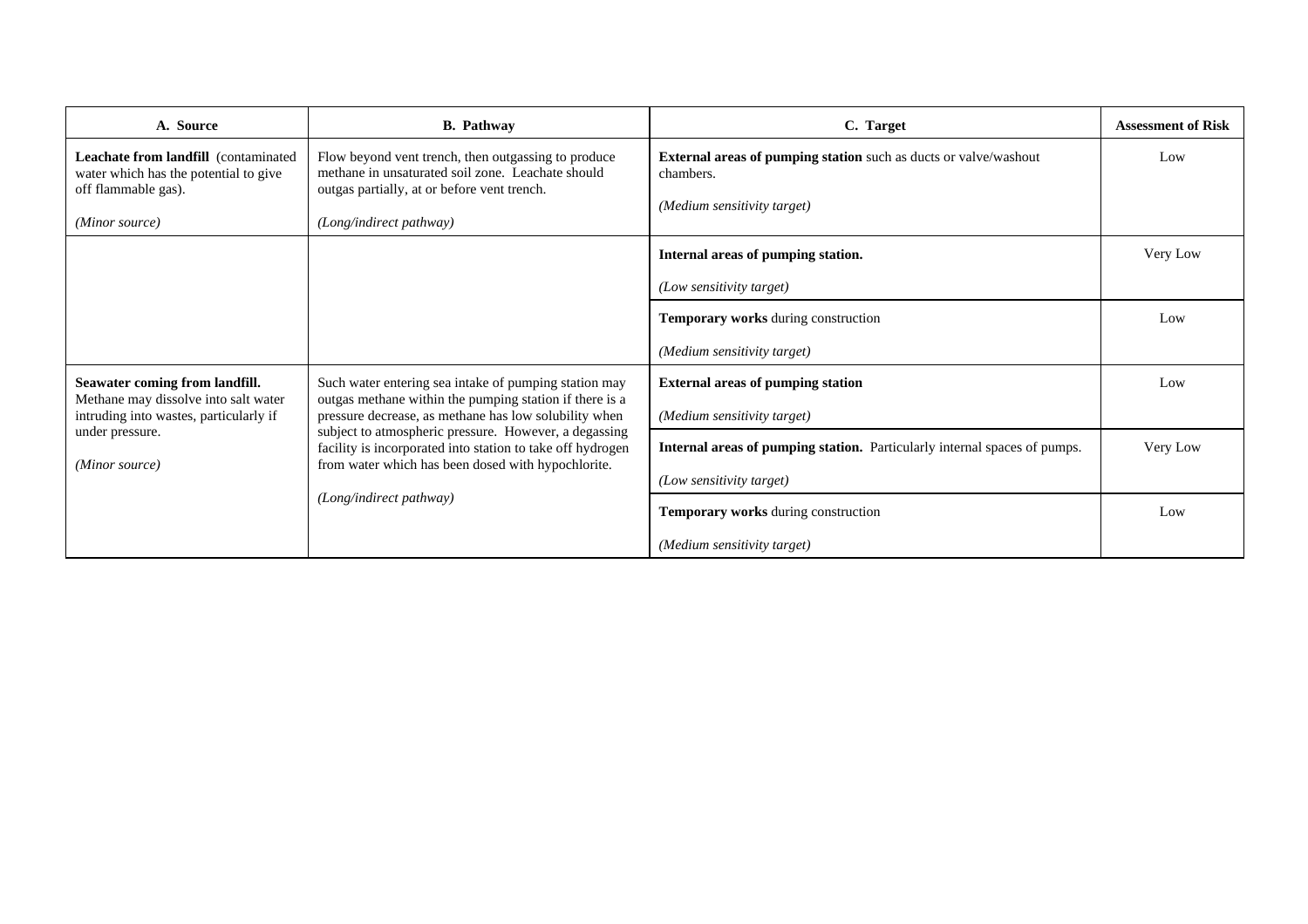| A. Source | B. Pathway | C. Target | Assessment of Risk |
|---|---|---|---|
| **Leachate from landfill** (contaminated water which has the potential to give off flammable gas).<br><br>*(Minor source)* | Flow beyond vent trench, then outgassing to produce methane in unsaturated soil zone. Leachate should outgas partially, at or before vent trench.<br><br>*(Long/indirect pathway)* | **External areas of pumping station** such as ducts or valve/washout chambers.<br><br>*(Medium sensitivity target)* | Low |
| | | **Internal areas of pumping station.**<br><br>*(Low sensitivity target)* | Very Low |
| | | **Temporary works** during construction<br><br>*(Medium sensitivity target)* | Low |
| **Seawater coming from landfill.** Methane may dissolve into salt water intruding into wastes, particularly if under pressure.<br><br>*(Minor source)* | Such water entering sea intake of pumping station may outgas methane within the pumping station if there is a pressure decrease, as methane has low solubility when subject to atmospheric pressure. However, a degassing facility is incorporated into station to take off hydrogen from water which has been dosed with hypochlorite.<br><br>*(Long/indirect pathway)* | **External areas of pumping station**<br><br>*(Medium sensitivity target)* | Low |
| | | **Internal areas of pumping station.** Particularly internal spaces of pumps.<br><br>*(Low sensitivity target)* | Very Low |
| | | **Temporary works** during construction<br><br>*(Medium sensitivity target)* | Low |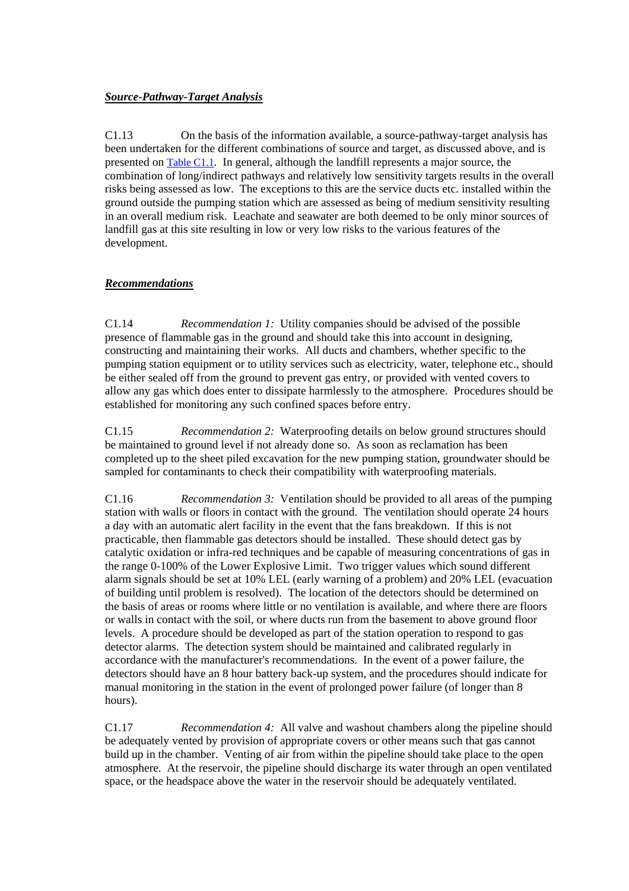***Source-Pathway-Target Analysis***

C1.13 On the basis of the information available, a source-pathway-target analysis has been undertaken for the different combinations of source and target, as discussed above, and is presented on Table C1.1. In general, although the landfill represents a major source, the combination of long/indirect pathways and relatively low sensitivity targets results in the overall risks being assessed as low. The exceptions to this are the service ducts etc. installed within the ground outside the pumping station which are assessed as being of medium sensitivity resulting in an overall medium risk. Leachate and seawater are both deemed to be only minor sources of landfill gas at this site resulting in low or very low risks to the various features of the development.

***Recommendations***

C1.14 *Recommendation 1:* Utility companies should be advised of the possible presence of flammable gas in the ground and should take this into account in designing, constructing and maintaining their works. All ducts and chambers, whether specific to the pumping station equipment or to utility services such as electricity, water, telephone etc., should be either sealed off from the ground to prevent gas entry, or provided with vented covers to allow any gas which does enter to dissipate harmlessly to the atmosphere. Procedures should be established for monitoring any such confined spaces before entry.

C1.15 *Recommendation 2:* Waterproofing details on below ground structures should be maintained to ground level if not already done so. As soon as reclamation has been completed up to the sheet piled excavation for the new pumping station, groundwater should be sampled for contaminants to check their compatibility with waterproofing materials.

C1.16 *Recommendation 3:* Ventilation should be provided to all areas of the pumping station with walls or floors in contact with the ground. The ventilation should operate 24 hours a day with an automatic alert facility in the event that the fans breakdown. If this is not practicable, then flammable gas detectors should be installed. These should detect gas by catalytic oxidation or infra-red techniques and be capable of measuring concentrations of gas in the range 0-100% of the Lower Explosive Limit. Two trigger values which sound different alarm signals should be set at 10% LEL (early warning of a problem) and 20% LEL (evacuation of building until problem is resolved). The location of the detectors should be determined on the basis of areas or rooms where little or no ventilation is available, and where there are floors or walls in contact with the soil, or where ducts run from the basement to above ground floor levels. A procedure should be developed as part of the station operation to respond to gas detector alarms. The detection system should be maintained and calibrated regularly in accordance with the manufacturer's recommendations. In the event of a power failure, the detectors should have an 8 hour battery back-up system, and the procedures should indicate for manual monitoring in the station in the event of prolonged power failure (of longer than 8 hours).

C1.17 *Recommendation 4:* All valve and washout chambers along the pipeline should be adequately vented by provision of appropriate covers or other means such that gas cannot build up in the chamber. Venting of air from within the pipeline should take place to the open atmosphere. At the reservoir, the pipeline should discharge its water through an open ventilated space, or the headspace above the water in the reservoir should be adequately ventilated.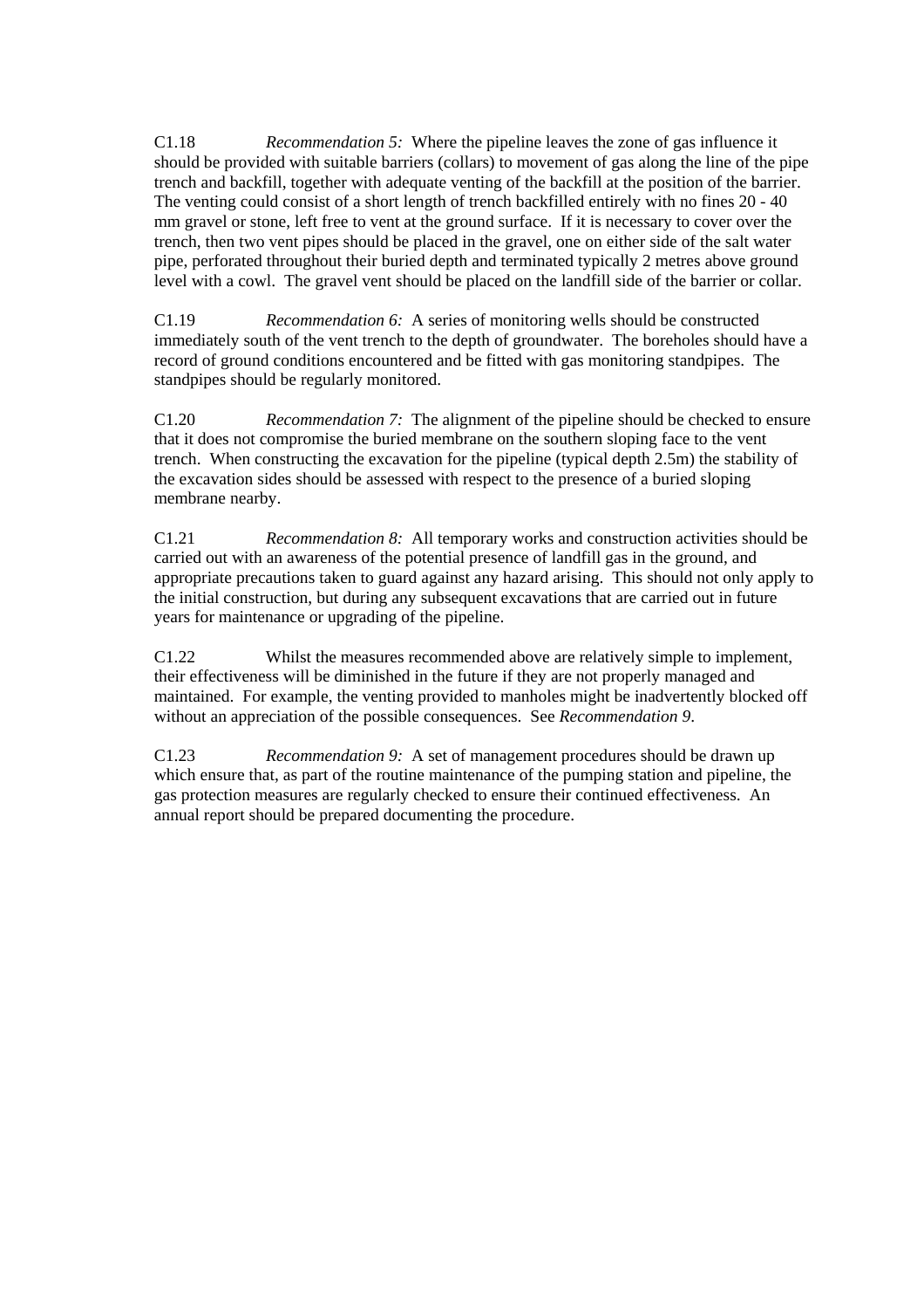C1.18 *Recommendation 5:* Where the pipeline leaves the zone of gas influence it should be provided with suitable barriers (collars) to movement of gas along the line of the pipe trench and backfill, together with adequate venting of the backfill at the position of the barrier. The venting could consist of a short length of trench backfilled entirely with no fines 20 - 40 mm gravel or stone, left free to vent at the ground surface. If it is necessary to cover over the trench, then two vent pipes should be placed in the gravel, one on either side of the salt water pipe, perforated throughout their buried depth and terminated typically 2 metres above ground level with a cowl. The gravel vent should be placed on the landfill side of the barrier or collar.

C1.19 *Recommendation 6:* A series of monitoring wells should be constructed immediately south of the vent trench to the depth of groundwater. The boreholes should have a record of ground conditions encountered and be fitted with gas monitoring standpipes. The standpipes should be regularly monitored.

C1.20 *Recommendation 7:* The alignment of the pipeline should be checked to ensure that it does not compromise the buried membrane on the southern sloping face to the vent trench. When constructing the excavation for the pipeline (typical depth 2.5m) the stability of the excavation sides should be assessed with respect to the presence of a buried sloping membrane nearby.

C1.21 *Recommendation 8:* All temporary works and construction activities should be carried out with an awareness of the potential presence of landfill gas in the ground, and appropriate precautions taken to guard against any hazard arising. This should not only apply to the initial construction, but during any subsequent excavations that are carried out in future years for maintenance or upgrading of the pipeline.

C1.22 Whilst the measures recommended above are relatively simple to implement, their effectiveness will be diminished in the future if they are not properly managed and maintained. For example, the venting provided to manholes might be inadvertently blocked off without an appreciation of the possible consequences. See *Recommendation 9*.

C1.23 *Recommendation 9:* A set of management procedures should be drawn up which ensure that, as part of the routine maintenance of the pumping station and pipeline, the gas protection measures are regularly checked to ensure their continued effectiveness. An annual report should be prepared documenting the procedure.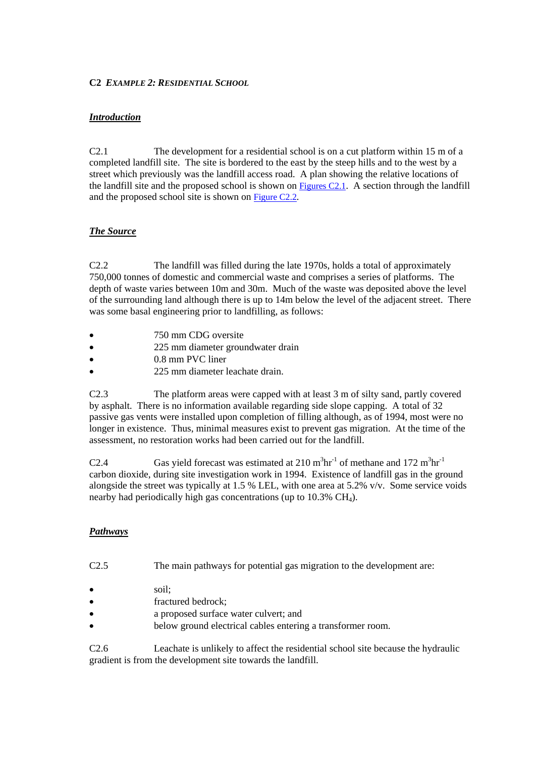## C2 *EXAMPLE 2: RESIDENTIAL SCHOOL*

### ***Introduction***

C2.1 The development for a residential school is on a cut platform within 15 m of a completed landfill site. The site is bordered to the east by the steep hills and to the west by a street which previously was the landfill access road. A plan showing the relative locations of the landfill site and the proposed school is shown on Figures C2.1. A section through the landfill and the proposed school site is shown on Figure C2.2.

### ***The Source***

C2.2 The landfill was filled during the late 1970s, holds a total of approximately 750,000 tonnes of domestic and commercial waste and comprises a series of platforms. The depth of waste varies between 10m and 30m. Much of the waste was deposited above the level of the surrounding land although there is up to 14m below the level of the adjacent street. There was some basal engineering prior to landfilling, as follows:

- 750 mm CDG oversite
- 225 mm diameter groundwater drain
- 0.8 mm PVC liner
- 225 mm diameter leachate drain.

C2.3 The platform areas were capped with at least 3 m of silty sand, partly covered by asphalt. There is no information available regarding side slope capping. A total of 32 passive gas vents were installed upon completion of filling although, as of 1994, most were no longer in existence. Thus, minimal measures exist to prevent gas migration. At the time of the assessment, no restoration works had been carried out for the landfill.

C2.4 Gas yield forecast was estimated at 210 $m^3hr^{-1}$ of methane and 172 $m^3hr^{-1}$ carbon dioxide, during site investigation work in 1994. Existence of landfill gas in the ground alongside the street was typically at 1.5 % LEL, with one area at 5.2% v/v. Some service voids nearby had periodically high gas concentrations (up to 10.3% $CH_4$).

### ***Pathways***

C2.5 The main pathways for potential gas migration to the development are:

- soil;
- fractured bedrock;
- a proposed surface water culvert; and
- below ground electrical cables entering a transformer room.

C2.6 Leachate is unlikely to affect the residential school site because the hydraulic gradient is from the development site towards the landfill.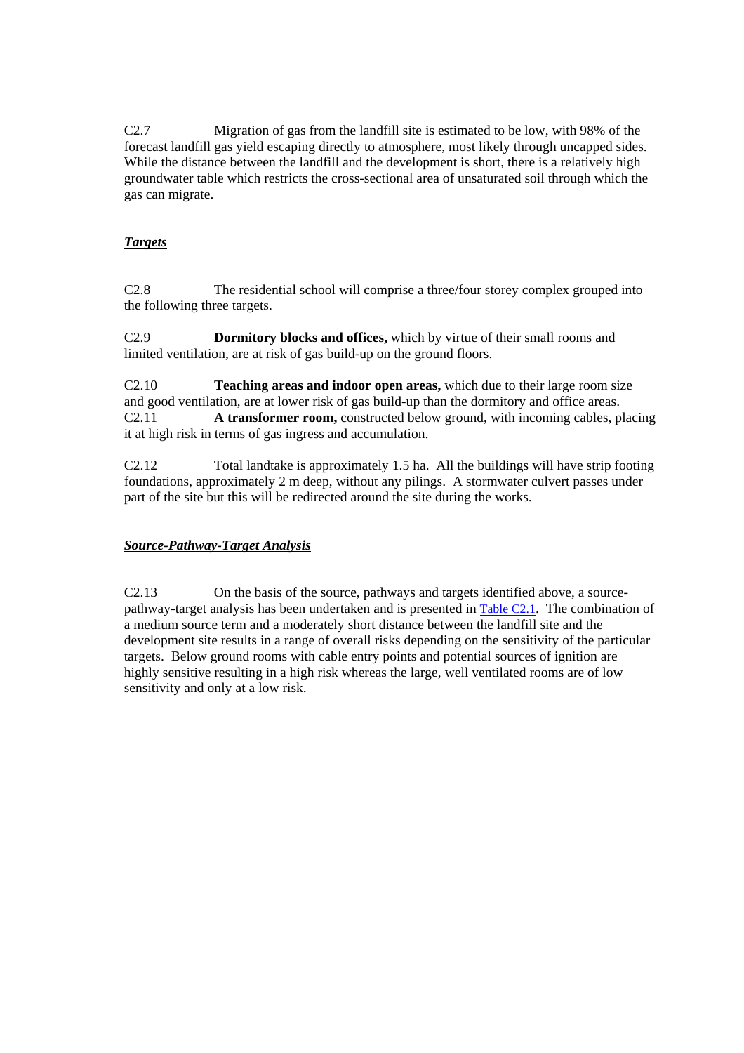C2.7 Migration of gas from the landfill site is estimated to be low, with 98% of the forecast landfill gas yield escaping directly to atmosphere, most likely through uncapped sides. While the distance between the landfill and the development is short, there is a relatively high groundwater table which restricts the cross-sectional area of unsaturated soil through which the gas can migrate.

***Targets***

C2.8 The residential school will comprise a three/four storey complex grouped into the following three targets.

C2.9 **Dormitory blocks and offices,** which by virtue of their small rooms and limited ventilation, are at risk of gas build-up on the ground floors.

C2.10 **Teaching areas and indoor open areas,** which due to their large room size and good ventilation, are at lower risk of gas build-up than the dormitory and office areas.

C2.11 **A transformer room,** constructed below ground, with incoming cables, placing it at high risk in terms of gas ingress and accumulation.

C2.12 Total landtake is approximately 1.5 ha. All the buildings will have strip footing foundations, approximately 2 m deep, without any pilings. A stormwater culvert passes under part of the site but this will be redirected around the site during the works.

***Source-Pathway-Target Analysis***

C2.13 On the basis of the source, pathways and targets identified above, a source-pathway-target analysis has been undertaken and is presented in Table C2.1. The combination of a medium source term and a moderately short distance between the landfill site and the development site results in a range of overall risks depending on the sensitivity of the particular targets. Below ground rooms with cable entry points and potential sources of ignition are highly sensitive resulting in a high risk whereas the large, well ventilated rooms are of low sensitivity and only at a low risk.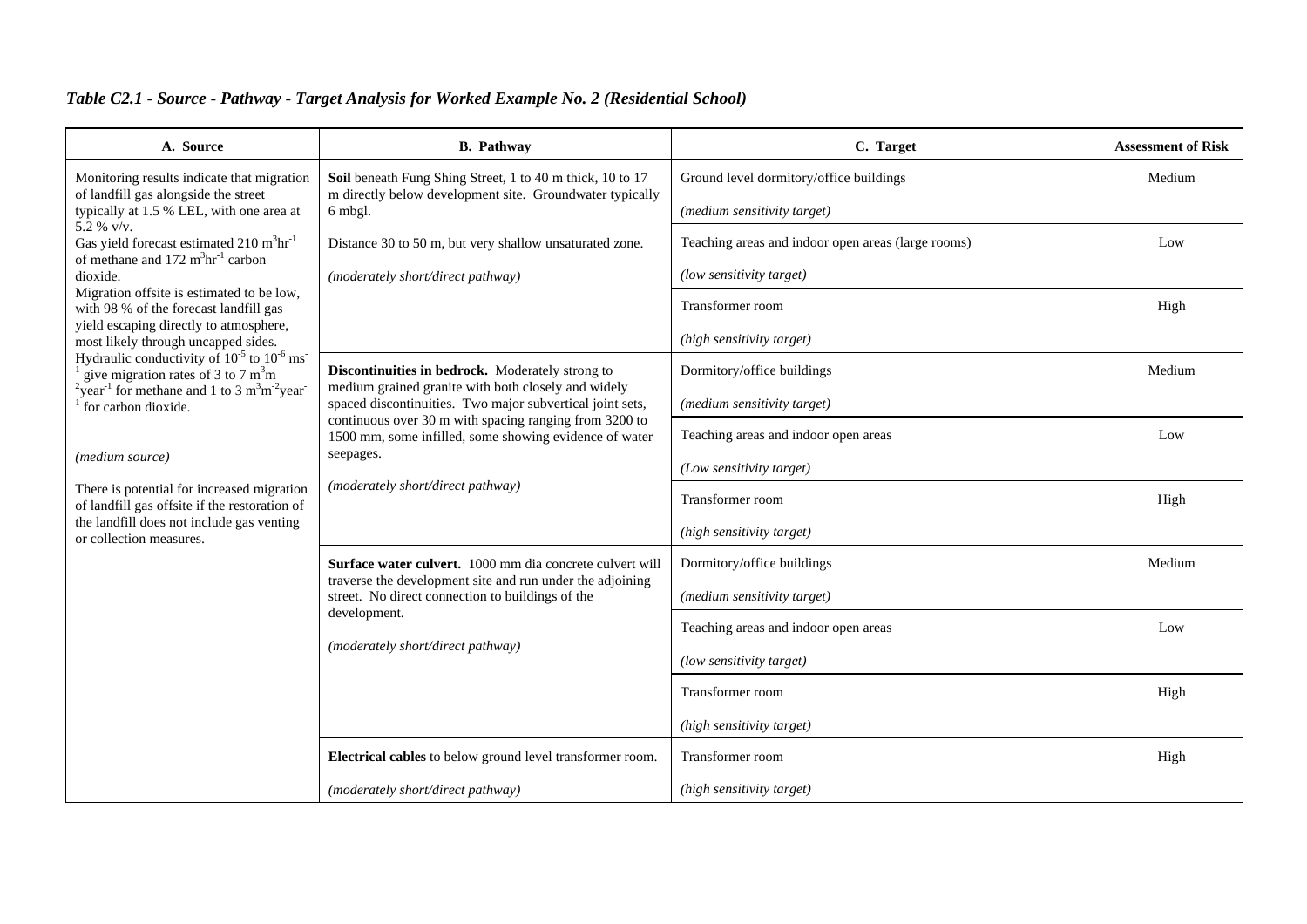### *Table C2.1 - Source - Pathway - Target Analysis for Worked Example No. 2 (Residential School)*

| A. Source | B. Pathway | C. Target | Assessment of Risk |
|---|---|---|---|
| Monitoring results indicate that migration of landfill gas alongside the street typically at 1.5 % LEL, with one area at 5.2 % v/v.<br>Gas yield forecast estimated 210 $m^3hr^{-1}$ of methane and 172 $m^3hr^{-1}$ carbon dioxide.<br>Migration offsite is estimated to be low, with 98 % of the forecast landfill gas yield escaping directly to atmosphere, most likely through uncapped sides.<br>Hydraulic conductivity of $10^{-5}$ to $10^{-6}$ $ms^{-1}$ give migration rates of 3 to 7 $m^3m^{-2}year^{-1}$ for methane and 1 to 3 $m^3m^{-2}year^{-1}$ for carbon dioxide.<br><br>*(medium source)*<br><br>There is potential for increased migration of landfill gas offsite if the restoration of the landfill does not include gas venting or collection measures. | **Soil** beneath Fung Shing Street, 1 to 40 m thick, 10 to 17 m directly below development site. Groundwater typically 6 mbgl.<br><br>Distance 30 to 50 m, but very shallow unsaturated zone.<br><br>*(moderately short/direct pathway)* | Ground level dormitory/office buildings<br><br>*(medium sensitivity target)* | Medium |
| | | Teaching areas and indoor open areas (large rooms)<br><br>*(low sensitivity target)* | Low |
| | | Transformer room<br><br>*(high sensitivity target)* | High |
| | **Discontinuities in bedrock.** Moderately strong to medium grained granite with both closely and widely spaced discontinuities. Two major subvertical joint sets, continuous over 30 m with spacing ranging from 3200 to 1500 mm, some infilled, some showing evidence of water seepages.<br><br>*(moderately short/direct pathway)* | Dormitory/office buildings<br><br>*(medium sensitivity target)* | Medium |
| | | Teaching areas and indoor open areas<br><br>*(Low sensitivity target)* | Low |
| | | Transformer room<br><br>*(high sensitivity target)* | High |
| | **Surface water culvert.** 1000 mm dia concrete culvert will traverse the development site and run under the adjoining street. No direct connection to buildings of the development.<br><br>*(moderately short/direct pathway)* | Dormitory/office buildings<br><br>*(medium sensitivity target)* | Medium |
| | | Teaching areas and indoor open areas<br><br>*(low sensitivity target)* | Low |
| | | Transformer room<br><br>*(high sensitivity target)* | High |
| | **Electrical cables** to below ground level transformer room.<br><br>*(moderately short/direct pathway)* | Transformer room<br><br>*(high sensitivity target)* | High |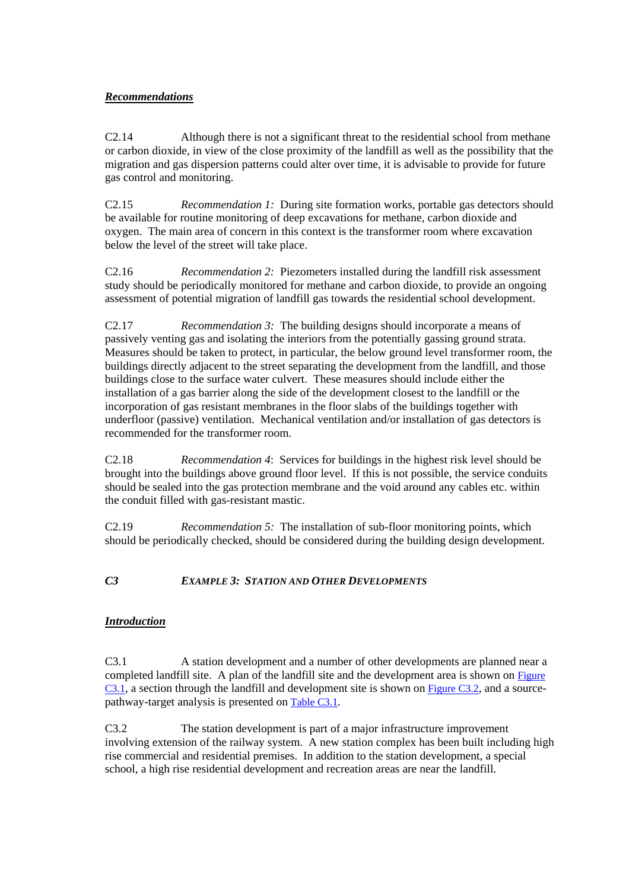***Recommendations***

C2.14 Although there is not a significant threat to the residential school from methane or carbon dioxide, in view of the close proximity of the landfill as well as the possibility that the migration and gas dispersion patterns could alter over time, it is advisable to provide for future gas control and monitoring.

C2.15 *Recommendation 1:* During site formation works, portable gas detectors should be available for routine monitoring of deep excavations for methane, carbon dioxide and oxygen. The main area of concern in this context is the transformer room where excavation below the level of the street will take place.

C2.16 *Recommendation 2:* Piezometers installed during the landfill risk assessment study should be periodically monitored for methane and carbon dioxide, to provide an ongoing assessment of potential migration of landfill gas towards the residential school development.

C2.17 *Recommendation 3:* The building designs should incorporate a means of passively venting gas and isolating the interiors from the potentially gassing ground strata. Measures should be taken to protect, in particular, the below ground level transformer room, the buildings directly adjacent to the street separating the development from the landfill, and those buildings close to the surface water culvert. These measures should include either the installation of a gas barrier along the side of the development closest to the landfill or the incorporation of gas resistant membranes in the floor slabs of the buildings together with underfloor (passive) ventilation. Mechanical ventilation and/or installation of gas detectors is recommended for the transformer room.

C2.18 *Recommendation 4*: Services for buildings in the highest risk level should be brought into the buildings above ground floor level. If this is not possible, the service conduits should be sealed into the gas protection membrane and the void around any cables etc. within the conduit filled with gas-resistant mastic.

C2.19 *Recommendation 5:* The installation of sub-floor monitoring points, which should be periodically checked, should be considered during the building design development.

## *C3 EXAMPLE 3: STATION AND OTHER DEVELOPMENTS*

***Introduction***

C3.1 A station development and a number of other developments are planned near a completed landfill site. A plan of the landfill site and the development area is shown on Figure C3.1, a section through the landfill and development site is shown on Figure C3.2, and a source-pathway-target analysis is presented on Table C3.1.

C3.2 The station development is part of a major infrastructure improvement involving extension of the railway system. A new station complex has been built including high rise commercial and residential premises. In addition to the station development, a special school, a high rise residential development and recreation areas are near the landfill.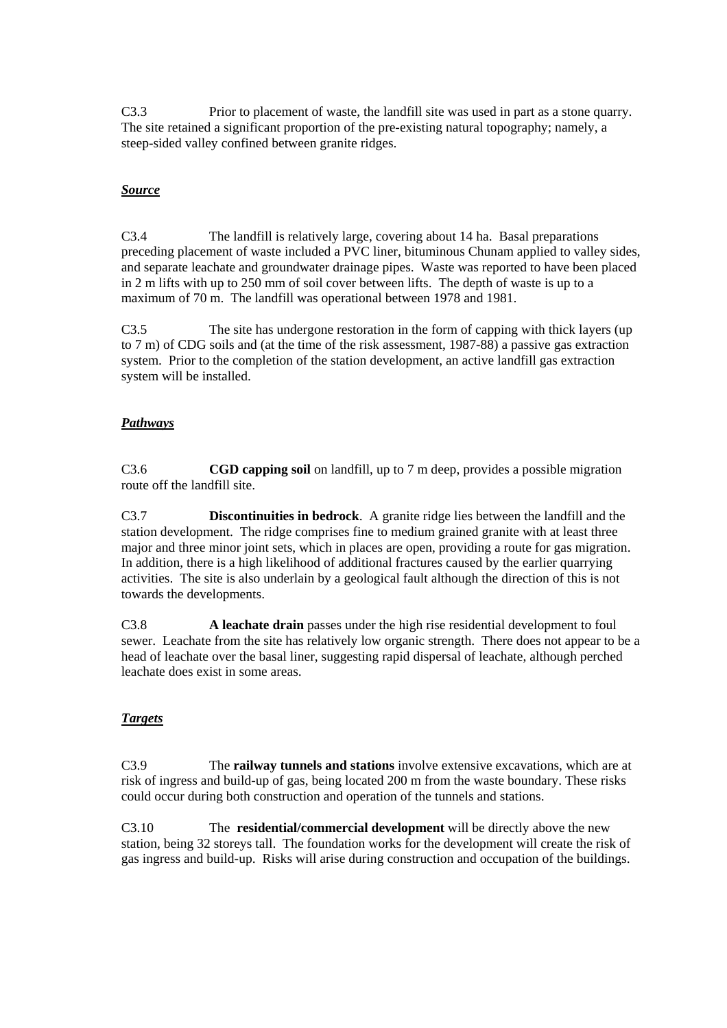C3.3 Prior to placement of waste, the landfill site was used in part as a stone quarry. The site retained a significant proportion of the pre-existing natural topography; namely, a steep-sided valley confined between granite ridges.

***Source***

C3.4 The landfill is relatively large, covering about 14 ha. Basal preparations preceding placement of waste included a PVC liner, bituminous Chunam applied to valley sides, and separate leachate and groundwater drainage pipes. Waste was reported to have been placed in 2 m lifts with up to 250 mm of soil cover between lifts. The depth of waste is up to a maximum of 70 m. The landfill was operational between 1978 and 1981.

C3.5 The site has undergone restoration in the form of capping with thick layers (up to 7 m) of CDG soils and (at the time of the risk assessment, 1987-88) a passive gas extraction system. Prior to the completion of the station development, an active landfill gas extraction system will be installed.

***Pathways***

C3.6 **CGD capping soil** on landfill, up to 7 m deep, provides a possible migration route off the landfill site.

C3.7 **Discontinuities in bedrock**. A granite ridge lies between the landfill and the station development. The ridge comprises fine to medium grained granite with at least three major and three minor joint sets, which in places are open, providing a route for gas migration. In addition, there is a high likelihood of additional fractures caused by the earlier quarrying activities. The site is also underlain by a geological fault although the direction of this is not towards the developments.

C3.8 **A leachate drain** passes under the high rise residential development to foul sewer. Leachate from the site has relatively low organic strength. There does not appear to be a head of leachate over the basal liner, suggesting rapid dispersal of leachate, although perched leachate does exist in some areas.

***Targets***

C3.9 The **railway tunnels and stations** involve extensive excavations, which are at risk of ingress and build-up of gas, being located 200 m from the waste boundary. These risks could occur during both construction and operation of the tunnels and stations.

C3.10 The **residential/commercial development** will be directly above the new station, being 32 storeys tall. The foundation works for the development will create the risk of gas ingress and build-up. Risks will arise during construction and occupation of the buildings.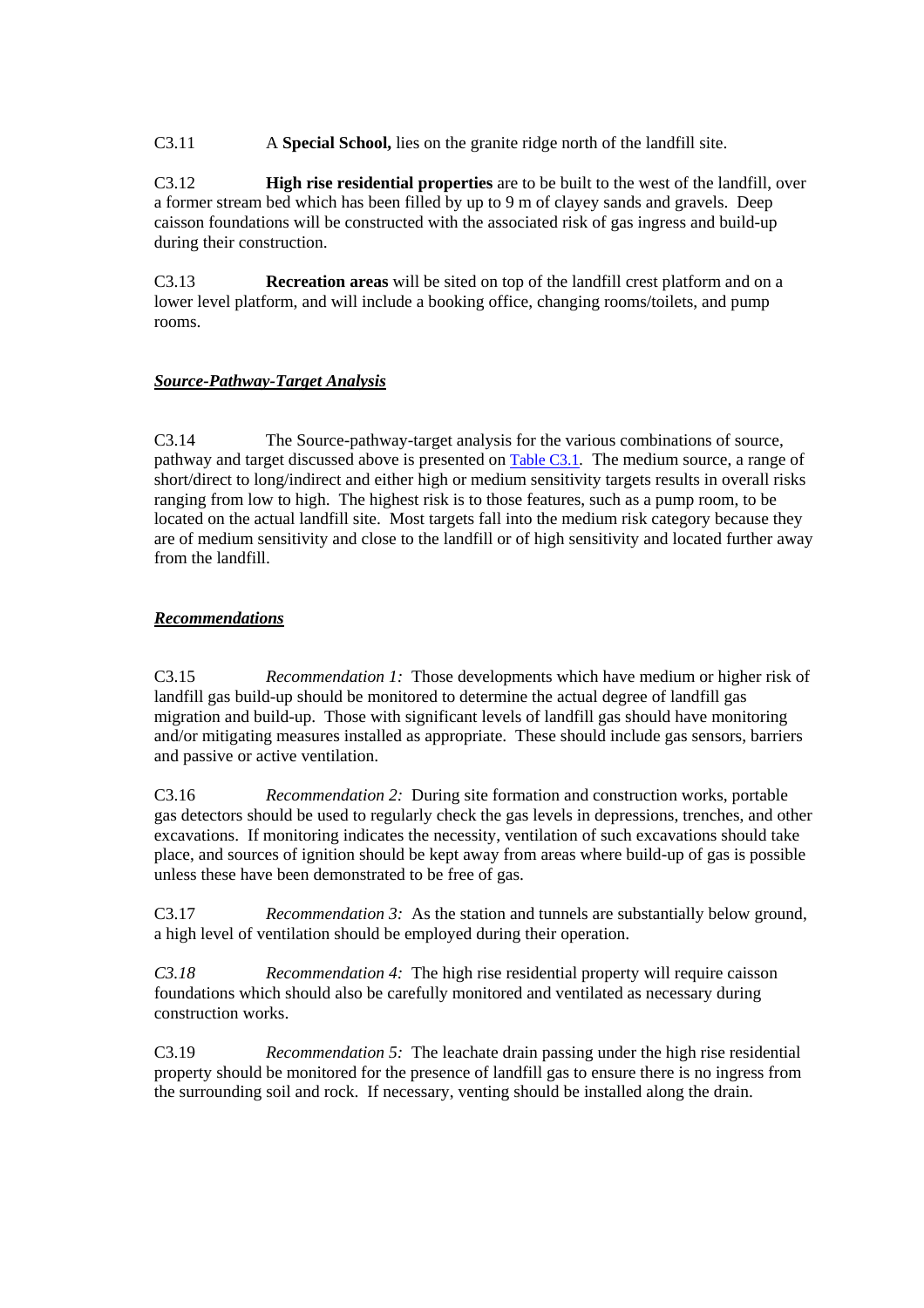C3.11 A **Special School,** lies on the granite ridge north of the landfill site.

C3.12 **High rise residential properties** are to be built to the west of the landfill, over a former stream bed which has been filled by up to 9 m of clayey sands and gravels. Deep caisson foundations will be constructed with the associated risk of gas ingress and build-up during their construction.

C3.13 **Recreation areas** will be sited on top of the landfill crest platform and on a lower level platform, and will include a booking office, changing rooms/toilets, and pump rooms.

***Source-Pathway-Target Analysis***

C3.14 The Source-pathway-target analysis for the various combinations of source, pathway and target discussed above is presented on Table C3.1. The medium source, a range of short/direct to long/indirect and either high or medium sensitivity targets results in overall risks ranging from low to high. The highest risk is to those features, such as a pump room, to be located on the actual landfill site. Most targets fall into the medium risk category because they are of medium sensitivity and close to the landfill or of high sensitivity and located further away from the landfill.

***Recommendations***

C3.15 *Recommendation 1:* Those developments which have medium or higher risk of landfill gas build-up should be monitored to determine the actual degree of landfill gas migration and build-up. Those with significant levels of landfill gas should have monitoring and/or mitigating measures installed as appropriate. These should include gas sensors, barriers and passive or active ventilation.

C3.16 *Recommendation 2:* During site formation and construction works, portable gas detectors should be used to regularly check the gas levels in depressions, trenches, and other excavations. If monitoring indicates the necessity, ventilation of such excavations should take place, and sources of ignition should be kept away from areas where build-up of gas is possible unless these have been demonstrated to be free of gas.

C3.17 *Recommendation 3:* As the station and tunnels are substantially below ground, a high level of ventilation should be employed during their operation.

*C3.18* *Recommendation 4:* The high rise residential property will require caisson foundations which should also be carefully monitored and ventilated as necessary during construction works.

C3.19 *Recommendation 5:* The leachate drain passing under the high rise residential property should be monitored for the presence of landfill gas to ensure there is no ingress from the surrounding soil and rock. If necessary, venting should be installed along the drain.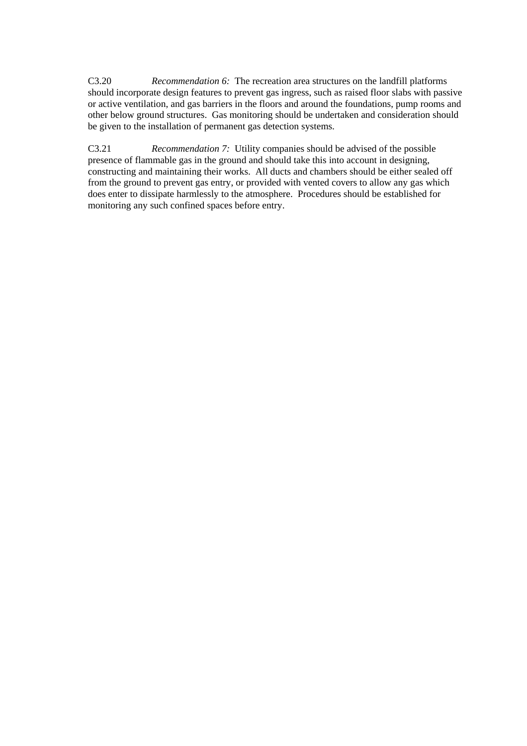C3.20 *Recommendation 6:* The recreation area structures on the landfill platforms should incorporate design features to prevent gas ingress, such as raised floor slabs with passive or active ventilation, and gas barriers in the floors and around the foundations, pump rooms and other below ground structures. Gas monitoring should be undertaken and consideration should be given to the installation of permanent gas detection systems.

C3.21 *Recommendation 7:* Utility companies should be advised of the possible presence of flammable gas in the ground and should take this into account in designing, constructing and maintaining their works. All ducts and chambers should be either sealed off from the ground to prevent gas entry, or provided with vented covers to allow any gas which does enter to dissipate harmlessly to the atmosphere. Procedures should be established for monitoring any such confined spaces before entry.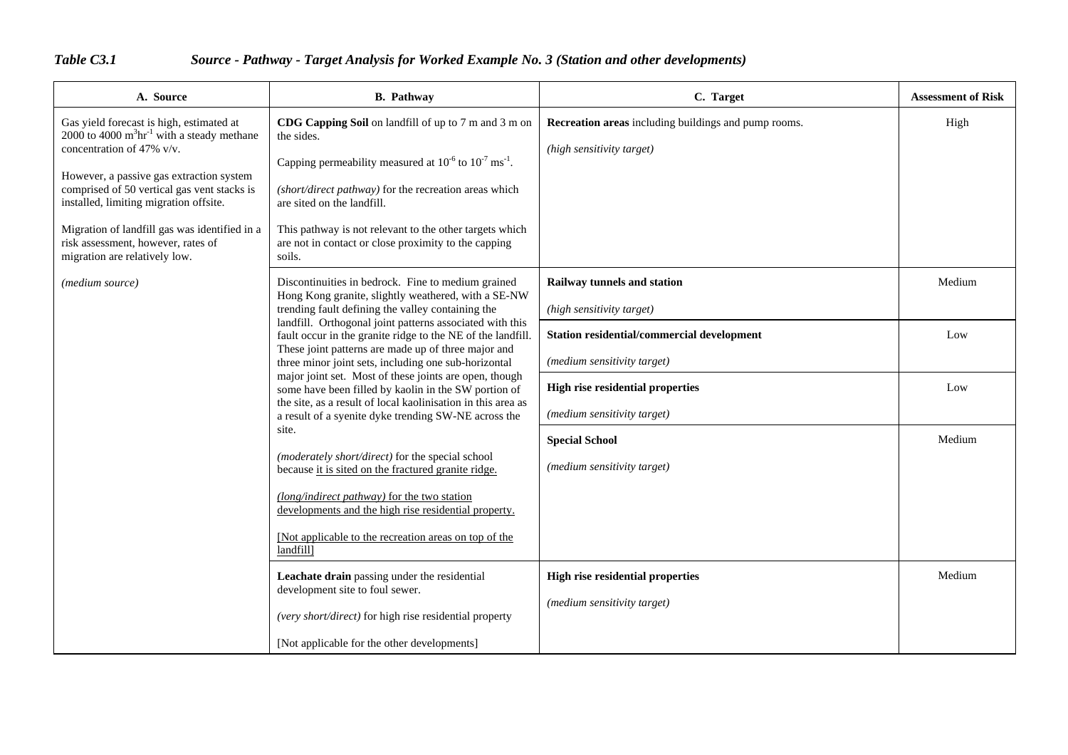*Table C3.1 Source - Pathway - Target Analysis for Worked Example No. 3 (Station and other developments)*

| A. Source | B. Pathway | C. Target | Assessment of Risk |
|---|---|---|---|
| Gas yield forecast is high, estimated at 2000 to 4000 $m^3hr^{-1}$ with a steady methane concentration of 47% v/v.<br><br>However, a passive gas extraction system comprised of 50 vertical gas vent stacks is installed, limiting migration offsite.<br><br>Migration of landfill gas was identified in a risk assessment, however, rates of migration are relatively low.<br><br>*(medium source)* | **CDG Capping Soil** on landfill of up to 7 m and 3 m on the sides.<br><br>Capping permeability measured at $10^{-6}$ to $10^{-7}$ $ms^{-1}$.<br><br>*(short/direct pathway)* for the recreation areas which are sited on the landfill.<br><br>This pathway is not relevant to the other targets which are not in contact or close proximity to the capping soils. | **Recreation areas** including buildings and pump rooms.<br><br>*(high sensitivity target)* | High |
| | Discontinuities in bedrock. Fine to medium grained Hong Kong granite, slightly weathered, with a SE-NW trending fault defining the valley containing the landfill. Orthogonal joint patterns associated with this fault occur in the granite ridge to the NE of the landfill. These joint patterns are made up of three major and three minor joint sets, including one sub-horizontal major joint set. Most of these joints are open, though some have been filled by kaolin in the SW portion of the site, as a result of local kaolinisation in this area as a result of a syenite dyke trending SW-NE across the site.<br><br>*(moderately short/direct)* for the special school because it is sited on the fractured granite ridge.<br><br>*(long/indirect pathway)* for the two station developments and the high rise residential property.<br><br>[Not applicable to the recreation areas on top of the landfill] | **Railway tunnels and station**<br><br>*(high sensitivity target)* | Medium |
| | | **Station residential/commercial development**<br><br>*(medium sensitivity target)* | Low |
| | | **High rise residential properties**<br><br>*(medium sensitivity target)* | Low |
| | | **Special School**<br><br>*(medium sensitivity target)* | Medium |
| | **Leachate drain** passing under the residential development site to foul sewer.<br><br>*(very short/direct)* for high rise residential property<br><br>[Not applicable for the other developments] | **High rise residential properties**<br><br>*(medium sensitivity target)* | Medium |